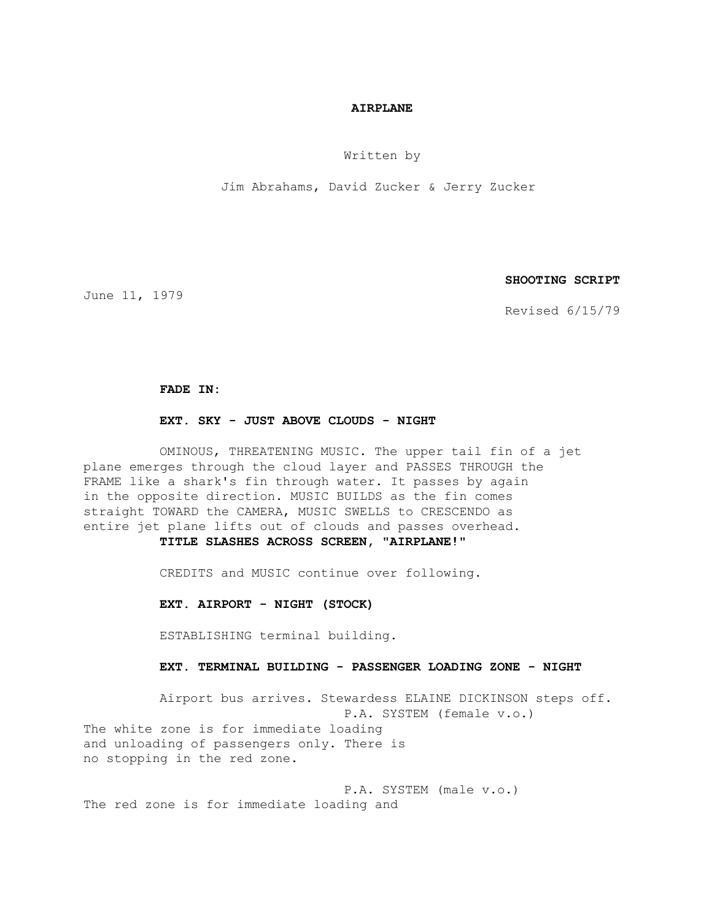**AIRPLANE**

Written by

Jim Abrahams, David Zucker & Jerry Zucker

**SHOOTING SCRIPT**

June 11, 1979

Revised 6/15/79

**FADE IN:**

**EXT. SKY - JUST ABOVE CLOUDS - NIGHT**

OMINOUS, THREATENING MUSIC. The upper tail fin of a jet plane emerges through the cloud layer and PASSES THROUGH the FRAME like a shark's fin through water. It passes by again in the opposite direction. MUSIC BUILDS as the fin comes straight TOWARD the CAMERA, MUSIC SWELLS to CRESCENDO as entire jet plane lifts out of clouds and passes overhead.

**TITLE SLASHES ACROSS SCREEN, "AIRPLANE!"**

CREDITS and MUSIC continue over following.

**EXT. AIRPORT - NIGHT (STOCK)**

ESTABLISHING terminal building.

**EXT. TERMINAL BUILDING - PASSENGER LOADING ZONE - NIGHT**

Airport bus arrives. Stewardess ELAINE DICKINSON steps off.

P.A. SYSTEM (female v.o.)

The white zone is for immediate loading
and unloading of passengers only. There is
no stopping in the red zone.

P.A. SYSTEM (male v.o.)

The red zone is for immediate loading and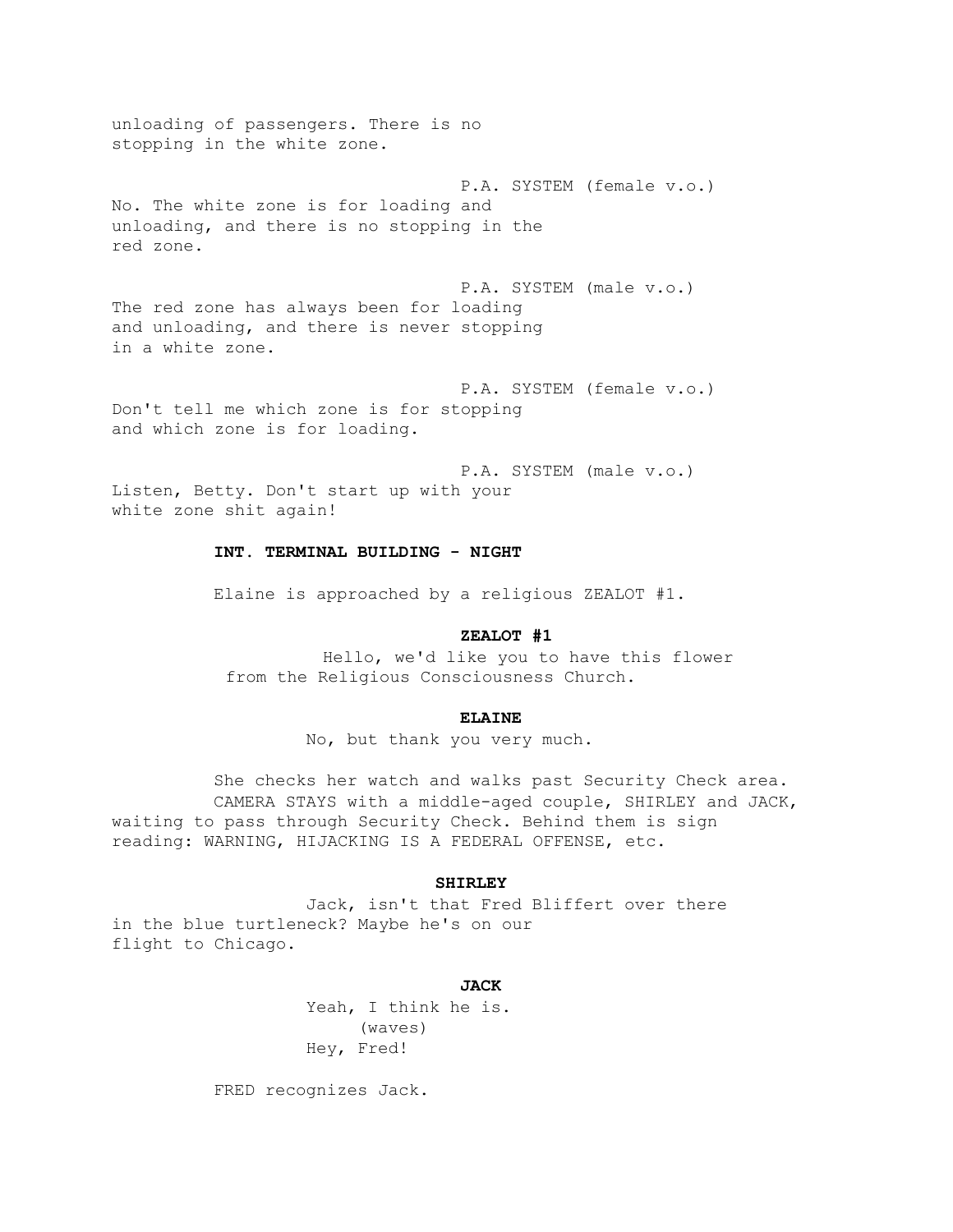unloading of passengers. There is no stopping in the white zone.

P.A. SYSTEM (female v.o.)

No. The white zone is for loading and unloading, and there is no stopping in the red zone.

P.A. SYSTEM (male v.o.)

The red zone has always been for loading and unloading, and there is never stopping in a white zone.

P.A. SYSTEM (female v.o.)

Don't tell me which zone is for stopping and which zone is for loading.

P.A. SYSTEM (male v.o.)

Listen, Betty. Don't start up with your white zone shit again!

**INT. TERMINAL BUILDING - NIGHT**

Elaine is approached by a religious ZEALOT #1.

**ZEALOT #1**

Hello, we'd like you to have this flower from the Religious Consciousness Church.

**ELAINE**

No, but thank you very much.

She checks her watch and walks past Security Check area. CAMERA STAYS with a middle-aged couple, SHIRLEY and JACK, waiting to pass through Security Check. Behind them is sign reading: WARNING, HIJACKING IS A FEDERAL OFFENSE, etc.

**SHIRLEY**

Jack, isn't that Fred Bliffert over there in the blue turtleneck? Maybe he's on our flight to Chicago.

**JACK**

Yeah, I think he is.
(waves)
Hey, Fred!

FRED recognizes Jack.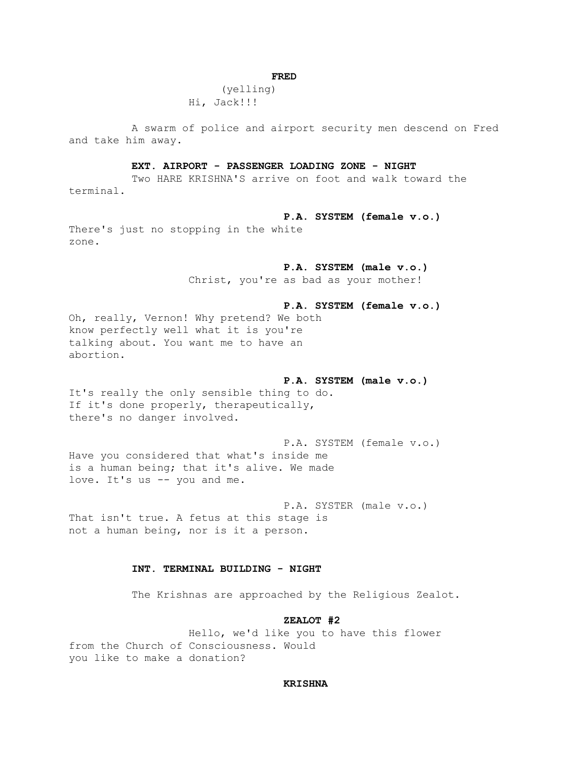**FRED**

(yelling)

Hi, Jack!!!

A swarm of police and airport security men descend on Fred and take him away.

**EXT. AIRPORT - PASSENGER LOADING ZONE - NIGHT**

Two HARE KRISHNA'S arrive on foot and walk toward the terminal.

**P.A. SYSTEM (female v.o.)**

There's just no stopping in the white zone.

**P.A. SYSTEM (male v.o.)**

Christ, you're as bad as your mother!

**P.A. SYSTEM (female v.o.)**

Oh, really, Vernon! Why pretend? We both know perfectly well what it is you're talking about. You want me to have an abortion.

**P.A. SYSTEM (male v.o.)**

It's really the only sensible thing to do. If it's done properly, therapeutically, there's no danger involved.

P.A. SYSTEM (female v.o.)

Have you considered that what's inside me is a human being; that it's alive. We made love. It's us -- you and me.

P.A. SYSTER (male v.o.)

That isn't true. A fetus at this stage is not a human being, nor is it a person.

**INT. TERMINAL BUILDING - NIGHT**

The Krishnas are approached by the Religious Zealot.

**ZEALOT #2**

Hello, we'd like you to have this flower from the Church of Consciousness. Would you like to make a donation?

**KRISHNA**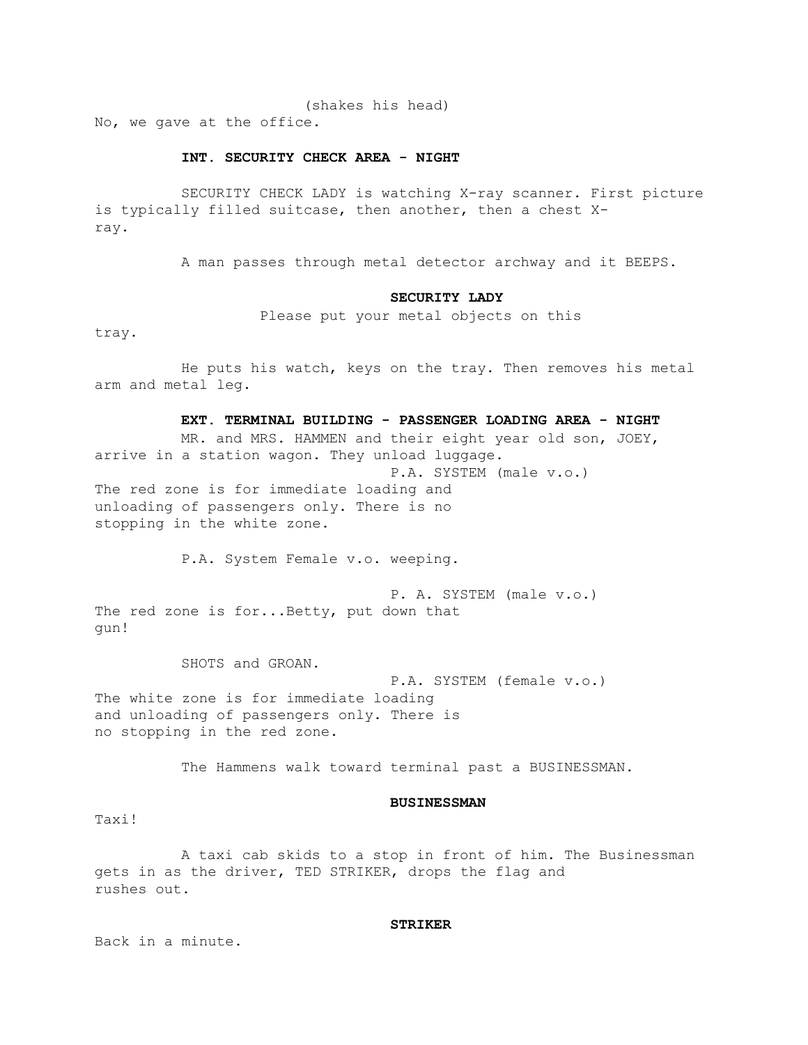(shakes his head)
No, we gave at the office.

**INT. SECURITY CHECK AREA - NIGHT**

SECURITY CHECK LADY is watching X-ray scanner. First picture is typically filled suitcase, then another, then a chest X-ray.

A man passes through metal detector archway and it BEEPS.

**SECURITY LADY**

Please put your metal objects on this tray.

He puts his watch, keys on the tray. Then removes his metal arm and metal leg.

**EXT. TERMINAL BUILDING - PASSENGER LOADING AREA - NIGHT**

MR. and MRS. HAMMEN and their eight year old son, JOEY, arrive in a station wagon. They unload luggage.

P.A. SYSTEM (male v.o.)

The red zone is for immediate loading and unloading of passengers only. There is no stopping in the white zone.

P.A. System Female v.o. weeping.

P. A. SYSTEM (male v.o.)

The red zone is for...Betty, put down that gun!

SHOTS and GROAN.

P.A. SYSTEM (female v.o.)

The white zone is for immediate loading and unloading of passengers only. There is no stopping in the red zone.

The Hammens walk toward terminal past a BUSINESSMAN.

**BUSINESSMAN**

Taxi!

A taxi cab skids to a stop in front of him. The Businessman gets in as the driver, TED STRIKER, drops the flag and rushes out.

**STRIKER**

Back in a minute.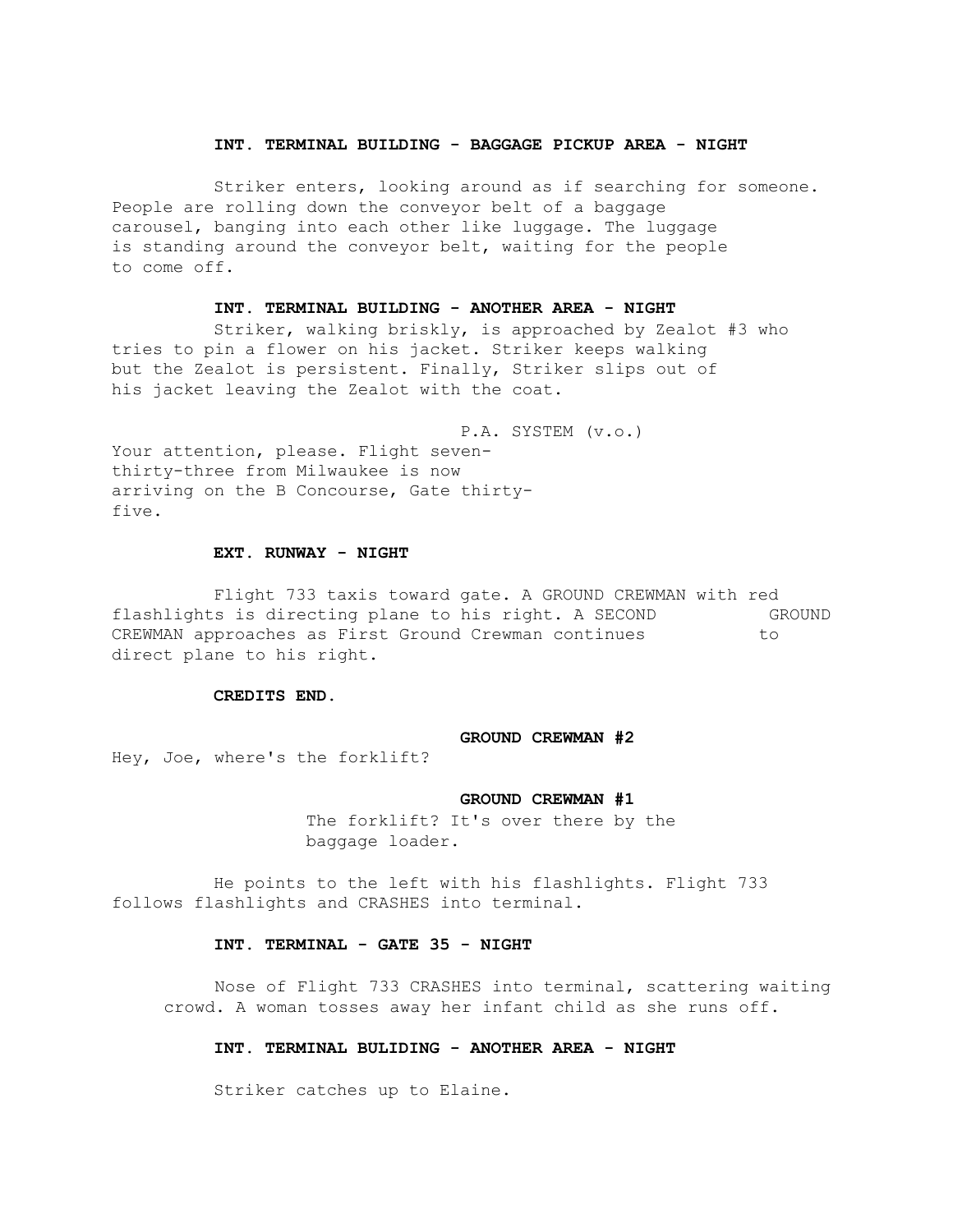**INT. TERMINAL BUILDING - BAGGAGE PICKUP AREA - NIGHT**

Striker enters, looking around as if searching for someone. People are rolling down the conveyor belt of a baggage carousel, banging into each other like luggage. The luggage is standing around the conveyor belt, waiting for the people to come off.

**INT. TERMINAL BUILDING - ANOTHER AREA - NIGHT**

Striker, walking briskly, is approached by Zealot #3 who tries to pin a flower on his jacket. Striker keeps walking but the Zealot is persistent. Finally, Striker slips out of his jacket leaving the Zealot with the coat.

P.A. SYSTEM (v.o.)

Your attention, please. Flight seven-thirty-three from Milwaukee is now arriving on the B Concourse, Gate thirty-five.

**EXT. RUNWAY - NIGHT**

Flight 733 taxis toward gate. A GROUND CREWMAN with red flashlights is directing plane to his right. A SECOND GROUND CREWMAN approaches as First Ground Crewman continues to direct plane to his right.

**CREDITS END.**

**GROUND CREWMAN #2**

Hey, Joe, where's the forklift?

**GROUND CREWMAN #1**

The forklift? It's over there by the baggage loader.

He points to the left with his flashlights. Flight 733 follows flashlights and CRASHES into terminal.

**INT. TERMINAL - GATE 35 - NIGHT**

Nose of Flight 733 CRASHES into terminal, scattering waiting crowd. A woman tosses away her infant child as she runs off.

**INT. TERMINAL BULIDING - ANOTHER AREA - NIGHT**

Striker catches up to Elaine.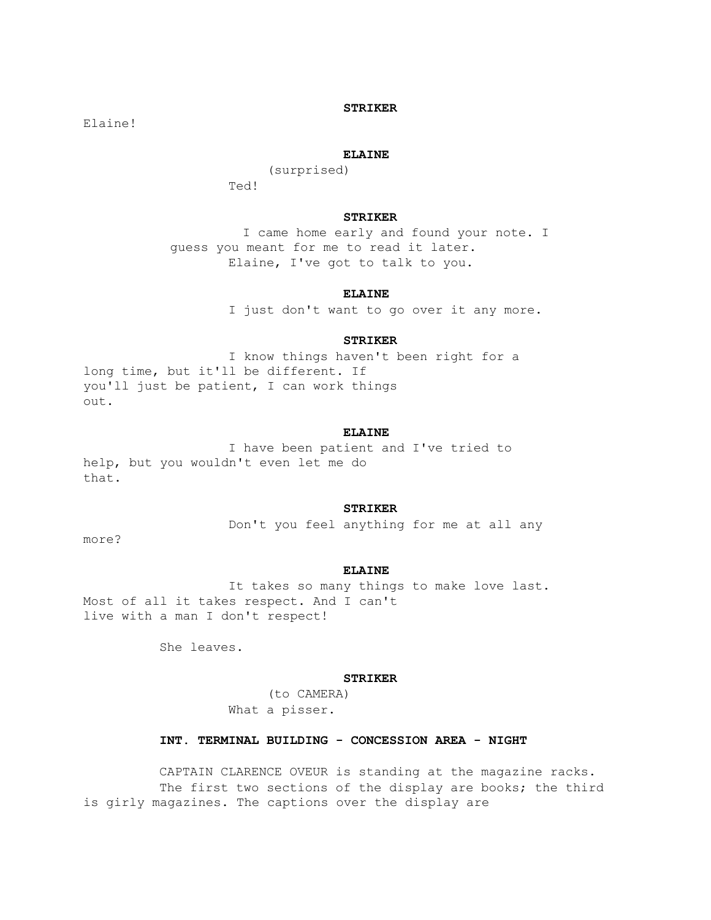**STRIKER**

Elaine!

**ELAINE**

(surprised)

Ted!

**STRIKER**

I came home early and found your note. I guess you meant for me to read it later. Elaine, I've got to talk to you.

**ELAINE**

I just don't want to go over it any more.

**STRIKER**

I know things haven't been right for a long time, but it'll be different. If you'll just be patient, I can work things out.

**ELAINE**

I have been patient and I've tried to help, but you wouldn't even let me do that.

**STRIKER**

Don't you feel anything for me at all any more?

**ELAINE**

It takes so many things to make love last. Most of all it takes respect. And I can't live with a man I don't respect!

She leaves.

**STRIKER**

(to CAMERA)

What a pisser.

**INT. TERMINAL BUILDING - CONCESSION AREA - NIGHT**

CAPTAIN CLARENCE OVEUR is standing at the magazine racks. The first two sections of the display are books; the third is girly magazines. The captions over the display are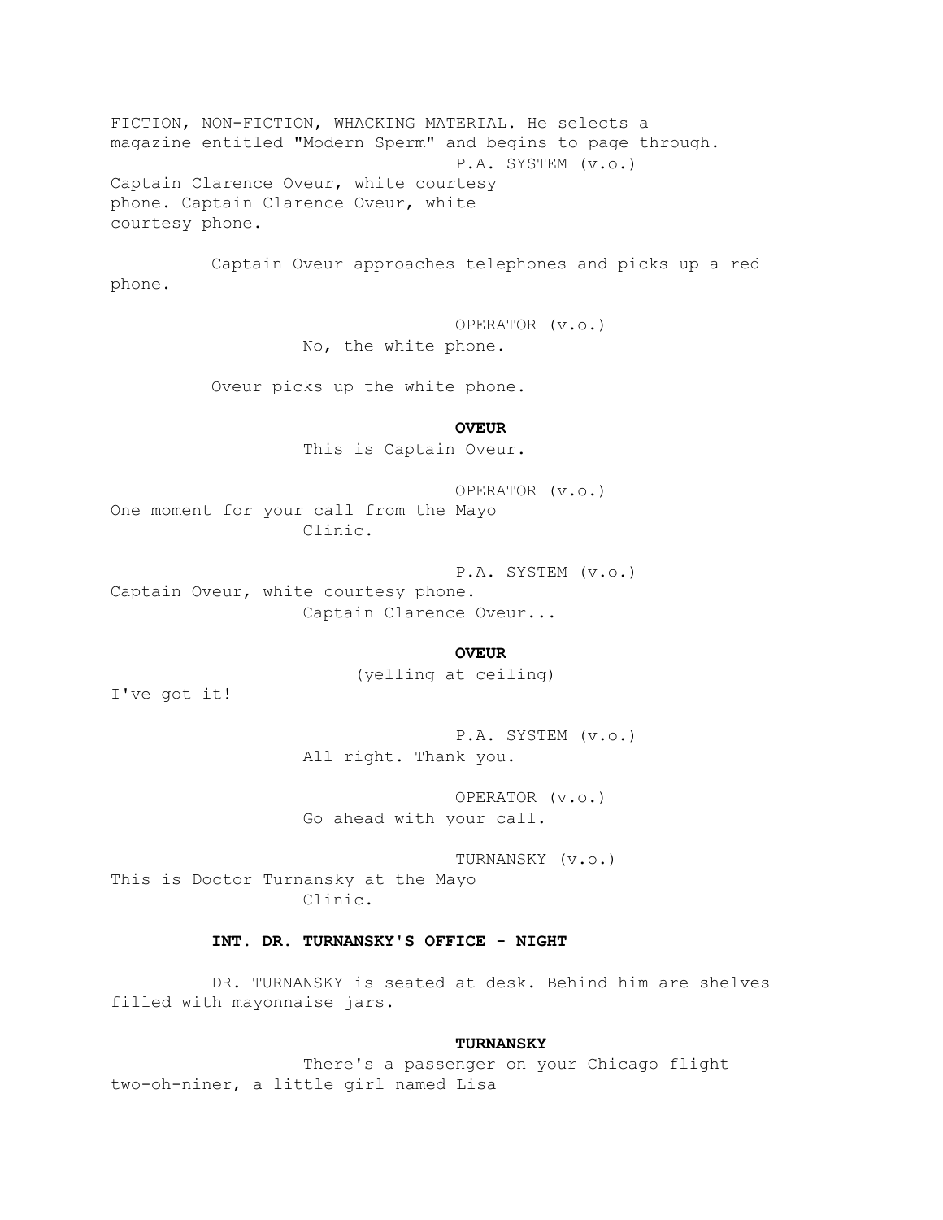FICTION, NON-FICTION, WHACKING MATERIAL. He selects a magazine entitled "Modern Sperm" and begins to page through.

P.A. SYSTEM (v.o.)
Captain Clarence Oveur, white courtesy phone. Captain Clarence Oveur, white courtesy phone.

Captain Oveur approaches telephones and picks up a red phone.

OPERATOR (v.o.)
No, the white phone.

Oveur picks up the white phone.

**OVEUR**
This is Captain Oveur.

OPERATOR (v.o.)
One moment for your call from the Mayo Clinic.

P.A. SYSTEM (v.o.)
Captain Oveur, white courtesy phone. Captain Clarence Oveur...

**OVEUR**
(yelling at ceiling)
I've got it!

P.A. SYSTEM (v.o.)
All right. Thank you.

OPERATOR (v.o.)
Go ahead with your call.

TURNANSKY (v.o.)
This is Doctor Turnansky at the Mayo Clinic.

**INT. DR. TURNANSKY'S OFFICE - NIGHT**

DR. TURNANSKY is seated at desk. Behind him are shelves filled with mayonnaise jars.

**TURNANSKY**
There's a passenger on your Chicago flight two-oh-niner, a little girl named Lisa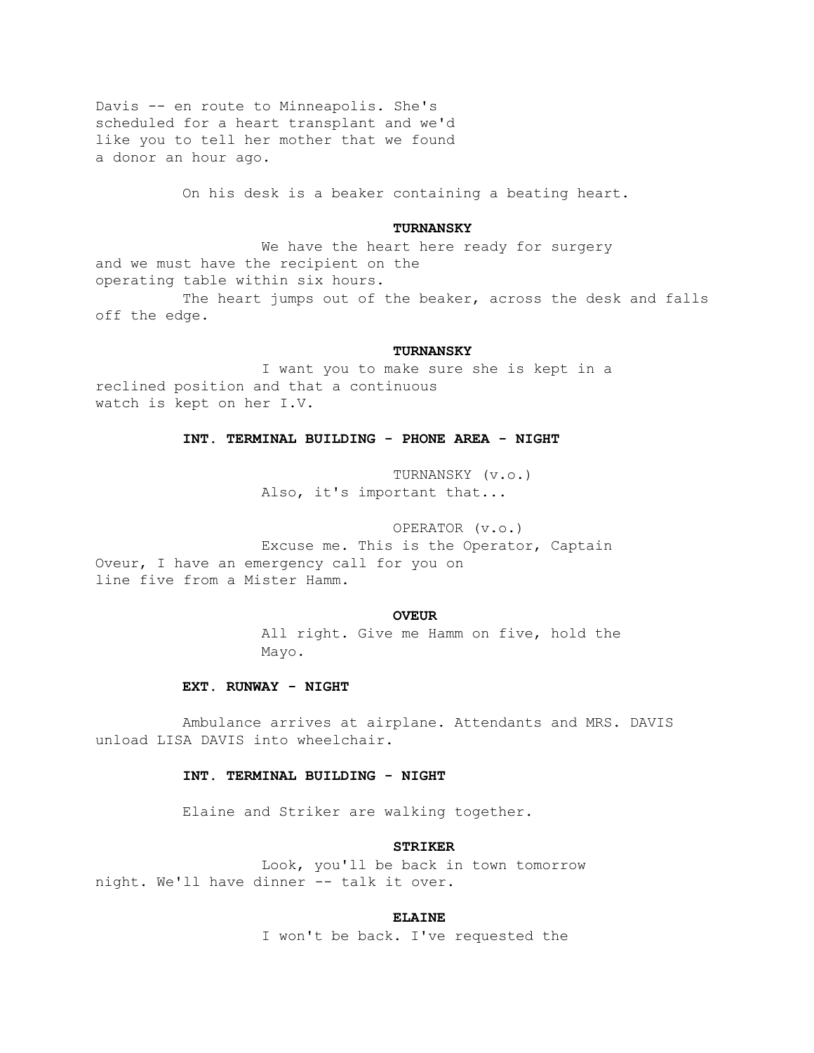Davis -- en route to Minneapolis. She's scheduled for a heart transplant and we'd like you to tell her mother that we found a donor an hour ago.

On his desk is a beaker containing a beating heart.

**TURNANSKY**

We have the heart here ready for surgery and we must have the recipient on the operating table within six hours.

The heart jumps out of the beaker, across the desk and falls off the edge.

**TURNANSKY**

I want you to make sure she is kept in a reclined position and that a continuous watch is kept on her I.V.

**INT. TERMINAL BUILDING - PHONE AREA - NIGHT**

TURNANSKY (v.o.)

Also, it's important that...

OPERATOR (v.o.)

Excuse me. This is the Operator, Captain Oveur, I have an emergency call for you on line five from a Mister Hamm.

**OVEUR**

All right. Give me Hamm on five, hold the Mayo.

**EXT. RUNWAY - NIGHT**

Ambulance arrives at airplane. Attendants and MRS. DAVIS unload LISA DAVIS into wheelchair.

**INT. TERMINAL BUILDING - NIGHT**

Elaine and Striker are walking together.

**STRIKER**

Look, you'll be back in town tomorrow night. We'll have dinner -- talk it over.

**ELAINE**

I won't be back. I've requested the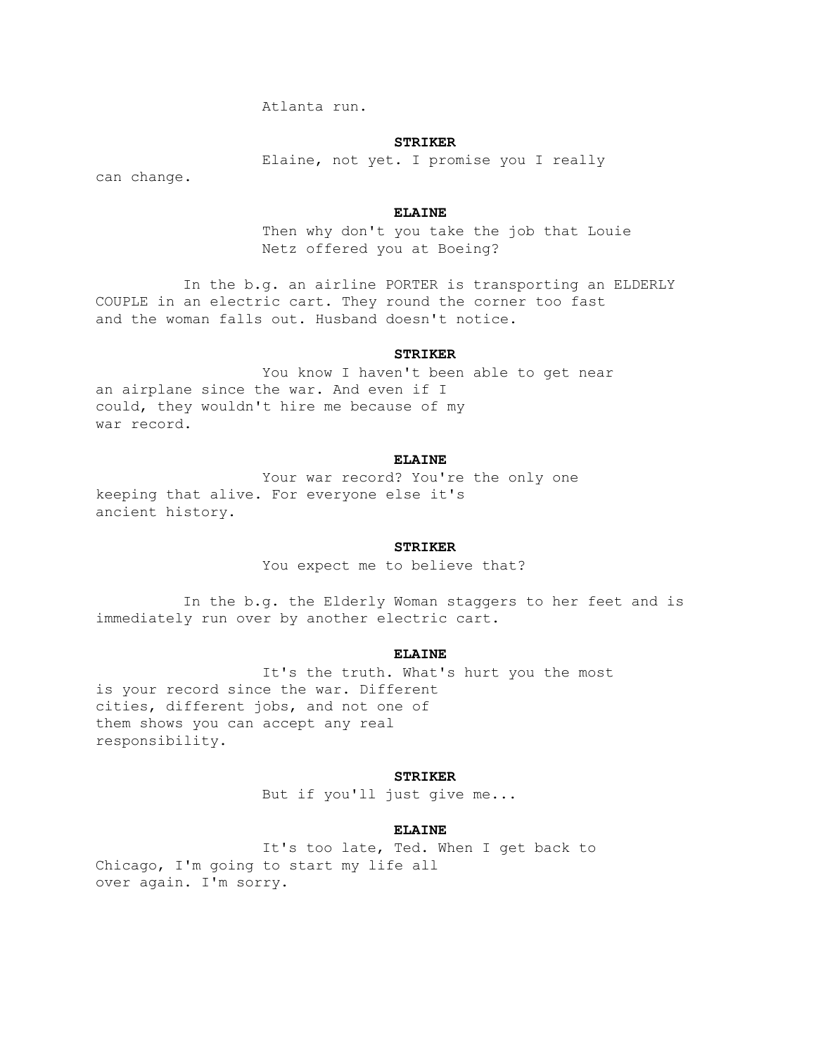Atlanta run.

**STRIKER**

Elaine, not yet. I promise you I really can change.

**ELAINE**

Then why don't you take the job that Louie Netz offered you at Boeing?

In the b.g. an airline PORTER is transporting an ELDERLY COUPLE in an electric cart. They round the corner too fast and the woman falls out. Husband doesn't notice.

**STRIKER**

You know I haven't been able to get near an airplane since the war. And even if I could, they wouldn't hire me because of my war record.

**ELAINE**

Your war record? You're the only one keeping that alive. For everyone else it's ancient history.

**STRIKER**

You expect me to believe that?

In the b.g. the Elderly Woman staggers to her feet and is immediately run over by another electric cart.

**ELAINE**

It's the truth. What's hurt you the most is your record since the war. Different cities, different jobs, and not one of them shows you can accept any real responsibility.

**STRIKER**

But if you'll just give me...

**ELAINE**

It's too late, Ted. When I get back to Chicago, I'm going to start my life all over again. I'm sorry.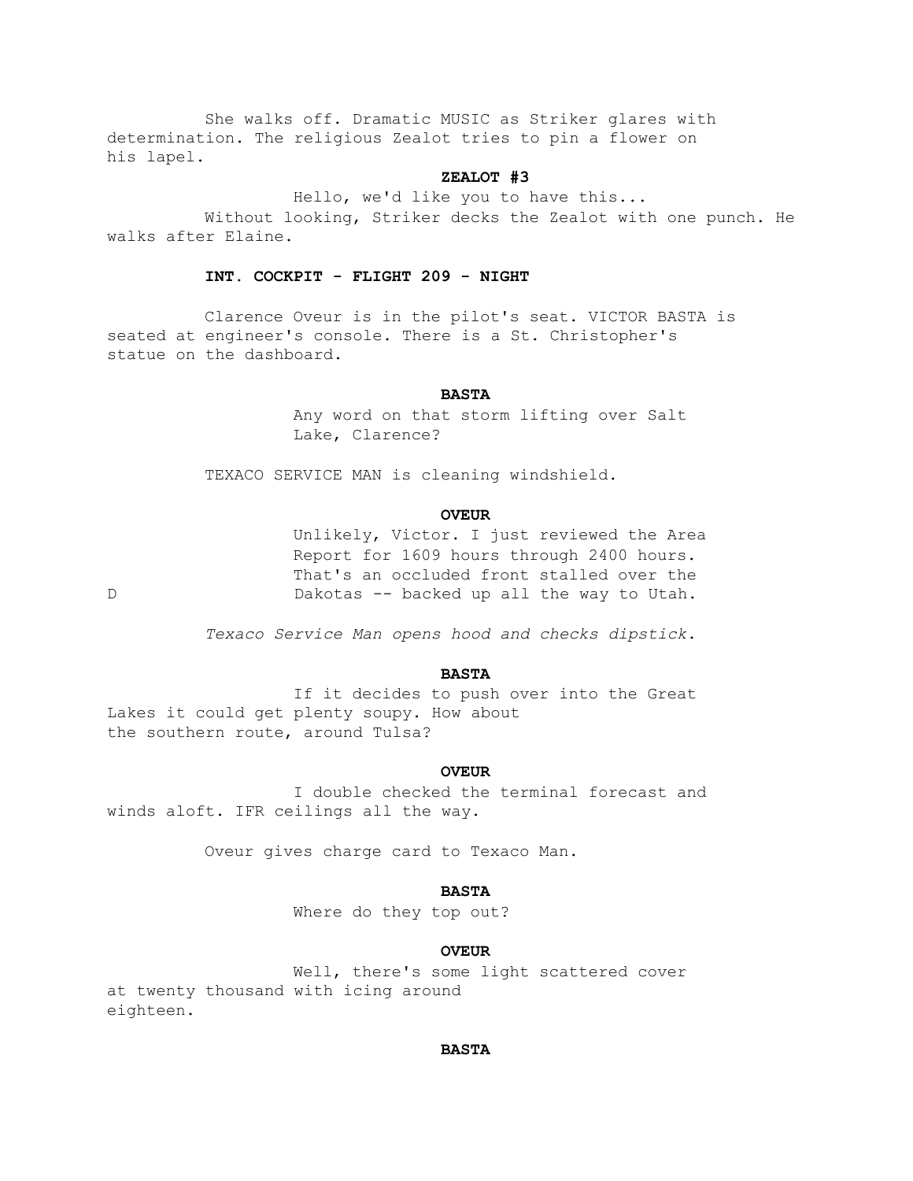She walks off. Dramatic MUSIC as Striker glares with determination. The religious Zealot tries to pin a flower on his lapel.

**ZEALOT #3**

Hello, we'd like you to have this...

Without looking, Striker decks the Zealot with one punch. He walks after Elaine.

**INT. COCKPIT - FLIGHT 209 - NIGHT**

Clarence Oveur is in the pilot's seat. VICTOR BASTA is seated at engineer's console. There is a St. Christopher's statue on the dashboard.

**BASTA**

Any word on that storm lifting over Salt Lake, Clarence?

TEXACO SERVICE MAN is cleaning windshield.

**OVEUR**

Unlikely, Victor. I just reviewed the Area Report for 1609 hours through 2400 hours. That's an occluded front stalled over the Dakotas -- backed up all the way to Utah.

D

*Texaco Service Man opens hood and checks dipstick.*

**BASTA**

If it decides to push over into the Great Lakes it could get plenty soupy. How about the southern route, around Tulsa?

**OVEUR**

I double checked the terminal forecast and winds aloft. IFR ceilings all the way.

Oveur gives charge card to Texaco Man.

**BASTA**

Where do they top out?

**OVEUR**

Well, there's some light scattered cover at twenty thousand with icing around eighteen.

**BASTA**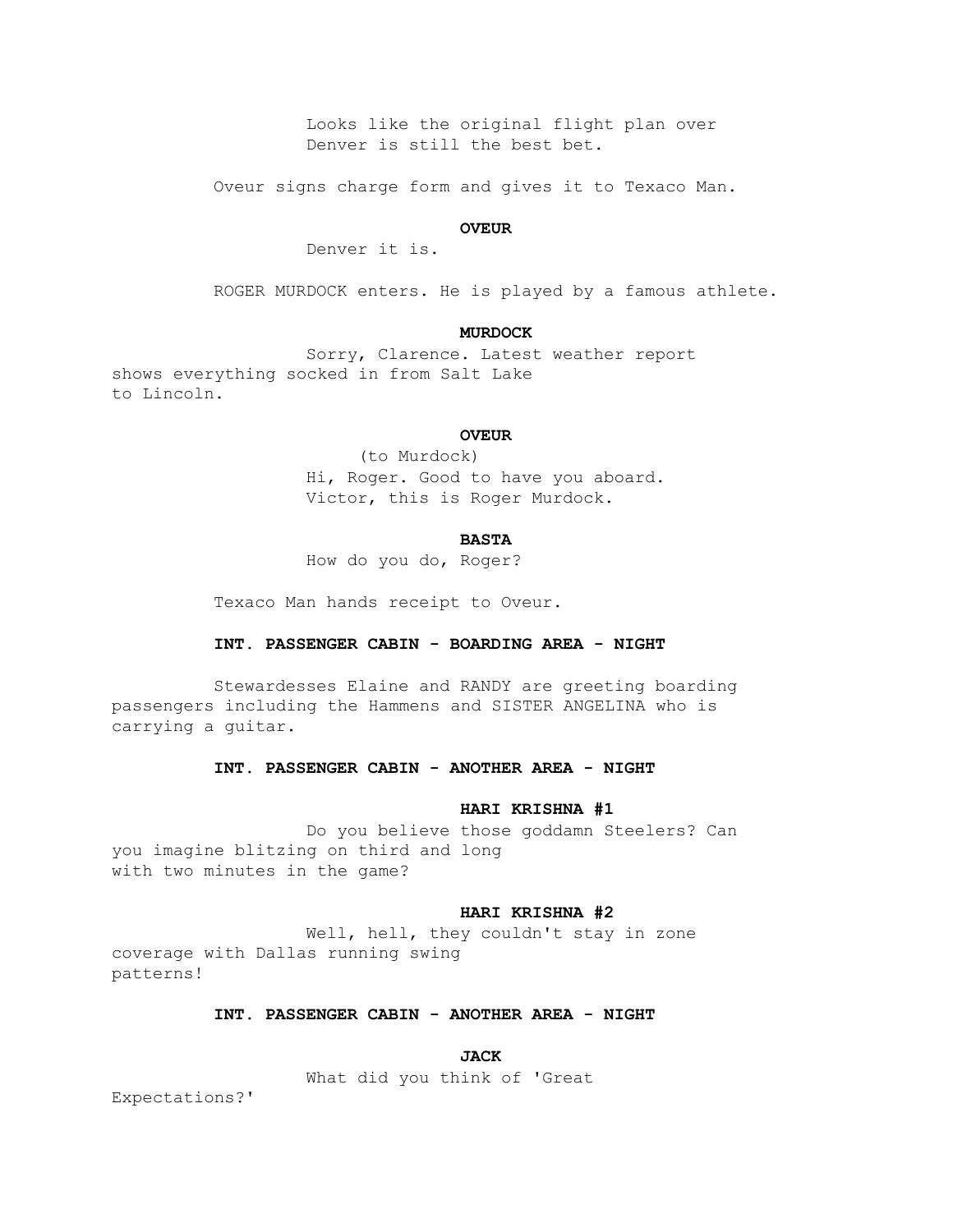Looks like the original flight plan over Denver is still the best bet.

Oveur signs charge form and gives it to Texaco Man.

**OVEUR**

Denver it is.

ROGER MURDOCK enters. He is played by a famous athlete.

**MURDOCK**

Sorry, Clarence. Latest weather report shows everything socked in from Salt Lake to Lincoln.

**OVEUR**

(to Murdock)

Hi, Roger. Good to have you aboard. Victor, this is Roger Murdock.

**BASTA**

How do you do, Roger?

Texaco Man hands receipt to Oveur.

**INT. PASSENGER CABIN - BOARDING AREA - NIGHT**

Stewardesses Elaine and RANDY are greeting boarding passengers including the Hammens and SISTER ANGELINA who is carrying a guitar.

**INT. PASSENGER CABIN - ANOTHER AREA - NIGHT**

**HARI KRISHNA #1**

Do you believe those goddamn Steelers? Can you imagine blitzing on third and long with two minutes in the game?

**HARI KRISHNA #2**

Well, hell, they couldn't stay in zone coverage with Dallas running swing patterns!

**INT. PASSENGER CABIN - ANOTHER AREA - NIGHT**

**JACK**

What did you think of 'Great Expectations?'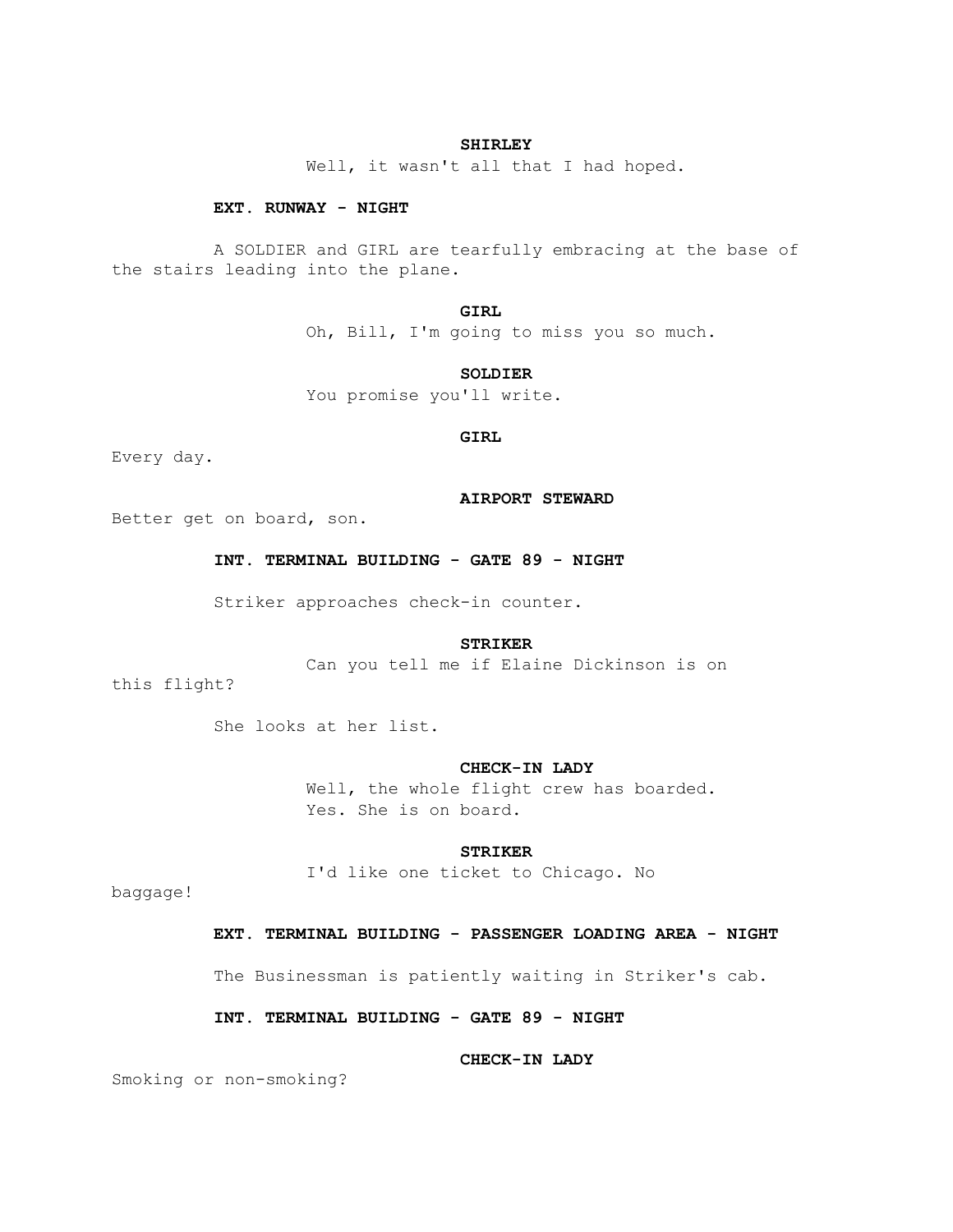**SHIRLEY**

Well, it wasn't all that I had hoped.

**EXT. RUNWAY - NIGHT**

A SOLDIER and GIRL are tearfully embracing at the base of the stairs leading into the plane.

**GIRL**

Oh, Bill, I'm going to miss you so much.

**SOLDIER**

You promise you'll write.

**GIRL**

Every day.

**AIRPORT STEWARD**

Better get on board, son.

**INT. TERMINAL BUILDING - GATE 89 - NIGHT**

Striker approaches check-in counter.

**STRIKER**

Can you tell me if Elaine Dickinson is on this flight?

She looks at her list.

**CHECK-IN LADY**

Well, the whole flight crew has boarded.
Yes. She is on board.

**STRIKER**

I'd like one ticket to Chicago. No baggage!

**EXT. TERMINAL BUILDING - PASSENGER LOADING AREA - NIGHT**

The Businessman is patiently waiting in Striker's cab.

**INT. TERMINAL BUILDING - GATE 89 - NIGHT**

**CHECK-IN LADY**

Smoking or non-smoking?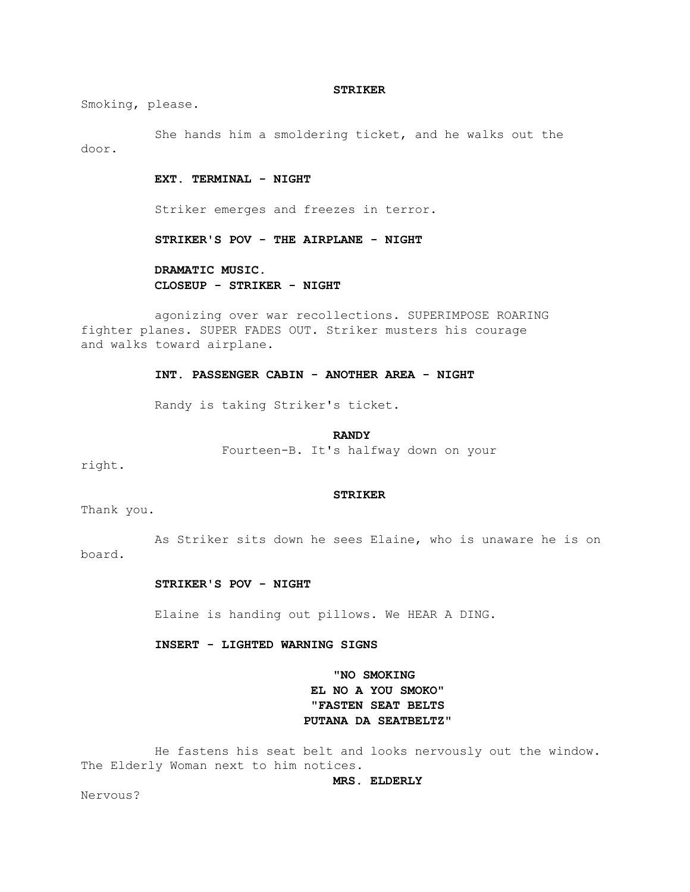**STRIKER**

Smoking, please.

She hands him a smoldering ticket, and he walks out the door.

**EXT. TERMINAL - NIGHT**

Striker emerges and freezes in terror.

**STRIKER'S POV - THE AIRPLANE - NIGHT**

**DRAMATIC MUSIC.**
**CLOSEUP - STRIKER - NIGHT**

agonizing over war recollections. SUPERIMPOSE ROARING fighter planes. SUPER FADES OUT. Striker musters his courage and walks toward airplane.

**INT. PASSENGER CABIN - ANOTHER AREA - NIGHT**

Randy is taking Striker's ticket.

**RANDY**

Fourteen-B. It's halfway down on your right.

**STRIKER**

Thank you.

As Striker sits down he sees Elaine, who is unaware he is on board.

**STRIKER'S POV - NIGHT**

Elaine is handing out pillows. We HEAR A DING.

**INSERT - LIGHTED WARNING SIGNS**

**"NO SMOKING**
**EL NO A YOU SMOKO"**
**"FASTEN SEAT BELTS**
**PUTANA DA SEATBELTZ"**

He fastens his seat belt and looks nervously out the window. The Elderly Woman next to him notices.

**MRS. ELDERLY**

Nervous?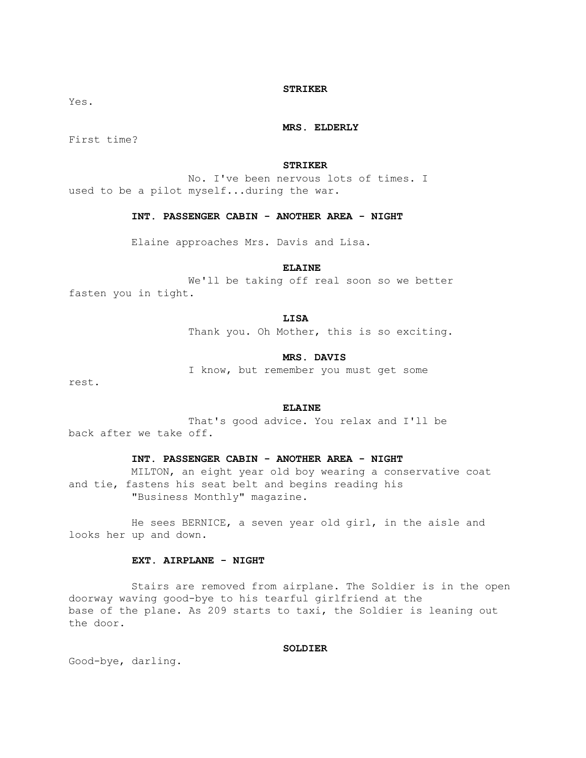**STRIKER**

Yes.

**MRS. ELDERLY**

First time?

**STRIKER**

No. I've been nervous lots of times. I used to be a pilot myself...during the war.

**INT. PASSENGER CABIN - ANOTHER AREA - NIGHT**

Elaine approaches Mrs. Davis and Lisa.

**ELAINE**

We'll be taking off real soon so we better fasten you in tight.

**LISA**

Thank you. Oh Mother, this is so exciting.

**MRS. DAVIS**

I know, but remember you must get some rest.

**ELAINE**

That's good advice. You relax and I'll be back after we take off.

**INT. PASSENGER CABIN - ANOTHER AREA - NIGHT**

MILTON, an eight year old boy wearing a conservative coat and tie, fastens his seat belt and begins reading his "Business Monthly" magazine.

He sees BERNICE, a seven year old girl, in the aisle and looks her up and down.

**EXT. AIRPLANE - NIGHT**

Stairs are removed from airplane. The Soldier is in the open doorway waving good-bye to his tearful girlfriend at the base of the plane. As 209 starts to taxi, the Soldier is leaning out the door.

**SOLDIER**

Good-bye, darling.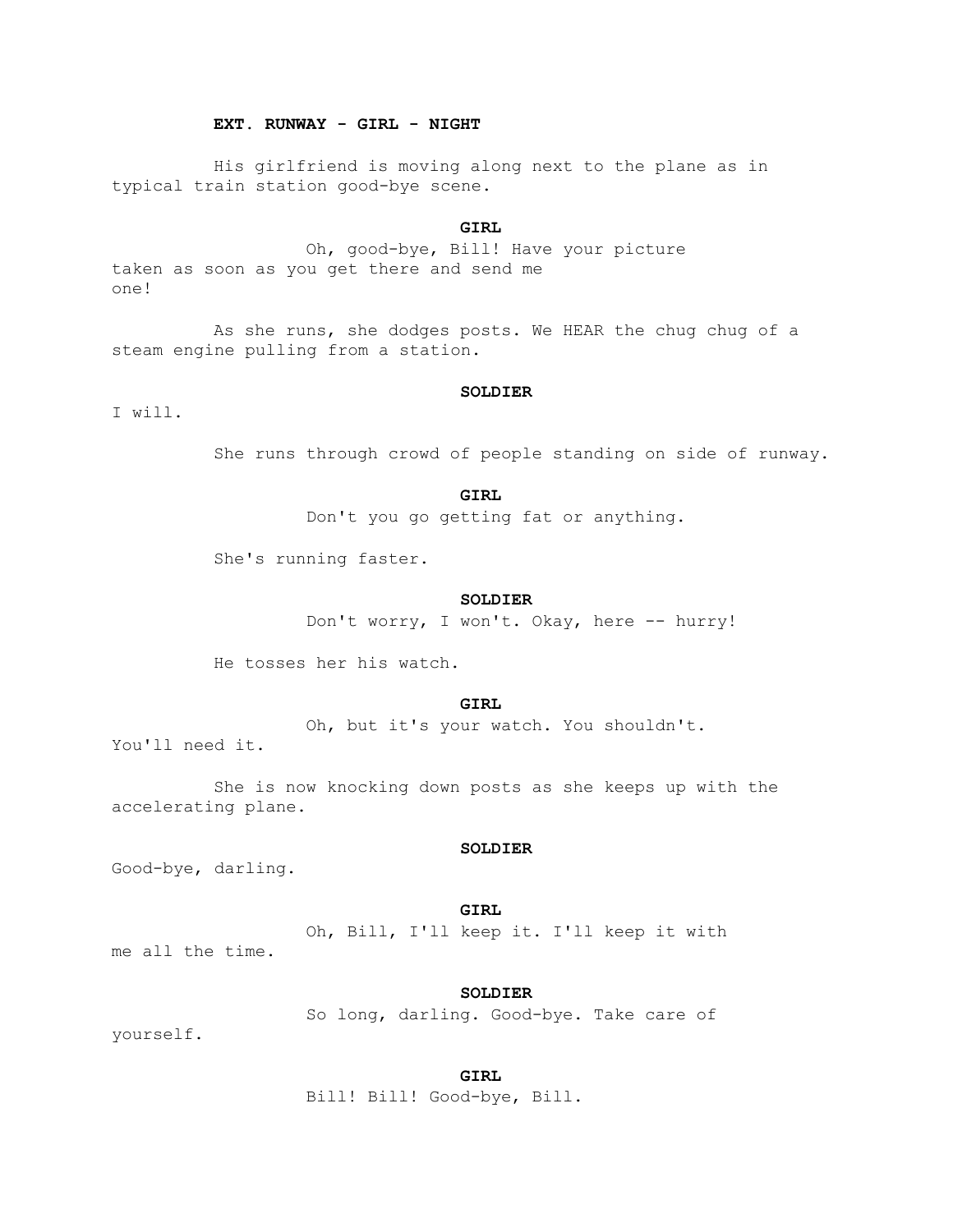**EXT. RUNWAY - GIRL - NIGHT**

His girlfriend is moving along next to the plane as in typical train station good-bye scene.

**GIRL**

Oh, good-bye, Bill! Have your picture taken as soon as you get there and send me one!

As she runs, she dodges posts. We HEAR the chug chug of a steam engine pulling from a station.

**SOLDIER**

I will.

She runs through crowd of people standing on side of runway.

**GIRL**

Don't you go getting fat or anything.

She's running faster.

**SOLDIER**

Don't worry, I won't. Okay, here -- hurry!

He tosses her his watch.

**GIRL**

Oh, but it's your watch. You shouldn't. You'll need it.

She is now knocking down posts as she keeps up with the accelerating plane.

**SOLDIER**

Good-bye, darling.

**GIRL**

Oh, Bill, I'll keep it. I'll keep it with me all the time.

**SOLDIER**

So long, darling. Good-bye. Take care of yourself.

**GIRL**

Bill! Bill! Good-bye, Bill.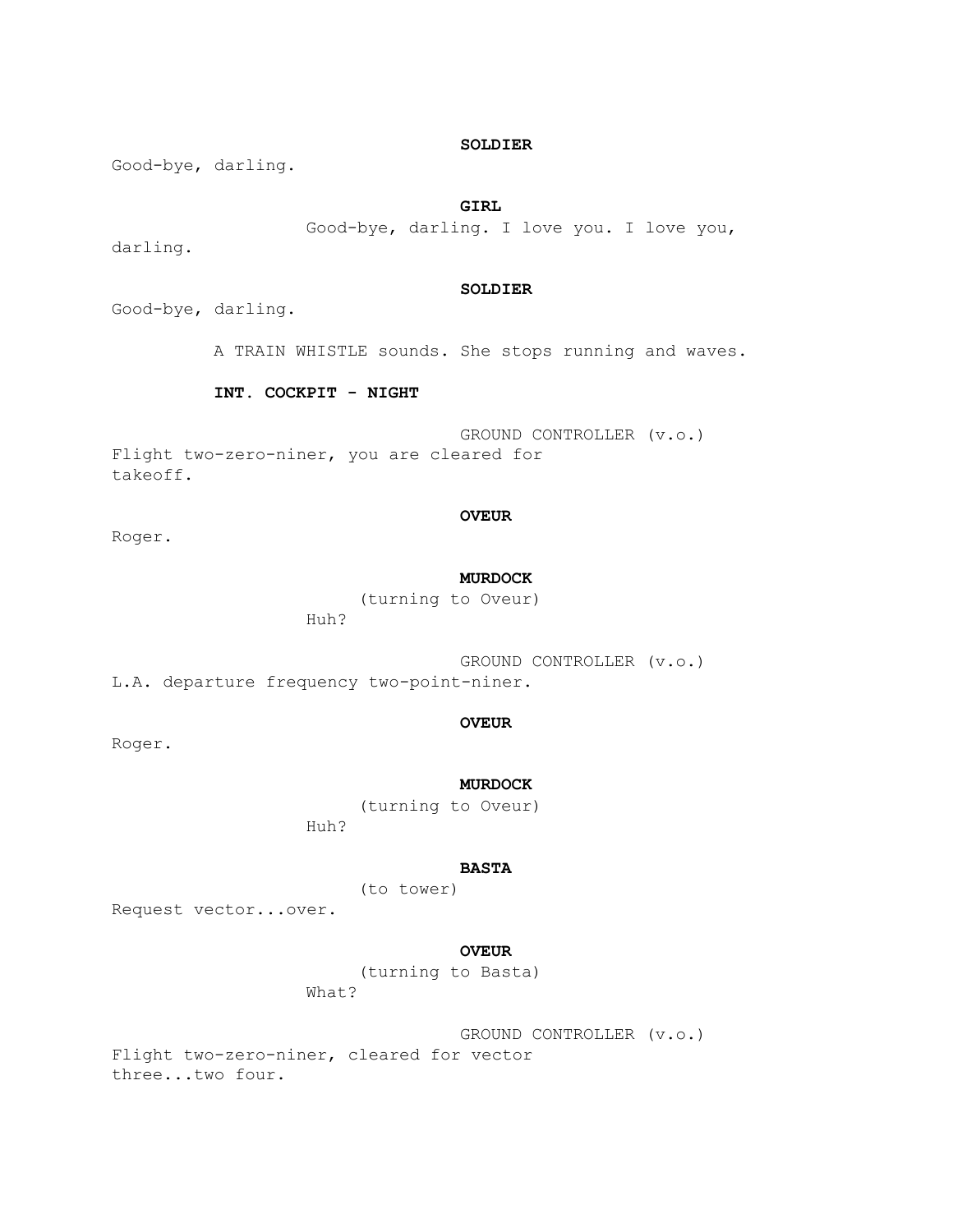**SOLDIER**

Good-bye, darling.

**GIRL**

Good-bye, darling. I love you. I love you, darling.

**SOLDIER**

Good-bye, darling.

A TRAIN WHISTLE sounds. She stops running and waves.

**INT. COCKPIT - NIGHT**

GROUND CONTROLLER (v.o.)

Flight two-zero-niner, you are cleared for takeoff.

**OVEUR**

Roger.

**MURDOCK**

(turning to Oveur)

Huh?

GROUND CONTROLLER (v.o.)

L.A. departure frequency two-point-niner.

**OVEUR**

Roger.

**MURDOCK**

(turning to Oveur)

Huh?

**BASTA**

(to tower)

Request vector...over.

**OVEUR**

(turning to Basta)

What?

GROUND CONTROLLER (v.o.)

Flight two-zero-niner, cleared for vector three...two four.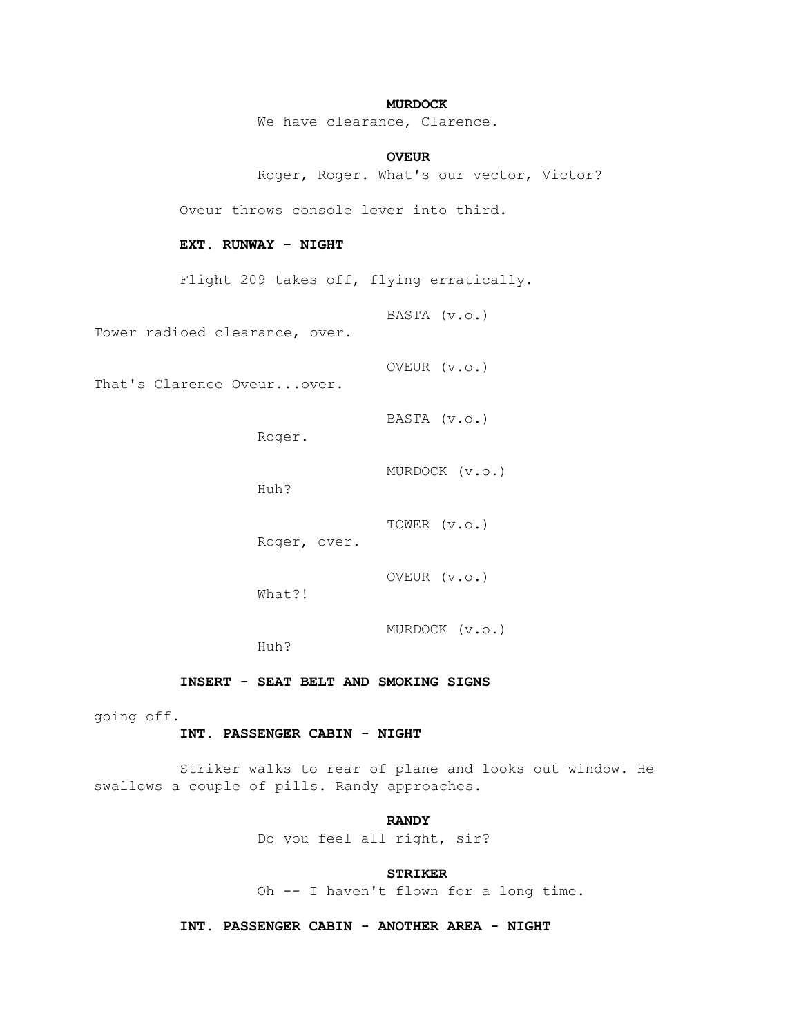**MURDOCK**

We have clearance, Clarence.

**OVEUR**

Roger, Roger. What's our vector, Victor?

Oveur throws console lever into third.

**EXT. RUNWAY - NIGHT**

Flight 209 takes off, flying erratically.

BASTA (v.o.)

Tower radioed clearance, over.

OVEUR (v.o.)

That's Clarence Oveur...over.

BASTA (v.o.)

Roger.

MURDOCK (v.o.)

Huh?

TOWER (v.o.)

Roger, over.

OVEUR (v.o.)

What?!

MURDOCK (v.o.)

Huh?

**INSERT - SEAT BELT AND SMOKING SIGNS**

going off.

**INT. PASSENGER CABIN - NIGHT**

Striker walks to rear of plane and looks out window. He swallows a couple of pills. Randy approaches.

**RANDY**

Do you feel all right, sir?

**STRIKER**

Oh -- I haven't flown for a long time.

**INT. PASSENGER CABIN - ANOTHER AREA - NIGHT**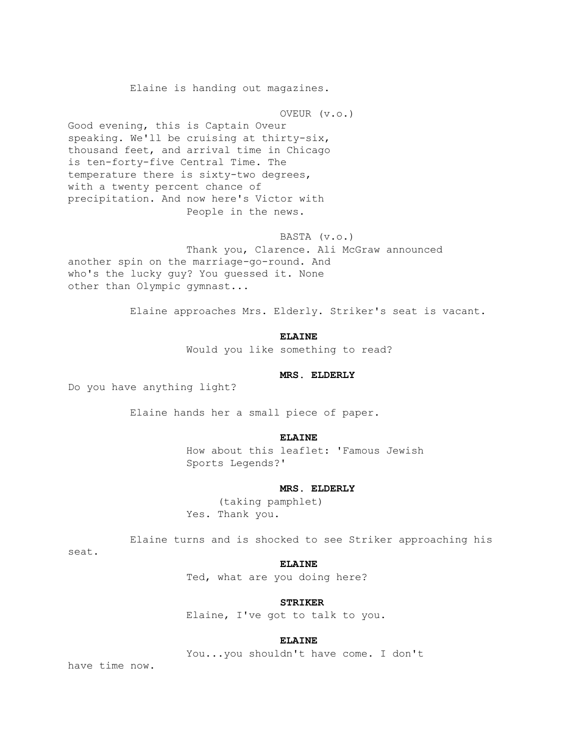Elaine is handing out magazines.

OVEUR (v.o.)

Good evening, this is Captain Oveur speaking. We'll be cruising at thirty-six, thousand feet, and arrival time in Chicago is ten-forty-five Central Time. The temperature there is sixty-two degrees, with a twenty percent chance of precipitation. And now here's Victor with People in the news.

BASTA (v.o.)

Thank you, Clarence. Ali McGraw announced another spin on the marriage-go-round. And who's the lucky guy? You guessed it. None other than Olympic gymnast...

Elaine approaches Mrs. Elderly. Striker's seat is vacant.

**ELAINE**

Would you like something to read?

**MRS. ELDERLY**

Do you have anything light?

Elaine hands her a small piece of paper.

**ELAINE**

How about this leaflet: 'Famous Jewish Sports Legends?'

**MRS. ELDERLY**

(taking pamphlet)

Yes. Thank you.

Elaine turns and is shocked to see Striker approaching his seat.

**ELAINE**

Ted, what are you doing here?

**STRIKER**

Elaine, I've got to talk to you.

**ELAINE**

You...you shouldn't have come. I don't have time now.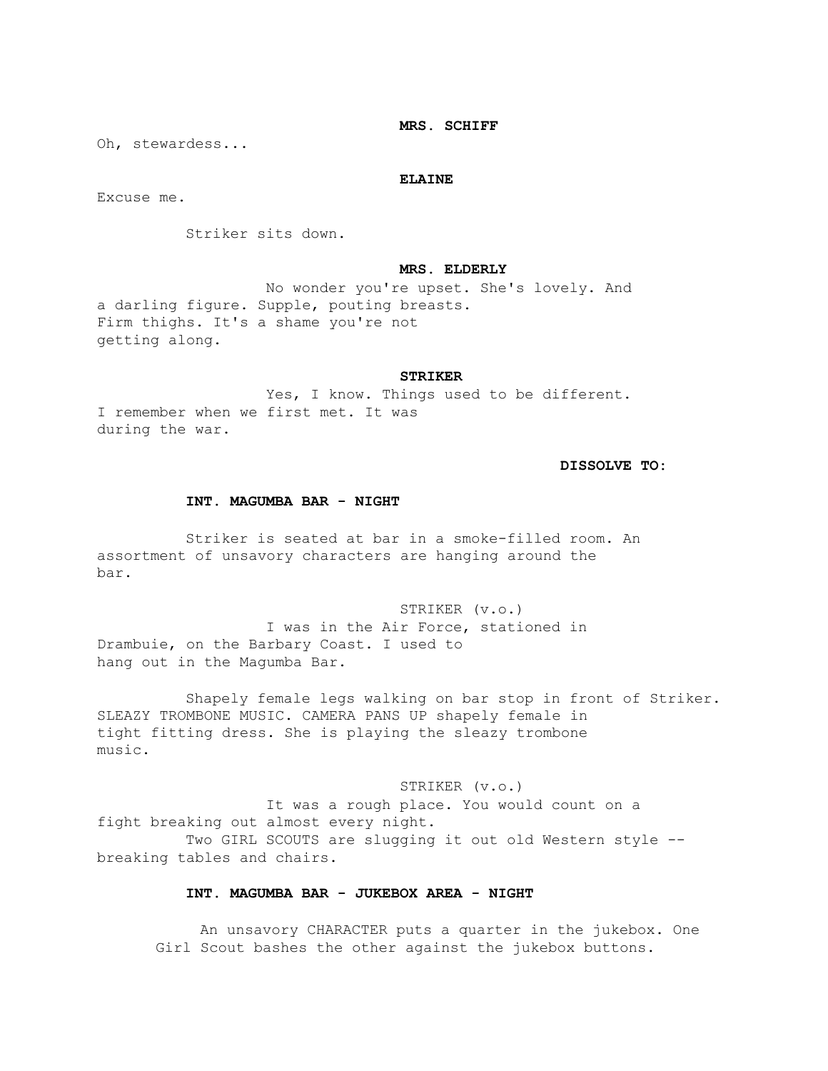**MRS. SCHIFF**

Oh, stewardess...

**ELAINE**

Excuse me.

Striker sits down.

**MRS. ELDERLY**

No wonder you're upset. She's lovely. And a darling figure. Supple, pouting breasts. Firm thighs. It's a shame you're not getting along.

**STRIKER**

Yes, I know. Things used to be different. I remember when we first met. It was during the war.

**DISSOLVE TO:**

**INT. MAGUMBA BAR - NIGHT**

Striker is seated at bar in a smoke-filled room. An assortment of unsavory characters are hanging around the bar.

STRIKER (v.o.)

I was in the Air Force, stationed in Drambuie, on the Barbary Coast. I used to hang out in the Magumba Bar.

Shapely female legs walking on bar stop in front of Striker. SLEAZY TROMBONE MUSIC. CAMERA PANS UP shapely female in tight fitting dress. She is playing the sleazy trombone music.

STRIKER (v.o.)

It was a rough place. You would count on a fight breaking out almost every night.

Two GIRL SCOUTS are slugging it out old Western style -- breaking tables and chairs.

**INT. MAGUMBA BAR - JUKEBOX AREA - NIGHT**

An unsavory CHARACTER puts a quarter in the jukebox. One Girl Scout bashes the other against the jukebox buttons.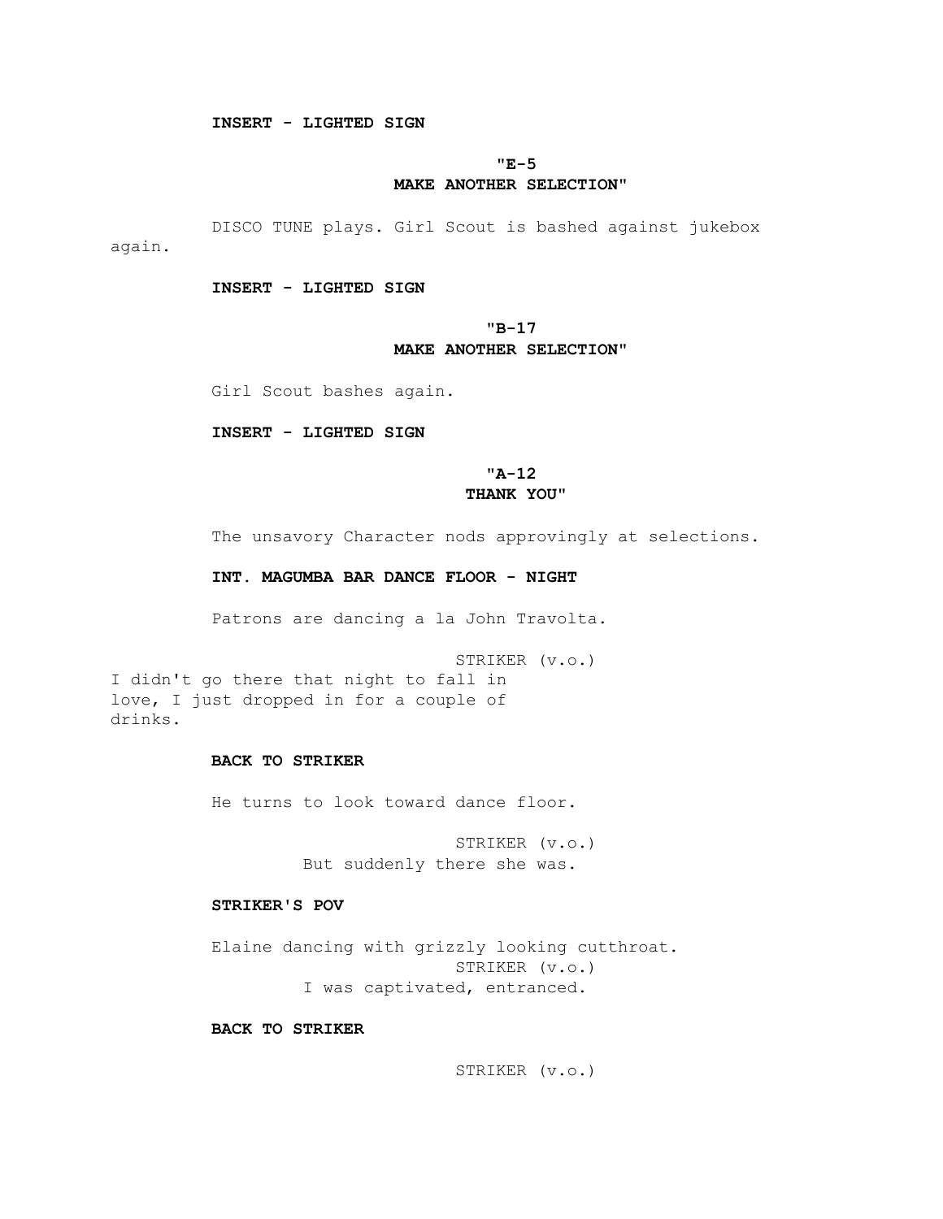**INSERT - LIGHTED SIGN**

**"E-5**
**MAKE ANOTHER SELECTION"**

DISCO TUNE plays. Girl Scout is bashed against jukebox again.

**INSERT - LIGHTED SIGN**

**"B-17**
**MAKE ANOTHER SELECTION"**

Girl Scout bashes again.

**INSERT - LIGHTED SIGN**

**"A-12**
**THANK YOU"**

The unsavory Character nods approvingly at selections.

**INT. MAGUMBA BAR DANCE FLOOR - NIGHT**

Patrons are dancing a la John Travolta.

STRIKER (v.o.)
I didn't go there that night to fall in love, I just dropped in for a couple of drinks.

**BACK TO STRIKER**

He turns to look toward dance floor.

STRIKER (v.o.)
But suddenly there she was.

**STRIKER'S POV**

Elaine dancing with grizzly looking cutthroat.

STRIKER (v.o.)
I was captivated, entranced.

**BACK TO STRIKER**

STRIKER (v.o.)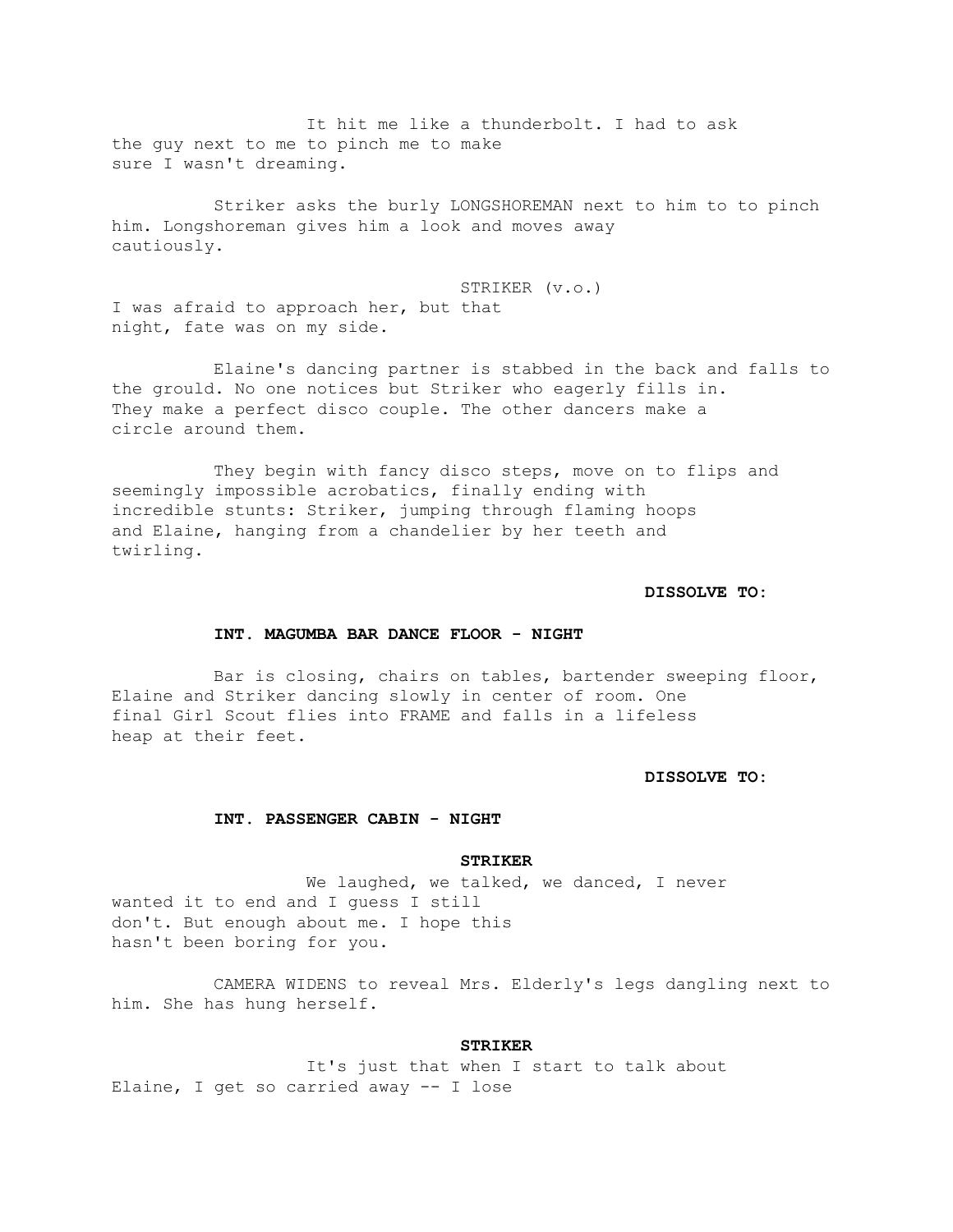It hit me like a thunderbolt. I had to ask the guy next to me to pinch me to make sure I wasn't dreaming.

Striker asks the burly LONGSHOREMAN next to him to to pinch him. Longshoreman gives him a look and moves away cautiously.

STRIKER (v.o.)
I was afraid to approach her, but that night, fate was on my side.

Elaine's dancing partner is stabbed in the back and falls to the grould. No one notices but Striker who eagerly fills in. They make a perfect disco couple. The other dancers make a circle around them.

They begin with fancy disco steps, move on to flips and seemingly impossible acrobatics, finally ending with incredible stunts: Striker, jumping through flaming hoops and Elaine, hanging from a chandelier by her teeth and twirling.

**DISSOLVE TO:**

**INT. MAGUMBA BAR DANCE FLOOR - NIGHT**

Bar is closing, chairs on tables, bartender sweeping floor, Elaine and Striker dancing slowly in center of room. One final Girl Scout flies into FRAME and falls in a lifeless heap at their feet.

**DISSOLVE TO:**

**INT. PASSENGER CABIN - NIGHT**

**STRIKER**
We laughed, we talked, we danced, I never wanted it to end and I guess I still don't. But enough about me. I hope this hasn't been boring for you.

CAMERA WIDENS to reveal Mrs. Elderly's legs dangling next to him. She has hung herself.

**STRIKER**
It's just that when I start to talk about Elaine, I get so carried away -- I lose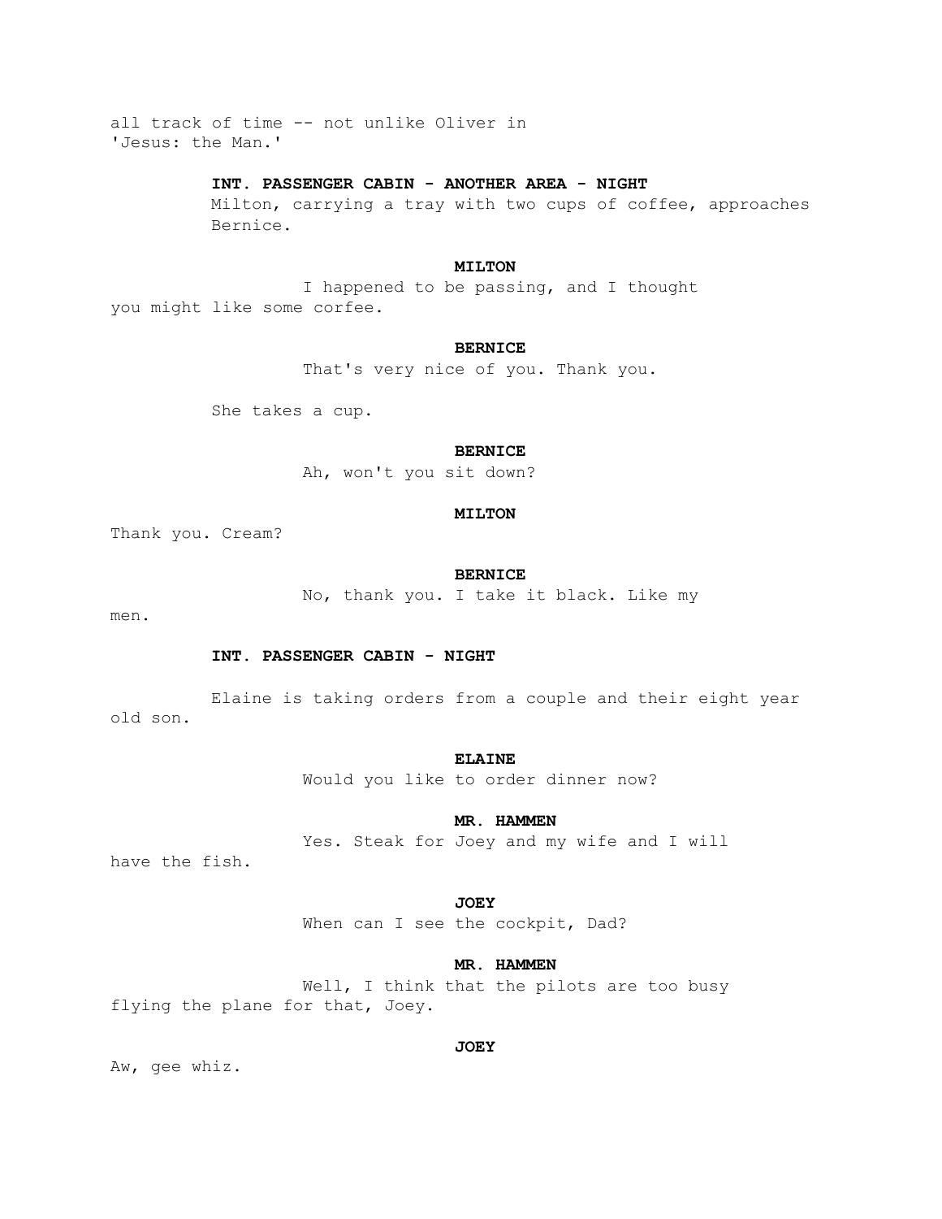all track of time -- not unlike Oliver in 'Jesus: the Man.'

**INT. PASSENGER CABIN - ANOTHER AREA - NIGHT**

Milton, carrying a tray with two cups of coffee, approaches Bernice.

**MILTON**

I happened to be passing, and I thought you might like some corfee.

**BERNICE**

That's very nice of you. Thank you.

She takes a cup.

**BERNICE**

Ah, won't you sit down?

**MILTON**

Thank you. Cream?

**BERNICE**

No, thank you. I take it black. Like my men.

**INT. PASSENGER CABIN - NIGHT**

Elaine is taking orders from a couple and their eight year old son.

**ELAINE**

Would you like to order dinner now?

**MR. HAMMEN**

Yes. Steak for Joey and my wife and I will have the fish.

**JOEY**

When can I see the cockpit, Dad?

**MR. HAMMEN**

Well, I think that the pilots are too busy flying the plane for that, Joey.

**JOEY**

Aw, gee whiz.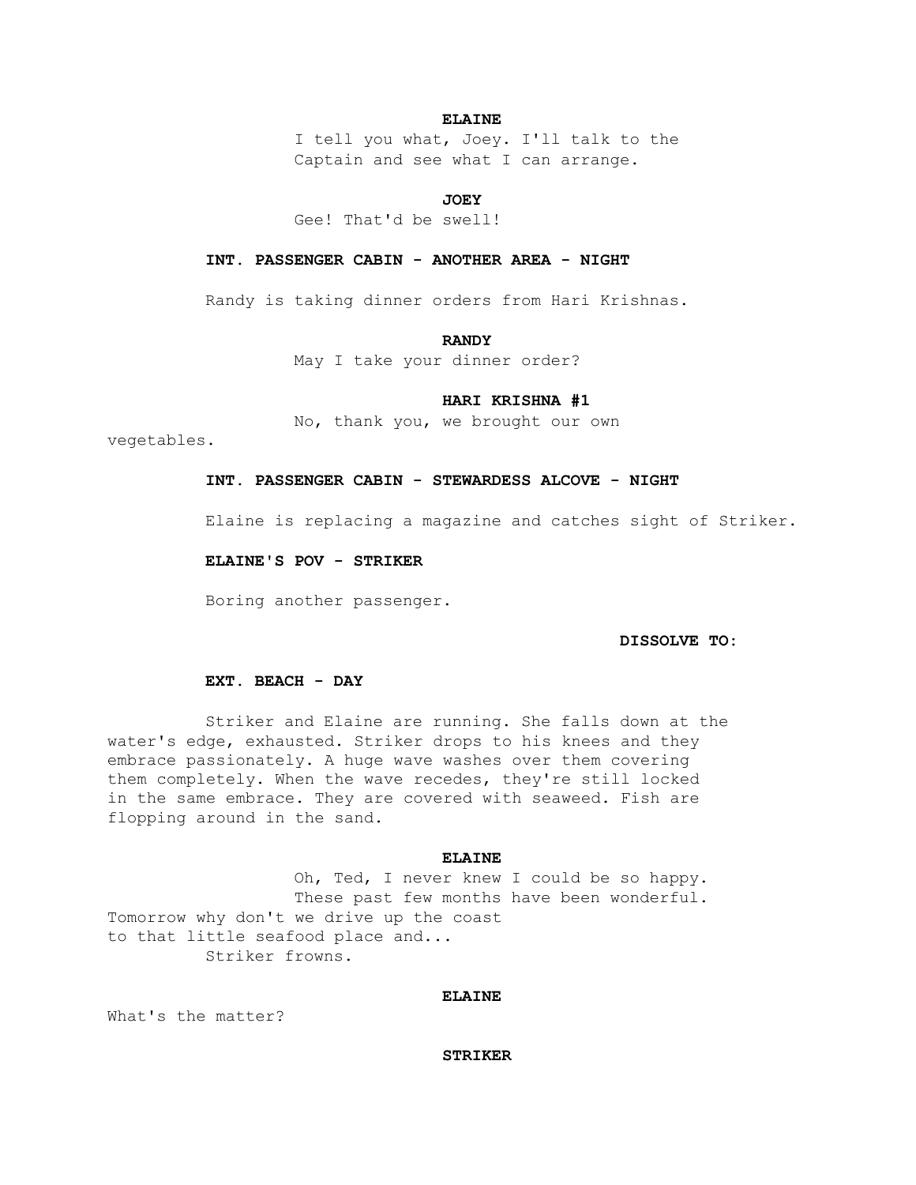**ELAINE**

I tell you what, Joey. I'll talk to the Captain and see what I can arrange.

**JOEY**

Gee! That'd be swell!

**INT. PASSENGER CABIN - ANOTHER AREA - NIGHT**

Randy is taking dinner orders from Hari Krishnas.

**RANDY**

May I take your dinner order?

**HARI KRISHNA #1**

No, thank you, we brought our own vegetables.

**INT. PASSENGER CABIN - STEWARDESS ALCOVE - NIGHT**

Elaine is replacing a magazine and catches sight of Striker.

**ELAINE'S POV - STRIKER**

Boring another passenger.

**DISSOLVE TO:**

**EXT. BEACH - DAY**

Striker and Elaine are running. She falls down at the water's edge, exhausted. Striker drops to his knees and they embrace passionately. A huge wave washes over them covering them completely. When the wave recedes, they're still locked in the same embrace. They are covered with seaweed. Fish are flopping around in the sand.

**ELAINE**

Oh, Ted, I never knew I could be so happy. These past few months have been wonderful. Tomorrow why don't we drive up the coast to that little seafood place and...

Striker frowns.

**ELAINE**

What's the matter?

**STRIKER**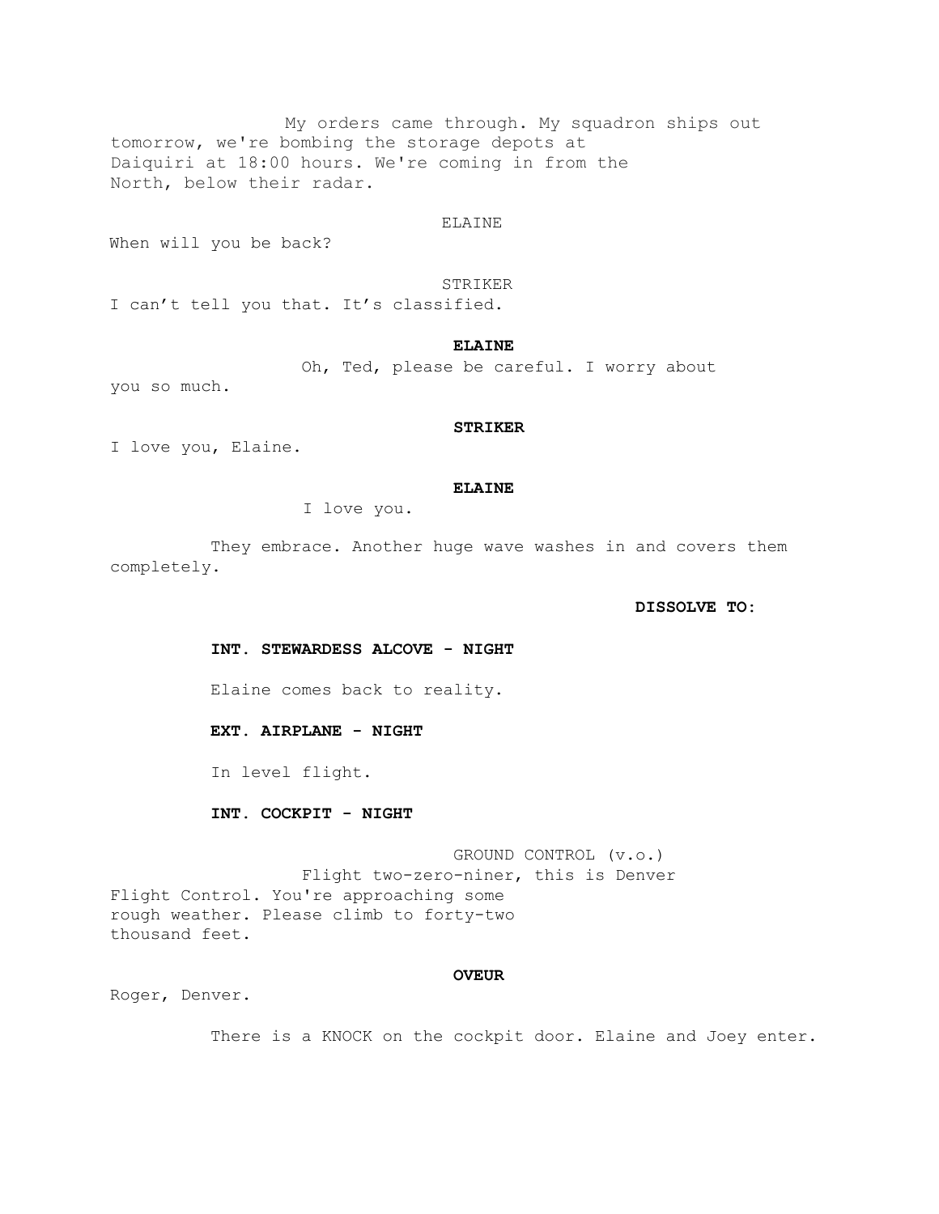My orders came through. My squadron ships out tomorrow, we're bombing the storage depots at Daiquiri at 18:00 hours. We're coming in from the North, below their radar.

ELAINE

When will you be back?

STRIKER

I can't tell you that. It's classified.

**ELAINE**

Oh, Ted, please be careful. I worry about you so much.

**STRIKER**

I love you, Elaine.

**ELAINE**

I love you.

They embrace. Another huge wave washes in and covers them completely.

**DISSOLVE TO:**

**INT. STEWARDESS ALCOVE - NIGHT**

Elaine comes back to reality.

**EXT. AIRPLANE - NIGHT**

In level flight.

**INT. COCKPIT - NIGHT**

GROUND CONTROL (v.o.)

Flight two-zero-niner, this is Denver Flight Control. You're approaching some rough weather. Please climb to forty-two thousand feet.

**OVEUR**

Roger, Denver.

There is a KNOCK on the cockpit door. Elaine and Joey enter.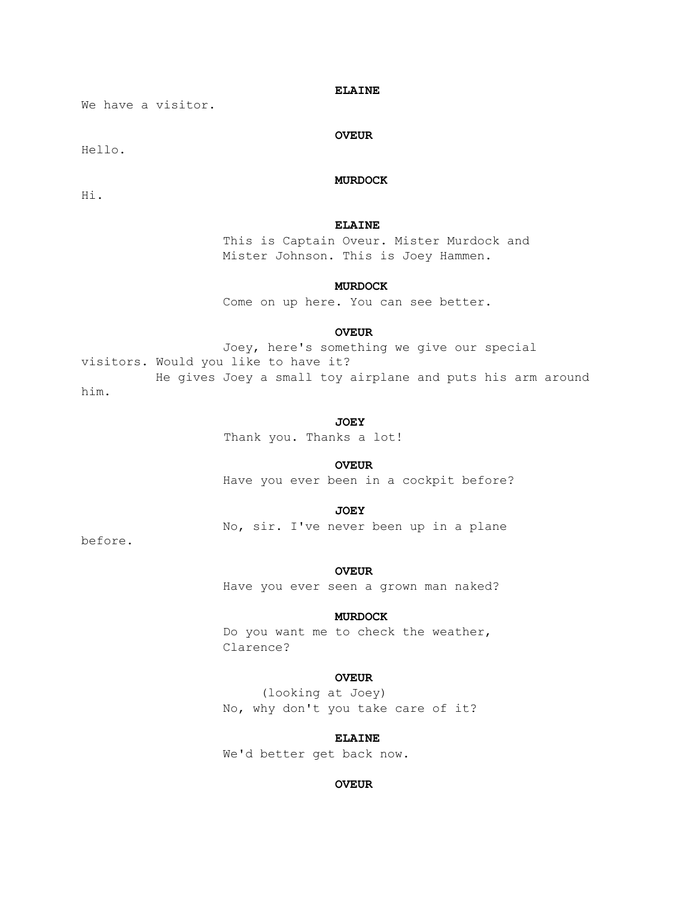**ELAINE**

We have a visitor.

**OVEUR**

Hello.

**MURDOCK**

Hi.

**ELAINE**

This is Captain Oveur. Mister Murdock and Mister Johnson. This is Joey Hammen.

**MURDOCK**

Come on up here. You can see better.

**OVEUR**

Joey, here's something we give our special visitors. Would you like to have it?

He gives Joey a small toy airplane and puts his arm around him.

**JOEY**

Thank you. Thanks a lot!

**OVEUR**

Have you ever been in a cockpit before?

**JOEY**

No, sir. I've never been up in a plane before.

**OVEUR**

Have you ever seen a grown man naked?

**MURDOCK**

Do you want me to check the weather, Clarence?

**OVEUR**

(looking at Joey)

No, why don't you take care of it?

**ELAINE**

We'd better get back now.

**OVEUR**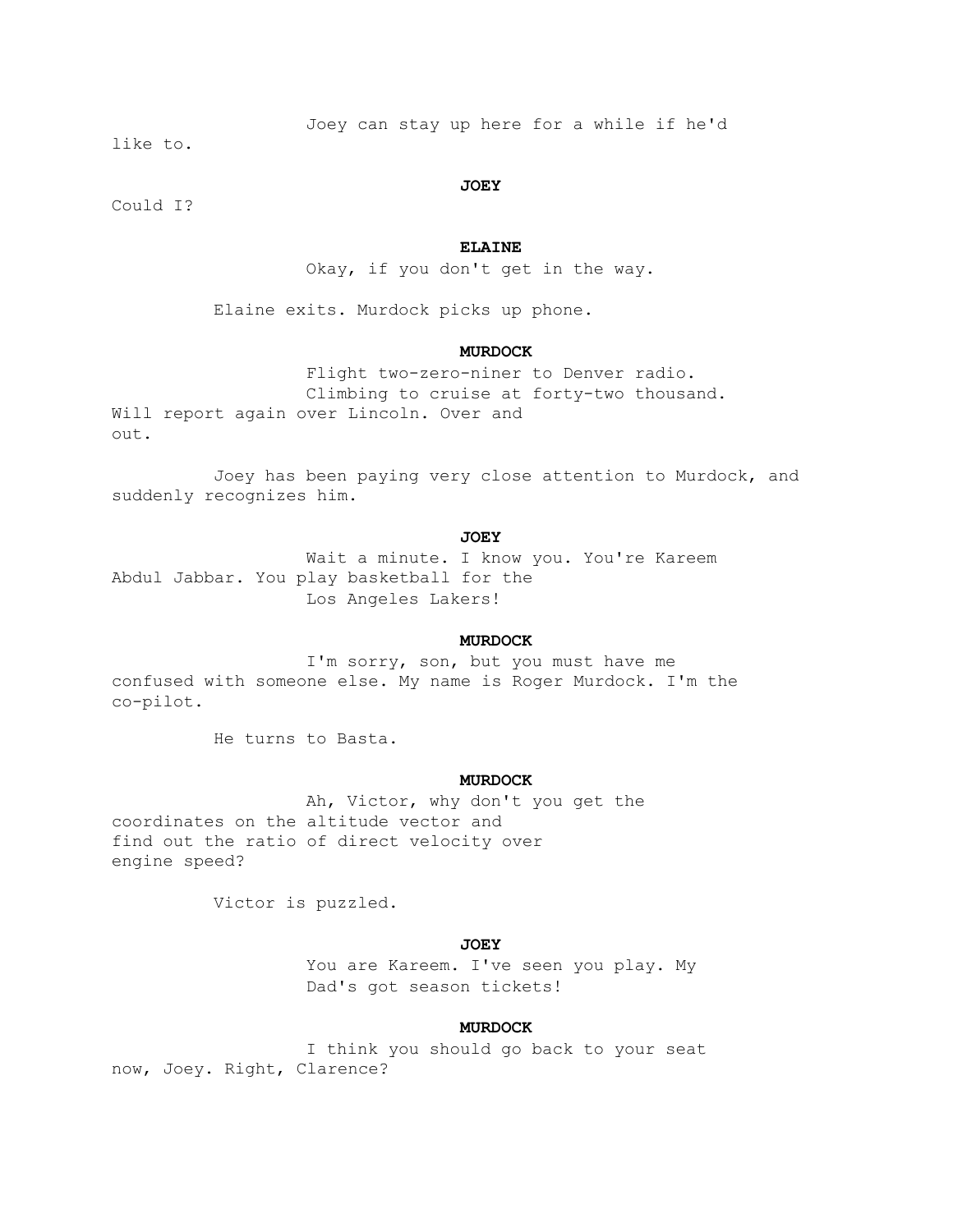Joey can stay up here for a while if he'd like to.

**JOEY**

Could I?

**ELAINE**

Okay, if you don't get in the way.

Elaine exits. Murdock picks up phone.

**MURDOCK**

Flight two-zero-niner to Denver radio.
Climbing to cruise at forty-two thousand.
Will report again over Lincoln. Over and out.

Joey has been paying very close attention to Murdock, and suddenly recognizes him.

**JOEY**

Wait a minute. I know you. You're Kareem Abdul Jabbar. You play basketball for the Los Angeles Lakers!

**MURDOCK**

I'm sorry, son, but you must have me confused with someone else. My name is Roger Murdock. I'm the co-pilot.

He turns to Basta.

**MURDOCK**

Ah, Victor, why don't you get the coordinates on the altitude vector and find out the ratio of direct velocity over engine speed?

Victor is puzzled.

**JOEY**

You are Kareem. I've seen you play. My
Dad's got season tickets!

**MURDOCK**

I think you should go back to your seat now, Joey. Right, Clarence?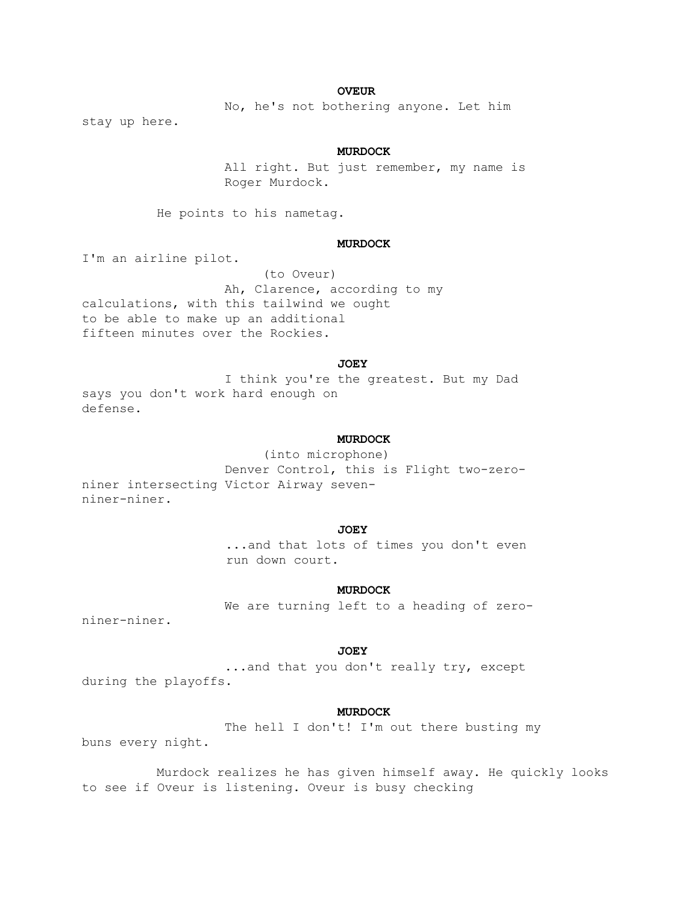**OVEUR**

No, he's not bothering anyone. Let him stay up here.

**MURDOCK**

All right. But just remember, my name is Roger Murdock.

He points to his nametag.

**MURDOCK**

I'm an airline pilot.

(to Oveur)

Ah, Clarence, according to my calculations, with this tailwind we ought to be able to make up an additional fifteen minutes over the Rockies.

**JOEY**

I think you're the greatest. But my Dad says you don't work hard enough on defense.

**MURDOCK**

(into microphone)

Denver Control, this is Flight two-zero-niner intersecting Victor Airway seven-niner-niner.

**JOEY**

...and that lots of times you don't even run down court.

**MURDOCK**

We are turning left to a heading of zero-niner-niner.

**JOEY**

...and that you don't really try, except during the playoffs.

**MURDOCK**

The hell I don't! I'm out there busting my buns every night.

Murdock realizes he has given himself away. He quickly looks to see if Oveur is listening. Oveur is busy checking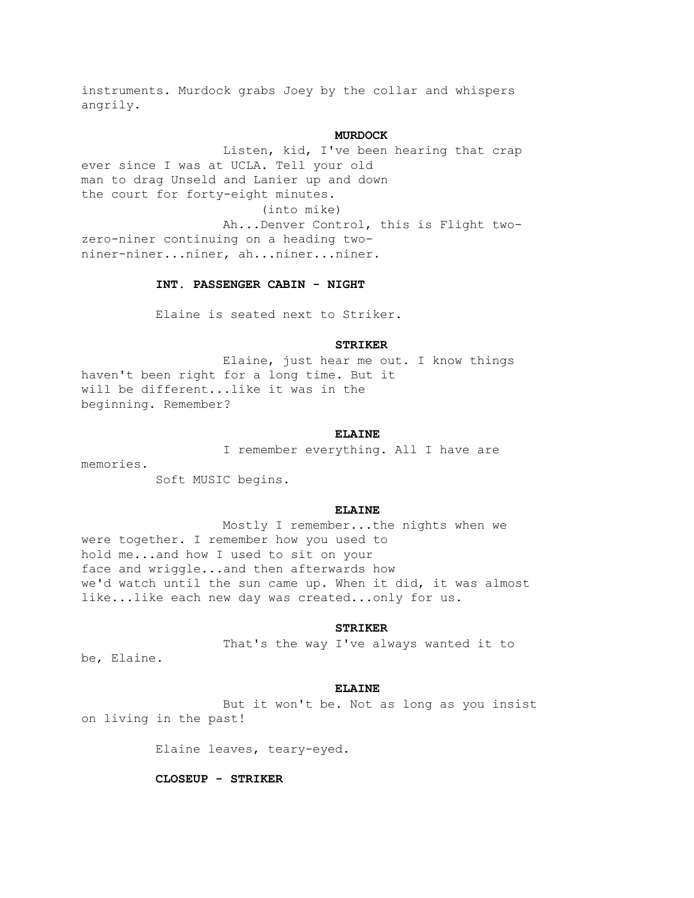instruments. Murdock grabs Joey by the collar and whispers angrily.

**MURDOCK**

Listen, kid, I've been hearing that crap ever since I was at UCLA. Tell your old man to drag Unseld and Lanier up and down the court for forty-eight minutes.

(into mike)

Ah...Denver Control, this is Flight two-zero-niner continuing on a heading two-niner-niner...niner, ah...niner...niner.

**INT. PASSENGER CABIN - NIGHT**

Elaine is seated next to Striker.

**STRIKER**

Elaine, just hear me out. I know things haven't been right for a long time. But it will be different...like it was in the beginning. Remember?

**ELAINE**

I remember everything. All I have are memories.

Soft MUSIC begins.

**ELAINE**

Mostly I remember...the nights when we were together. I remember how you used to hold me...and how I used to sit on your face and wriggle...and then afterwards how we'd watch until the sun came up. When it did, it was almost like...like each new day was created...only for us.

**STRIKER**

That's the way I've always wanted it to be, Elaine.

**ELAINE**

But it won't be. Not as long as you insist on living in the past!

Elaine leaves, teary-eyed.

**CLOSEUP - STRIKER**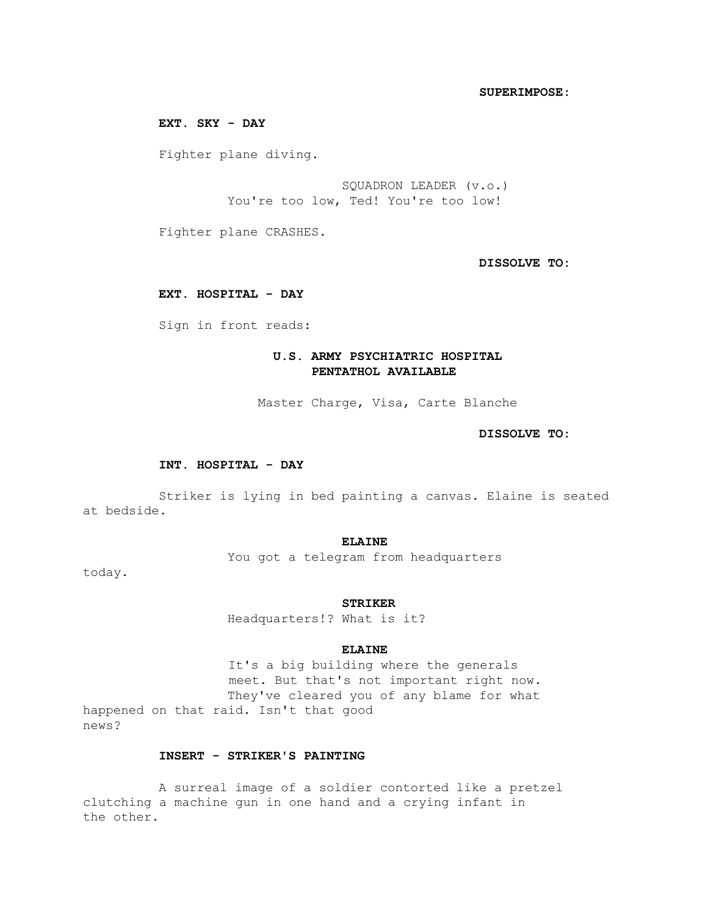**SUPERIMPOSE:**

**EXT. SKY - DAY**

Fighter plane diving.

SQUADRON LEADER (v.o.)
You're too low, Ted! You're too low!

Fighter plane CRASHES.

**DISSOLVE TO:**

**EXT. HOSPITAL - DAY**

Sign in front reads:

**U.S. ARMY PSYCHIATRIC HOSPITAL**
**PENTATHOL AVAILABLE**

Master Charge, Visa, Carte Blanche

**DISSOLVE TO:**

**INT. HOSPITAL - DAY**

Striker is lying in bed painting a canvas. Elaine is seated at bedside.

**ELAINE**
You got a telegram from headquarters today.

**STRIKER**
Headquarters!? What is it?

**ELAINE**
It's a big building where the generals meet. But that's not important right now. They've cleared you of any blame for what happened on that raid. Isn't that good news?

**INSERT - STRIKER'S PAINTING**

A surreal image of a soldier contorted like a pretzel clutching a machine gun in one hand and a crying infant in the other.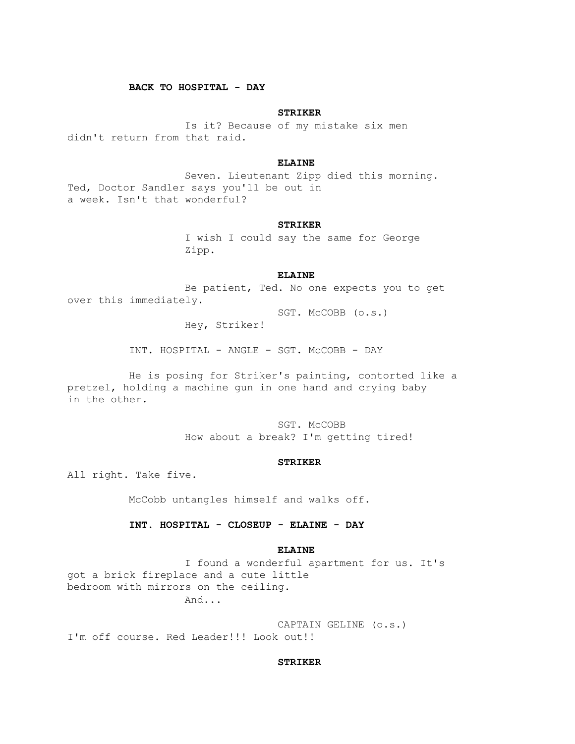**BACK TO HOSPITAL - DAY**

**STRIKER**

Is it? Because of my mistake six men didn't return from that raid.

**ELAINE**

Seven. Lieutenant Zipp died this morning. Ted, Doctor Sandler says you'll be out in a week. Isn't that wonderful?

**STRIKER**

I wish I could say the same for George Zipp.

**ELAINE**

Be patient, Ted. No one expects you to get over this immediately.

SGT. McCOBB (o.s.)

Hey, Striker!

INT. HOSPITAL - ANGLE - SGT. McCOBB - DAY

He is posing for Striker's painting, contorted like a pretzel, holding a machine gun in one hand and crying baby in the other.

SGT. McCOBB

How about a break? I'm getting tired!

**STRIKER**

All right. Take five.

McCobb untangles himself and walks off.

**INT. HOSPITAL - CLOSEUP - ELAINE - DAY**

**ELAINE**

I found a wonderful apartment for us. It's got a brick fireplace and a cute little bedroom with mirrors on the ceiling. And...

CAPTAIN GELINE (o.s.)

I'm off course. Red Leader!!! Look out!!

**STRIKER**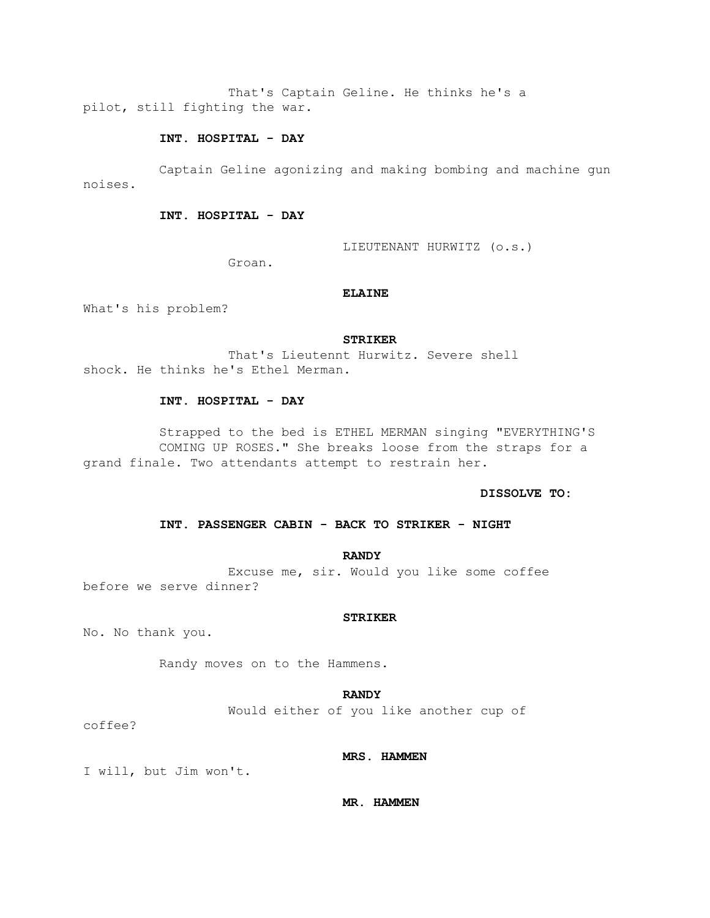That's Captain Geline. He thinks he's a pilot, still fighting the war.

**INT. HOSPITAL - DAY**

Captain Geline agonizing and making bombing and machine gun noises.

**INT. HOSPITAL - DAY**

LIEUTENANT HURWITZ (o.s.)

Groan.

**ELAINE**

What's his problem?

**STRIKER**

That's Lieutennt Hurwitz. Severe shell shock. He thinks he's Ethel Merman.

**INT. HOSPITAL - DAY**

Strapped to the bed is ETHEL MERMAN singing "EVERYTHING'S COMING UP ROSES." She breaks loose from the straps for a grand finale. Two attendants attempt to restrain her.

**DISSOLVE TO:**

**INT. PASSENGER CABIN - BACK TO STRIKER - NIGHT**

**RANDY**

Excuse me, sir. Would you like some coffee before we serve dinner?

**STRIKER**

No. No thank you.

Randy moves on to the Hammens.

**RANDY**

Would either of you like another cup of coffee?

**MRS. HAMMEN**

I will, but Jim won't.

**MR. HAMMEN**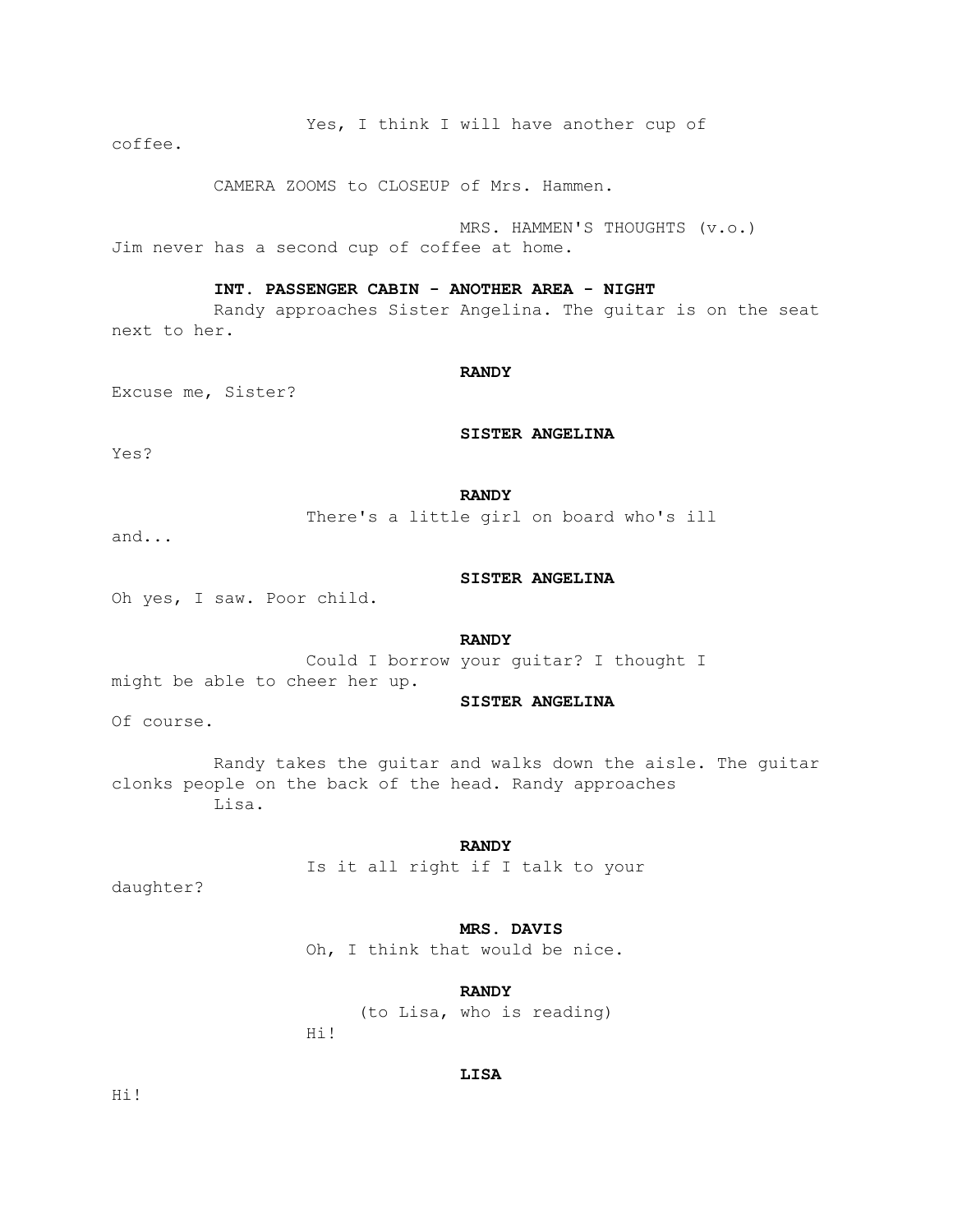Yes, I think I will have another cup of coffee.

CAMERA ZOOMS to CLOSEUP of Mrs. Hammen.

MRS. HAMMEN'S THOUGHTS (v.o.)
Jim never has a second cup of coffee at home.

**INT. PASSENGER CABIN - ANOTHER AREA - NIGHT**

Randy approaches Sister Angelina. The guitar is on the seat next to her.

**RANDY**
Excuse me, Sister?

**SISTER ANGELINA**
Yes?

**RANDY**
There's a little girl on board who's ill and...

**SISTER ANGELINA**
Oh yes, I saw. Poor child.

**RANDY**
Could I borrow your guitar? I thought I might be able to cheer her up.

**SISTER ANGELINA**
Of course.

Randy takes the guitar and walks down the aisle. The guitar clonks people on the back of the head. Randy approaches Lisa.

**RANDY**
Is it all right if I talk to your daughter?

**MRS. DAVIS**
Oh, I think that would be nice.

**RANDY**
(to Lisa, who is reading)
Hi!

**LISA**
Hi!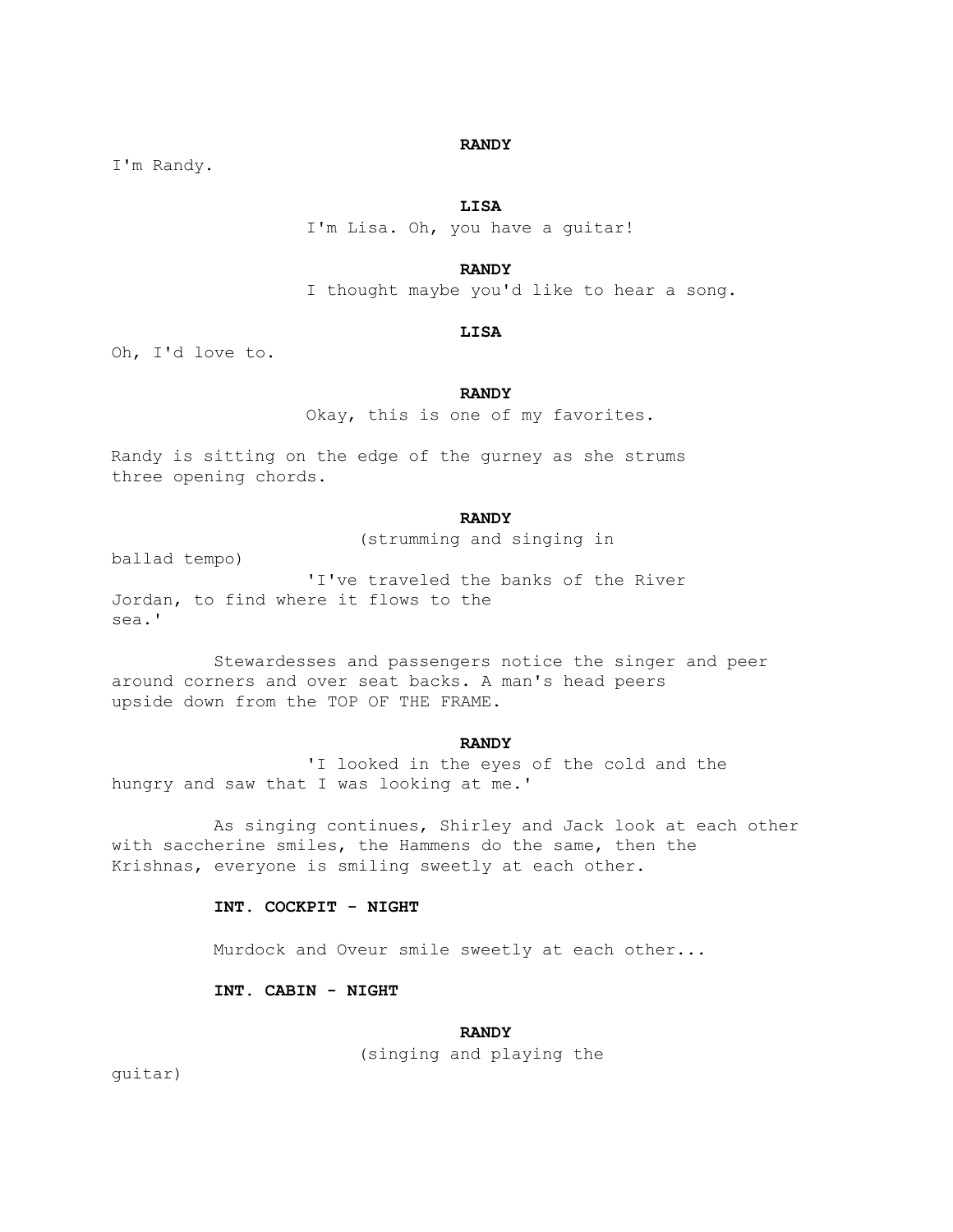**RANDY**

I'm Randy.

**LISA**

I'm Lisa. Oh, you have a guitar!

**RANDY**

I thought maybe you'd like to hear a song.

**LISA**

Oh, I'd love to.

**RANDY**

Okay, this is one of my favorites.

Randy is sitting on the edge of the gurney as she strums three opening chords.

**RANDY**

(strumming and singing in ballad tempo)

'I've traveled the banks of the River Jordan, to find where it flows to the sea.'

Stewardesses and passengers notice the singer and peer around corners and over seat backs. A man's head peers upside down from the TOP OF THE FRAME.

**RANDY**

'I looked in the eyes of the cold and the hungry and saw that I was looking at me.'

As singing continues, Shirley and Jack look at each other with saccharine smiles, the Hammens do the same, then the Krishnas, everyone is smiling sweetly at each other.

**INT. COCKPIT - NIGHT**

Murdock and Oveur smile sweetly at each other...

**INT. CABIN - NIGHT**

**RANDY**

(singing and playing the guitar)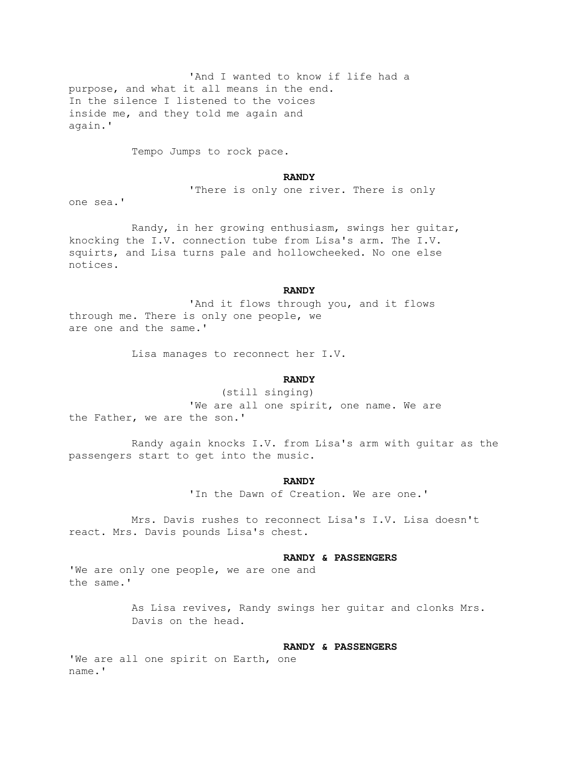'And I wanted to know if life had a purpose, and what it all means in the end. In the silence I listened to the voices inside me, and they told me again and again.'

Tempo Jumps to rock pace.

**RANDY**

'There is only one river. There is only one sea.'

Randy, in her growing enthusiasm, swings her guitar, knocking the I.V. connection tube from Lisa's arm. The I.V. squirts, and Lisa turns pale and hollowcheeked. No one else notices.

**RANDY**

'And it flows through you, and it flows through me. There is only one people, we are one and the same.'

Lisa manages to reconnect her I.V.

**RANDY**

(still singing)

'We are all one spirit, one name. We are the Father, we are the son.'

Randy again knocks I.V. from Lisa's arm with guitar as the passengers start to get into the music.

**RANDY**

'In the Dawn of Creation. We are one.'

Mrs. Davis rushes to reconnect Lisa's I.V. Lisa doesn't react. Mrs. Davis pounds Lisa's chest.

**RANDY & PASSENGERS**

'We are only one people, we are one and the same.'

As Lisa revives, Randy swings her guitar and clonks Mrs. Davis on the head.

**RANDY & PASSENGERS**

'We are all one spirit on Earth, one name.'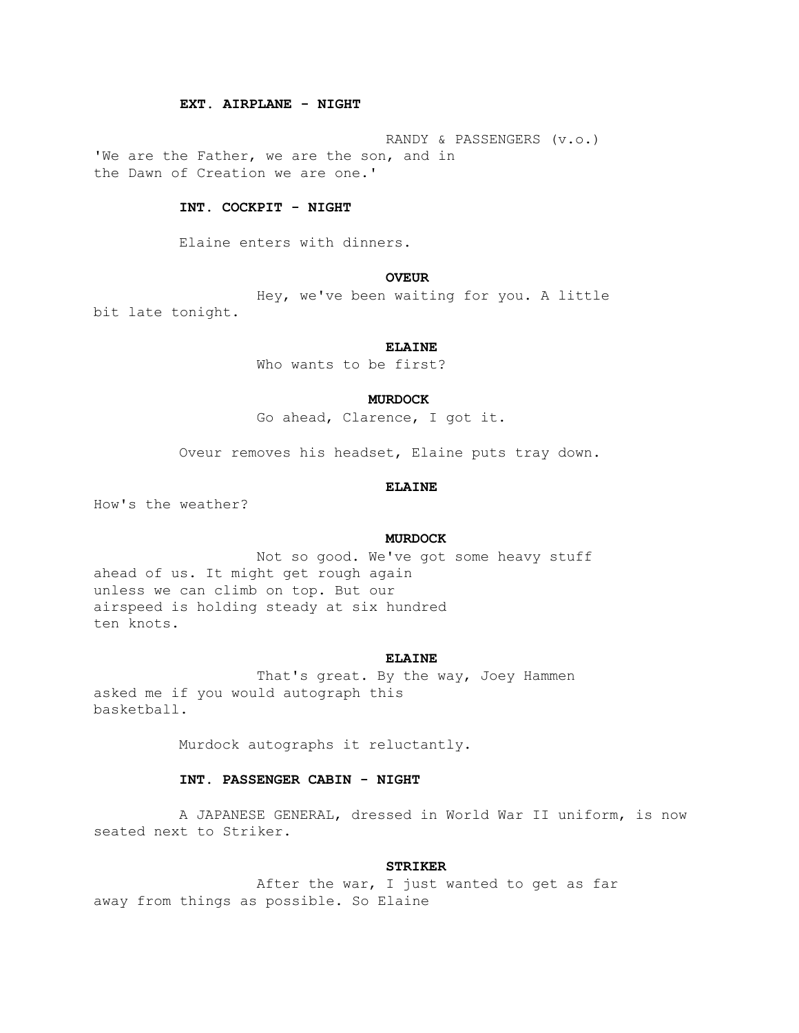**EXT. AIRPLANE - NIGHT**

RANDY & PASSENGERS (v.o.)
'We are the Father, we are the son, and in the Dawn of Creation we are one.'

**INT. COCKPIT - NIGHT**

Elaine enters with dinners.

**OVEUR**
Hey, we've been waiting for you. A little bit late tonight.

**ELAINE**
Who wants to be first?

**MURDOCK**
Go ahead, Clarence, I got it.

Oveur removes his headset, Elaine puts tray down.

**ELAINE**
How's the weather?

**MURDOCK**
Not so good. We've got some heavy stuff ahead of us. It might get rough again unless we can climb on top. But our airspeed is holding steady at six hundred ten knots.

**ELAINE**
That's great. By the way, Joey Hammen asked me if you would autograph this basketball.

Murdock autographs it reluctantly.

**INT. PASSENGER CABIN - NIGHT**

A JAPANESE GENERAL, dressed in World War II uniform, is now seated next to Striker.

**STRIKER**
After the war, I just wanted to get as far away from things as possible. So Elaine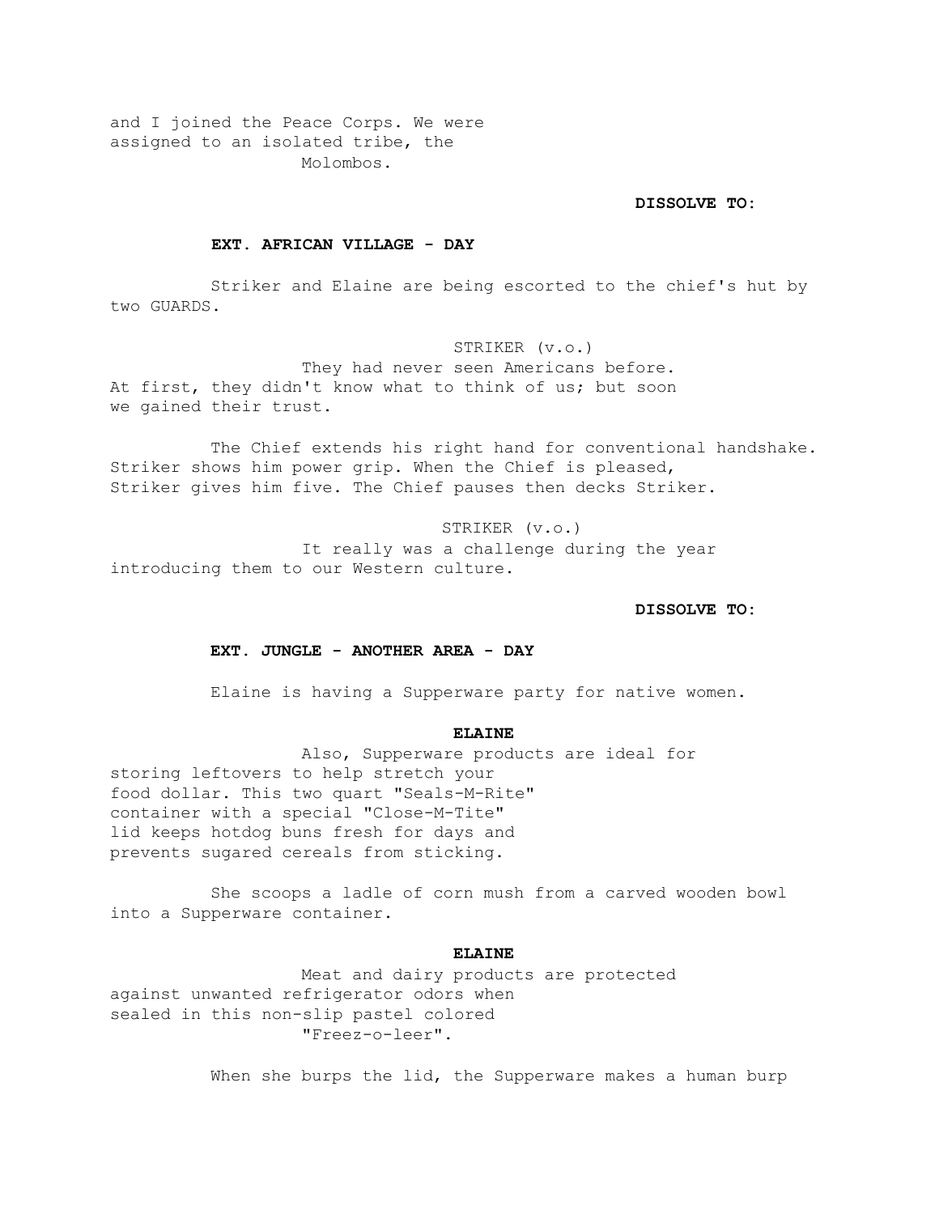and I joined the Peace Corps. We were
assigned to an isolated tribe, the
Molombos.

**DISSOLVE TO:**

**EXT. AFRICAN VILLAGE - DAY**

Striker and Elaine are being escorted to the chief's hut by two GUARDS.

STRIKER (v.o.)
They had never seen Americans before. At first, they didn't know what to think of us; but soon we gained their trust.

The Chief extends his right hand for conventional handshake. Striker shows him power grip. When the Chief is pleased, Striker gives him five. The Chief pauses then decks Striker.

STRIKER (v.o.)
It really was a challenge during the year introducing them to our Western culture.

**DISSOLVE TO:**

**EXT. JUNGLE - ANOTHER AREA - DAY**

Elaine is having a Supperware party for native women.

**ELAINE**
Also, Supperware products are ideal for storing leftovers to help stretch your food dollar. This two quart "Seals-M-Rite" container with a special "Close-M-Tite" lid keeps hotdog buns fresh for days and prevents sugared cereals from sticking.

She scoops a ladle of corn mush from a carved wooden bowl into a Supperware container.

**ELAINE**
Meat and dairy products are protected against unwanted refrigerator odors when sealed in this non-slip pastel colored "Freez-o-leer".

When she burps the lid, the Supperware makes a human burp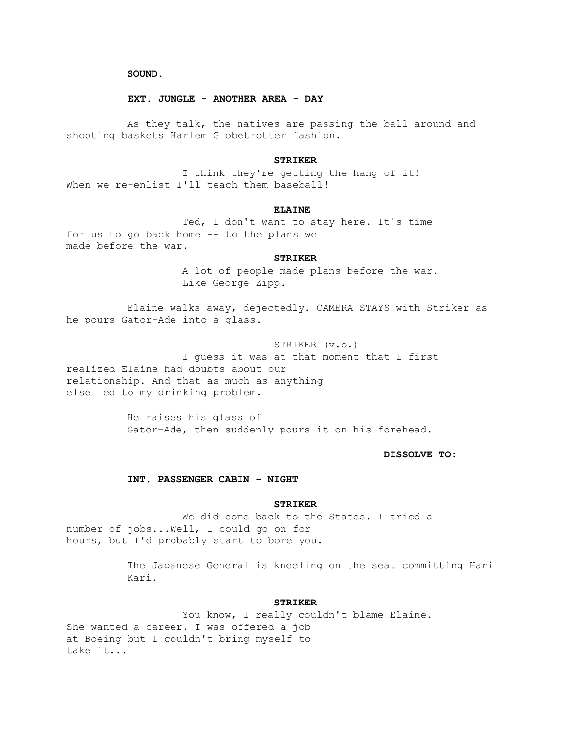**SOUND.**

**EXT. JUNGLE - ANOTHER AREA - DAY**

As they talk, the natives are passing the ball around and shooting baskets Harlem Globetrotter fashion.

**STRIKER**

I think they're getting the hang of it! When we re-enlist I'll teach them baseball!

**ELAINE**

Ted, I don't want to stay here. It's time for us to go back home -- to the plans we made before the war.

**STRIKER**

A lot of people made plans before the war. Like George Zipp.

Elaine walks away, dejectedly. CAMERA STAYS with Striker as he pours Gator-Ade into a glass.

STRIKER (v.o.)

I guess it was at that moment that I first realized Elaine had doubts about our relationship. And that as much as anything else led to my drinking problem.

He raises his glass of Gator-Ade, then suddenly pours it on his forehead.

**DISSOLVE TO:**

**INT. PASSENGER CABIN - NIGHT**

**STRIKER**

We did come back to the States. I tried a number of jobs...Well, I could go on for hours, but I'd probably start to bore you.

The Japanese General is kneeling on the seat committing Hari Kari.

**STRIKER**

You know, I really couldn't blame Elaine. She wanted a career. I was offered a job at Boeing but I couldn't bring myself to take it...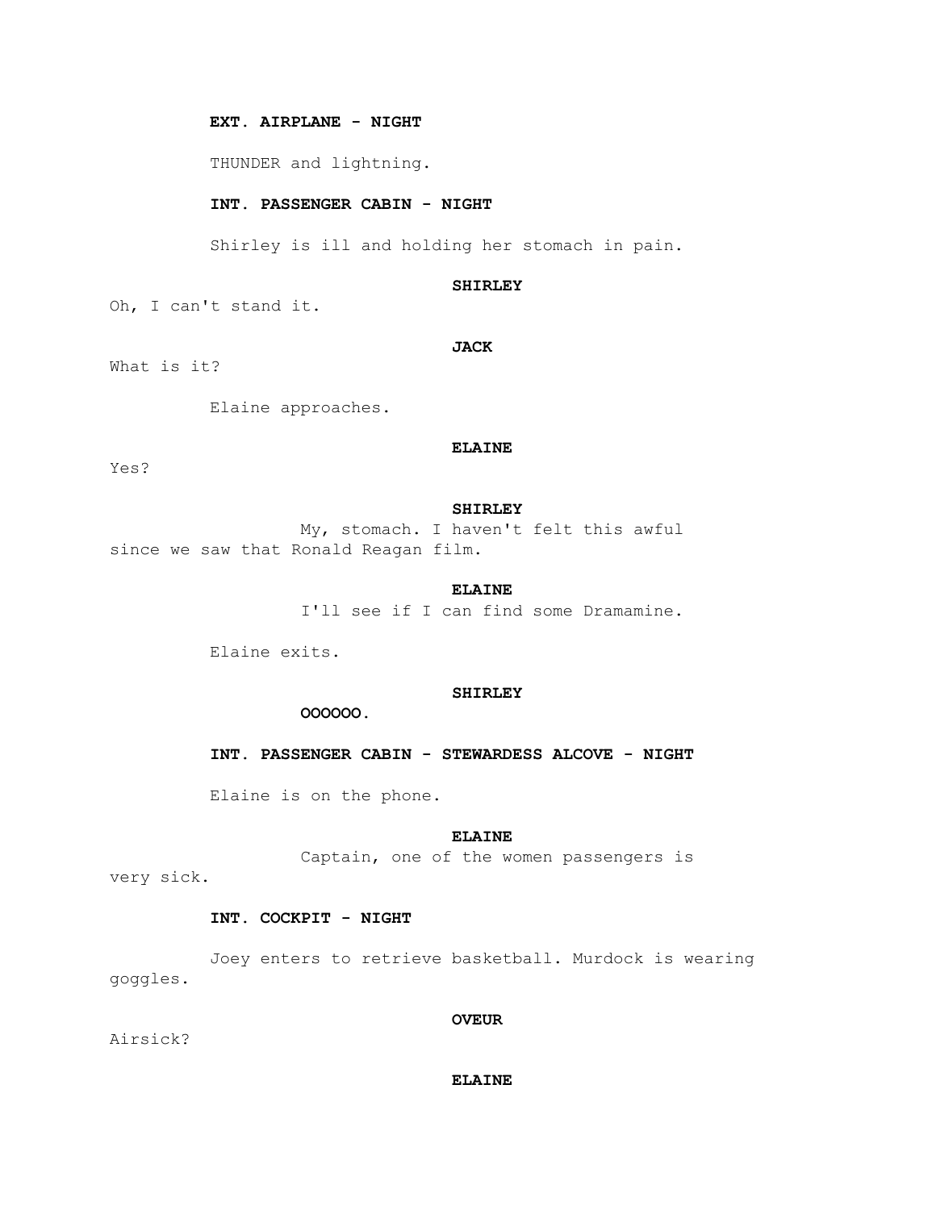**EXT. AIRPLANE - NIGHT**

THUNDER and lightning.

**INT. PASSENGER CABIN - NIGHT**

Shirley is ill and holding her stomach in pain.

**SHIRLEY**

Oh, I can't stand it.

**JACK**

What is it?

Elaine approaches.

**ELAINE**

Yes?

**SHIRLEY**

My, stomach. I haven't felt this awful since we saw that Ronald Reagan film.

**ELAINE**

I'll see if I can find some Dramamine.

Elaine exits.

**SHIRLEY**

**OOOOOO.**

**INT. PASSENGER CABIN - STEWARDESS ALCOVE - NIGHT**

Elaine is on the phone.

**ELAINE**

Captain, one of the women passengers is very sick.

**INT. COCKPIT - NIGHT**

Joey enters to retrieve basketball. Murdock is wearing goggles.

**OVEUR**

Airsick?

**ELAINE**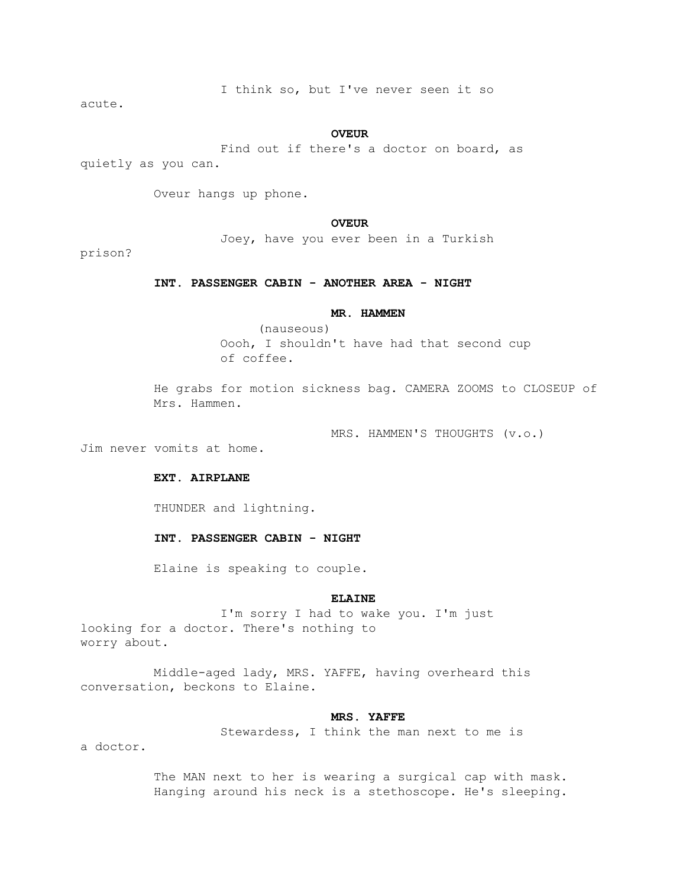I think so, but I've never seen it so acute.

**OVEUR**

Find out if there's a doctor on board, as quietly as you can.

Oveur hangs up phone.

**OVEUR**

Joey, have you ever been in a Turkish prison?

**INT. PASSENGER CABIN - ANOTHER AREA - NIGHT**

**MR. HAMMEN**

(nauseous)
Oooh, I shouldn't have had that second cup of coffee.

He grabs for motion sickness bag. CAMERA ZOOMS to CLOSEUP of Mrs. Hammen.

MRS. HAMMEN'S THOUGHTS (v.o.)

Jim never vomits at home.

**EXT. AIRPLANE**

THUNDER and lightning.

**INT. PASSENGER CABIN - NIGHT**

Elaine is speaking to couple.

**ELAINE**

I'm sorry I had to wake you. I'm just looking for a doctor. There's nothing to worry about.

Middle-aged lady, MRS. YAFFE, having overheard this conversation, beckons to Elaine.

**MRS. YAFFE**

Stewardess, I think the man next to me is a doctor.

The MAN next to her is wearing a surgical cap with mask. Hanging around his neck is a stethoscope. He's sleeping.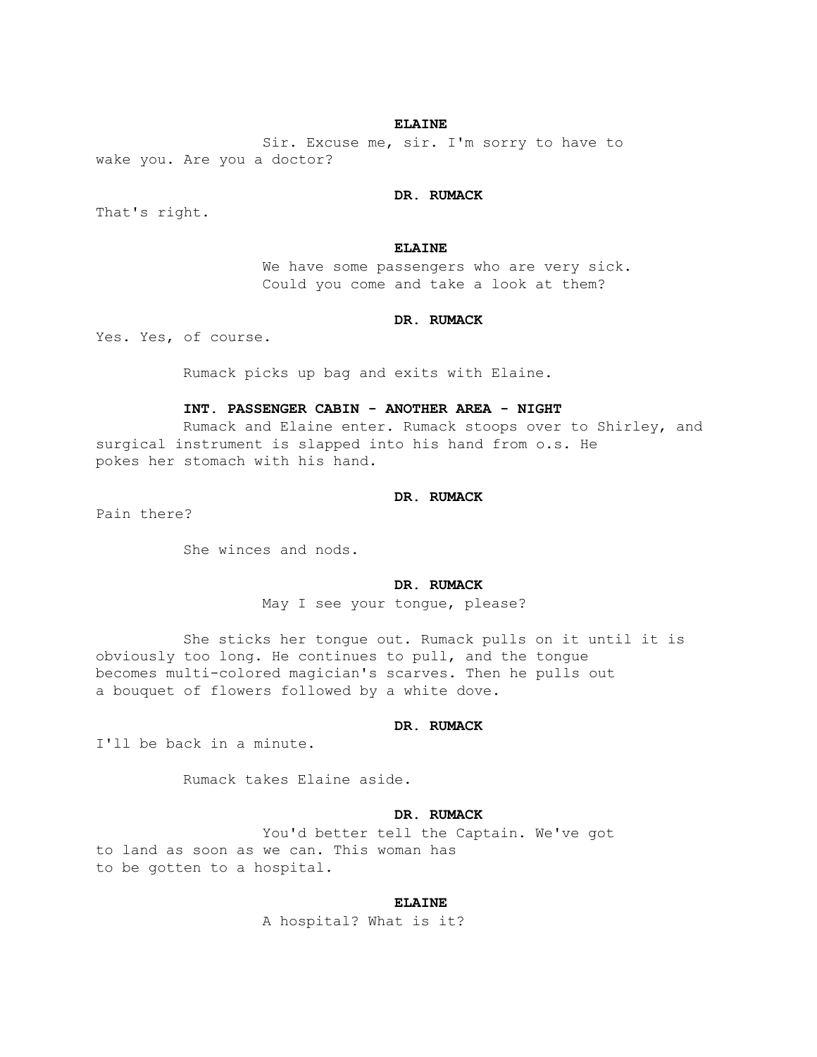**ELAINE**

Sir. Excuse me, sir. I'm sorry to have to wake you. Are you a doctor?

**DR. RUMACK**

That's right.

**ELAINE**

We have some passengers who are very sick. Could you come and take a look at them?

**DR. RUMACK**

Yes. Yes, of course.

Rumack picks up bag and exits with Elaine.

**INT. PASSENGER CABIN - ANOTHER AREA - NIGHT**

Rumack and Elaine enter. Rumack stoops over to Shirley, and surgical instrument is slapped into his hand from o.s. He pokes her stomach with his hand.

**DR. RUMACK**

Pain there?

She winces and nods.

**DR. RUMACK**

May I see your tongue, please?

She sticks her tongue out. Rumack pulls on it until it is obviously too long. He continues to pull, and the tongue becomes multi-colored magician's scarves. Then he pulls out a bouquet of flowers followed by a white dove.

**DR. RUMACK**

I'll be back in a minute.

Rumack takes Elaine aside.

**DR. RUMACK**

You'd better tell the Captain. We've got to land as soon as we can. This woman has to be gotten to a hospital.

**ELAINE**

A hospital? What is it?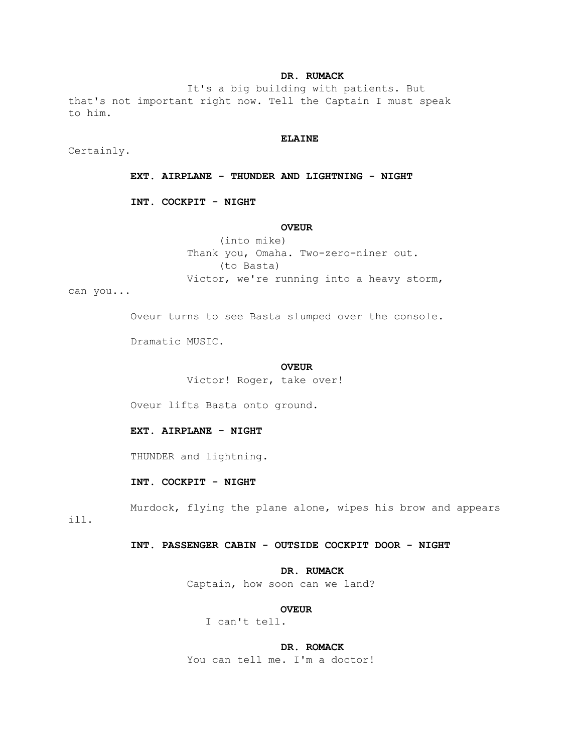**DR. RUMACK**

It's a big building with patients. But that's not important right now. Tell the Captain I must speak to him.

**ELAINE**

Certainly.

**EXT. AIRPLANE - THUNDER AND LIGHTNING - NIGHT**

**INT. COCKPIT - NIGHT**

**OVEUR**

(into mike)
Thank you, Omaha. Two-zero-niner out.
(to Basta)
Victor, we're running into a heavy storm, can you...

Oveur turns to see Basta slumped over the console.

Dramatic MUSIC.

**OVEUR**

Victor! Roger, take over!

Oveur lifts Basta onto ground.

**EXT. AIRPLANE - NIGHT**

THUNDER and lightning.

**INT. COCKPIT - NIGHT**

Murdock, flying the plane alone, wipes his brow and appears ill.

**INT. PASSENGER CABIN - OUTSIDE COCKPIT DOOR - NIGHT**

**DR. RUMACK**

Captain, how soon can we land?

**OVEUR**

I can't tell.

**DR. ROMACK**

You can tell me. I'm a doctor!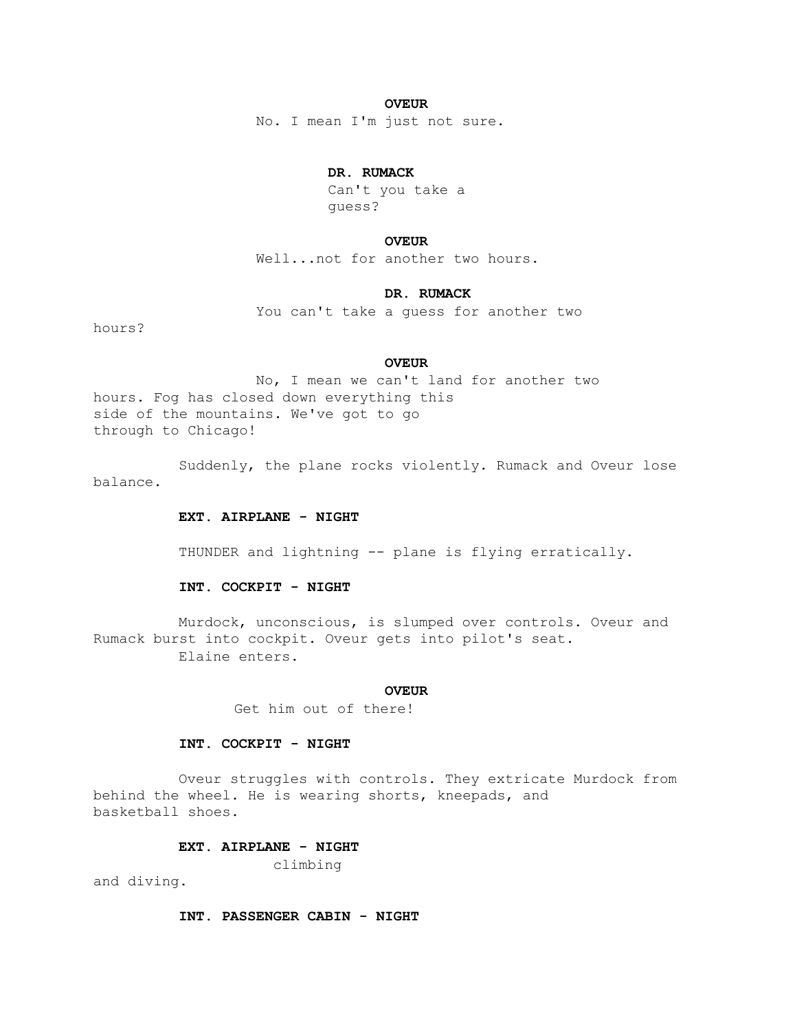**OVEUR**

No. I mean I'm just not sure.

**DR. RUMACK**

Can't you take a guess?

**OVEUR**

Well...not for another two hours.

**DR. RUMACK**

You can't take a guess for another two hours?

**OVEUR**

No, I mean we can't land for another two hours. Fog has closed down everything this side of the mountains. We've got to go through to Chicago!

Suddenly, the plane rocks violently. Rumack and Oveur lose balance.

**EXT. AIRPLANE - NIGHT**

THUNDER and lightning -- plane is flying erratically.

**INT. COCKPIT - NIGHT**

Murdock, unconscious, is slumped over controls. Oveur and Rumack burst into cockpit. Oveur gets into pilot's seat. Elaine enters.

**OVEUR**

Get him out of there!

**INT. COCKPIT - NIGHT**

Oveur struggles with controls. They extricate Murdock from behind the wheel. He is wearing shorts, kneepads, and basketball shoes.

**EXT. AIRPLANE - NIGHT**

climbing and diving.

**INT. PASSENGER CABIN - NIGHT**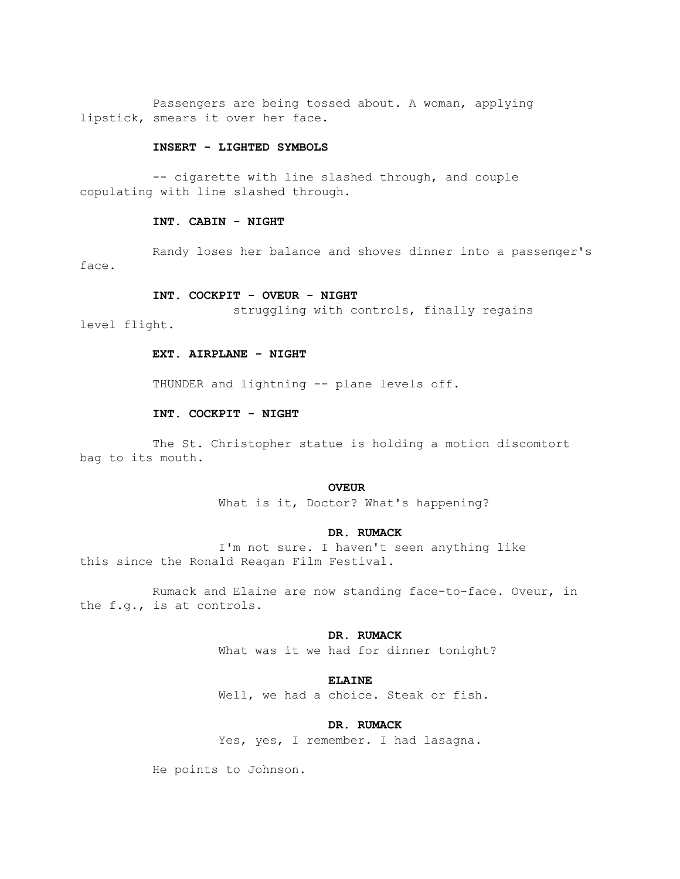Passengers are being tossed about. A woman, applying lipstick, smears it over her face.

**INSERT - LIGHTED SYMBOLS**

-- cigarette with line slashed through, and couple copulating with line slashed through.

**INT. CABIN - NIGHT**

Randy loses her balance and shoves dinner into a passenger's face.

**INT. COCKPIT - OVEUR - NIGHT**

struggling with controls, finally regains level flight.

**EXT. AIRPLANE - NIGHT**

THUNDER and lightning -- plane levels off.

**INT. COCKPIT - NIGHT**

The St. Christopher statue is holding a motion discomtort bag to its mouth.

**OVEUR**

What is it, Doctor? What's happening?

**DR. RUMACK**

I'm not sure. I haven't seen anything like this since the Ronald Reagan Film Festival.

Rumack and Elaine are now standing face-to-face. Oveur, in the f.g., is at controls.

**DR. RUMACK**

What was it we had for dinner tonight?

**ELAINE**

Well, we had a choice. Steak or fish.

**DR. RUMACK**

Yes, yes, I remember. I had lasagna.

He points to Johnson.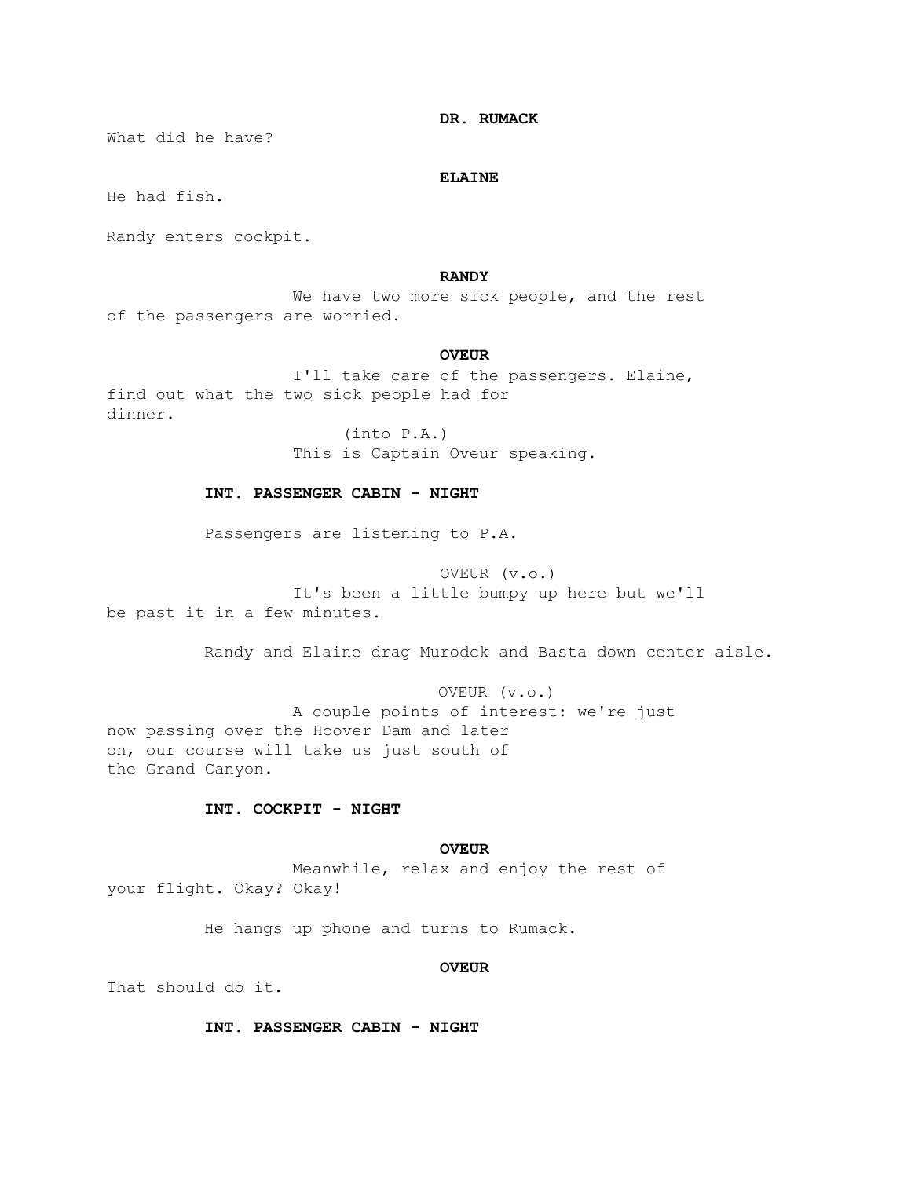**DR. RUMACK**

What did he have?

**ELAINE**

He had fish.

Randy enters cockpit.

**RANDY**

We have two more sick people, and the rest of the passengers are worried.

**OVEUR**

I'll take care of the passengers. Elaine, find out what the two sick people had for dinner.

(into P.A.)

This is Captain Oveur speaking.

**INT. PASSENGER CABIN - NIGHT**

Passengers are listening to P.A.

OVEUR (v.o.)

It's been a little bumpy up here but we'll be past it in a few minutes.

Randy and Elaine drag Murodck and Basta down center aisle.

OVEUR (v.o.)

A couple points of interest: we're just now passing over the Hoover Dam and later on, our course will take us just south of the Grand Canyon.

**INT. COCKPIT - NIGHT**

**OVEUR**

Meanwhile, relax and enjoy the rest of your flight. Okay? Okay!

He hangs up phone and turns to Rumack.

**OVEUR**

That should do it.

**INT. PASSENGER CABIN - NIGHT**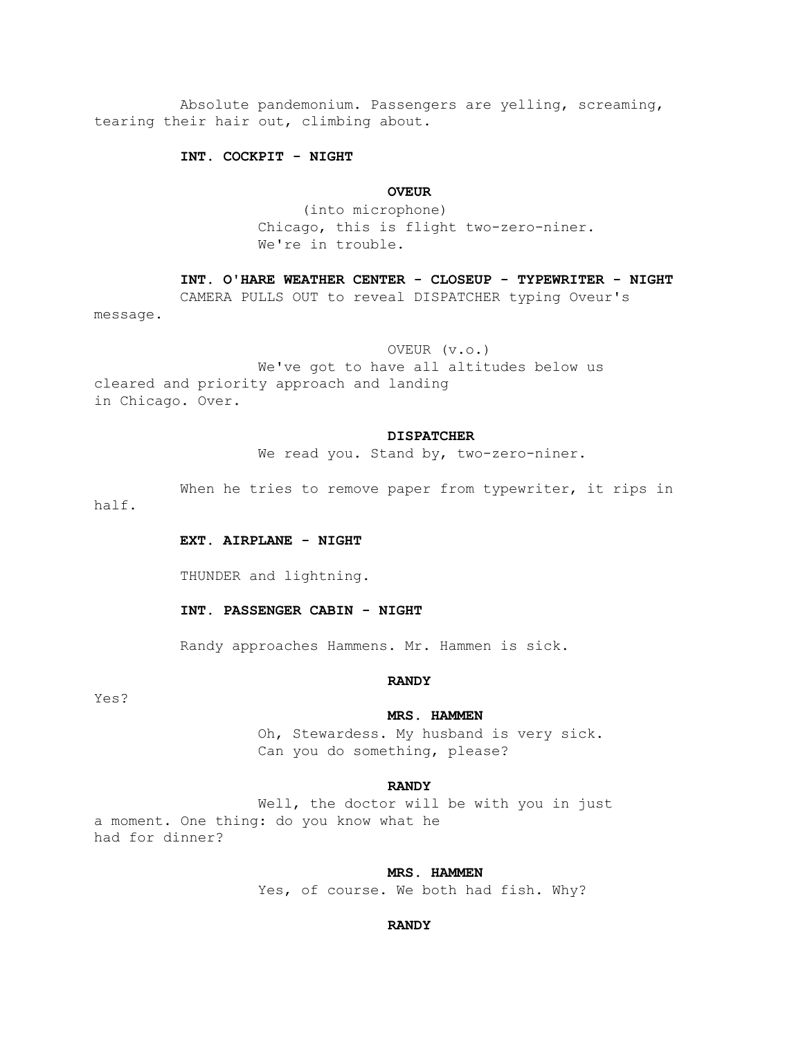Absolute pandemonium. Passengers are yelling, screaming, tearing their hair out, climbing about.

**INT. COCKPIT - NIGHT**

**OVEUR**

(into microphone)

Chicago, this is flight two-zero-niner. We're in trouble.

**INT. O'HARE WEATHER CENTER - CLOSEUP - TYPEWRITER - NIGHT**

CAMERA PULLS OUT to reveal DISPATCHER typing Oveur's message.

OVEUR (v.o.)

We've got to have all altitudes below us cleared and priority approach and landing in Chicago. Over.

**DISPATCHER**

We read you. Stand by, two-zero-niner.

When he tries to remove paper from typewriter, it rips in half.

**EXT. AIRPLANE - NIGHT**

THUNDER and lightning.

**INT. PASSENGER CABIN - NIGHT**

Randy approaches Hammens. Mr. Hammen is sick.

**RANDY**

Yes?

**MRS. HAMMEN**

Oh, Stewardess. My husband is very sick. Can you do something, please?

**RANDY**

Well, the doctor will be with you in just a moment. One thing: do you know what he had for dinner?

**MRS. HAMMEN**

Yes, of course. We both had fish. Why?

**RANDY**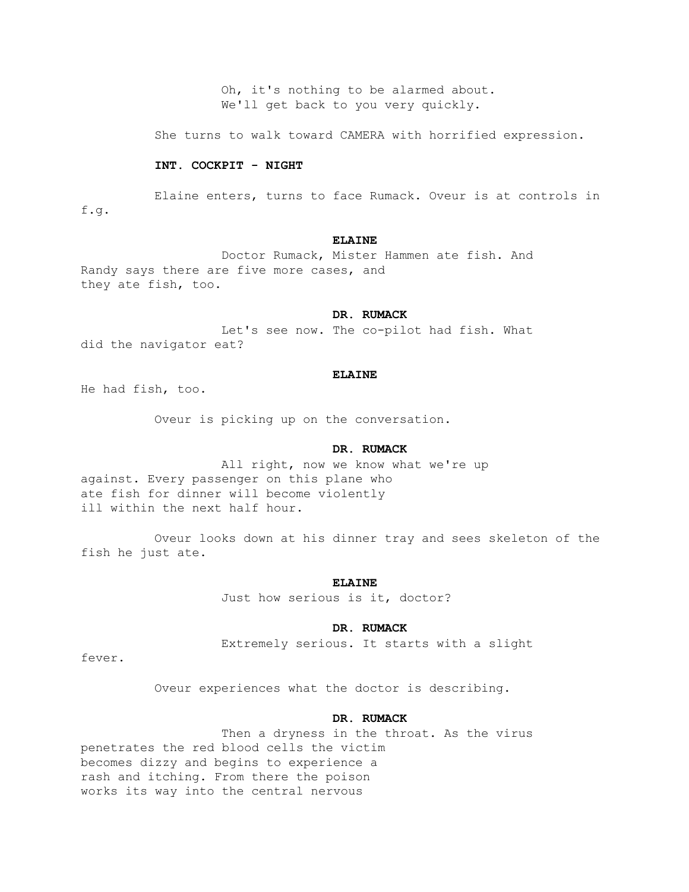Oh, it's nothing to be alarmed about.
We'll get back to you very quickly.

She turns to walk toward CAMERA with horrified expression.

**INT. COCKPIT - NIGHT**

Elaine enters, turns to face Rumack. Oveur is at controls in f.g.

**ELAINE**

Doctor Rumack, Mister Hammen ate fish. And Randy says there are five more cases, and they ate fish, too.

**DR. RUMACK**

Let's see now. The co-pilot had fish. What did the navigator eat?

**ELAINE**

He had fish, too.

Oveur is picking up on the conversation.

**DR. RUMACK**

All right, now we know what we're up against. Every passenger on this plane who ate fish for dinner will become violently ill within the next half hour.

Oveur looks down at his dinner tray and sees skeleton of the fish he just ate.

**ELAINE**

Just how serious is it, doctor?

**DR. RUMACK**

Extremely serious. It starts with a slight fever.

Oveur experiences what the doctor is describing.

**DR. RUMACK**

Then a dryness in the throat. As the virus penetrates the red blood cells the victim becomes dizzy and begins to experience a rash and itching. From there the poison works its way into the central nervous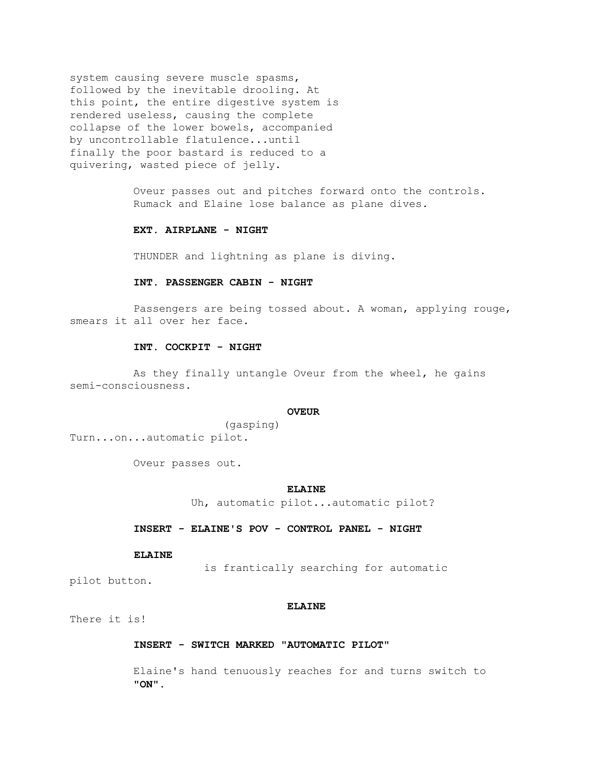system causing severe muscle spasms, followed by the inevitable drooling. At this point, the entire digestive system is rendered useless, causing the complete collapse of the lower bowels, accompanied by uncontrollable flatulence...until finally the poor bastard is reduced to a quivering, wasted piece of jelly.

Oveur passes out and pitches forward onto the controls. Rumack and Elaine lose balance as plane dives.

**EXT. AIRPLANE - NIGHT**

THUNDER and lightning as plane is diving.

**INT. PASSENGER CABIN - NIGHT**

Passengers are being tossed about. A woman, applying rouge, smears it all over her face.

**INT. COCKPIT - NIGHT**

As they finally untangle Oveur from the wheel, he gains semi-consciousness.

**OVEUR**

(gasping)

Turn...on...automatic pilot.

Oveur passes out.

**ELAINE**

Uh, automatic pilot...automatic pilot?

**INSERT - ELAINE'S POV - CONTROL PANEL - NIGHT**

**ELAINE** is frantically searching for automatic pilot button.

**ELAINE**

There it is!

**INSERT - SWITCH MARKED "AUTOMATIC PILOT"**

Elaine's hand tenuously reaches for and turns switch to **"ON"**.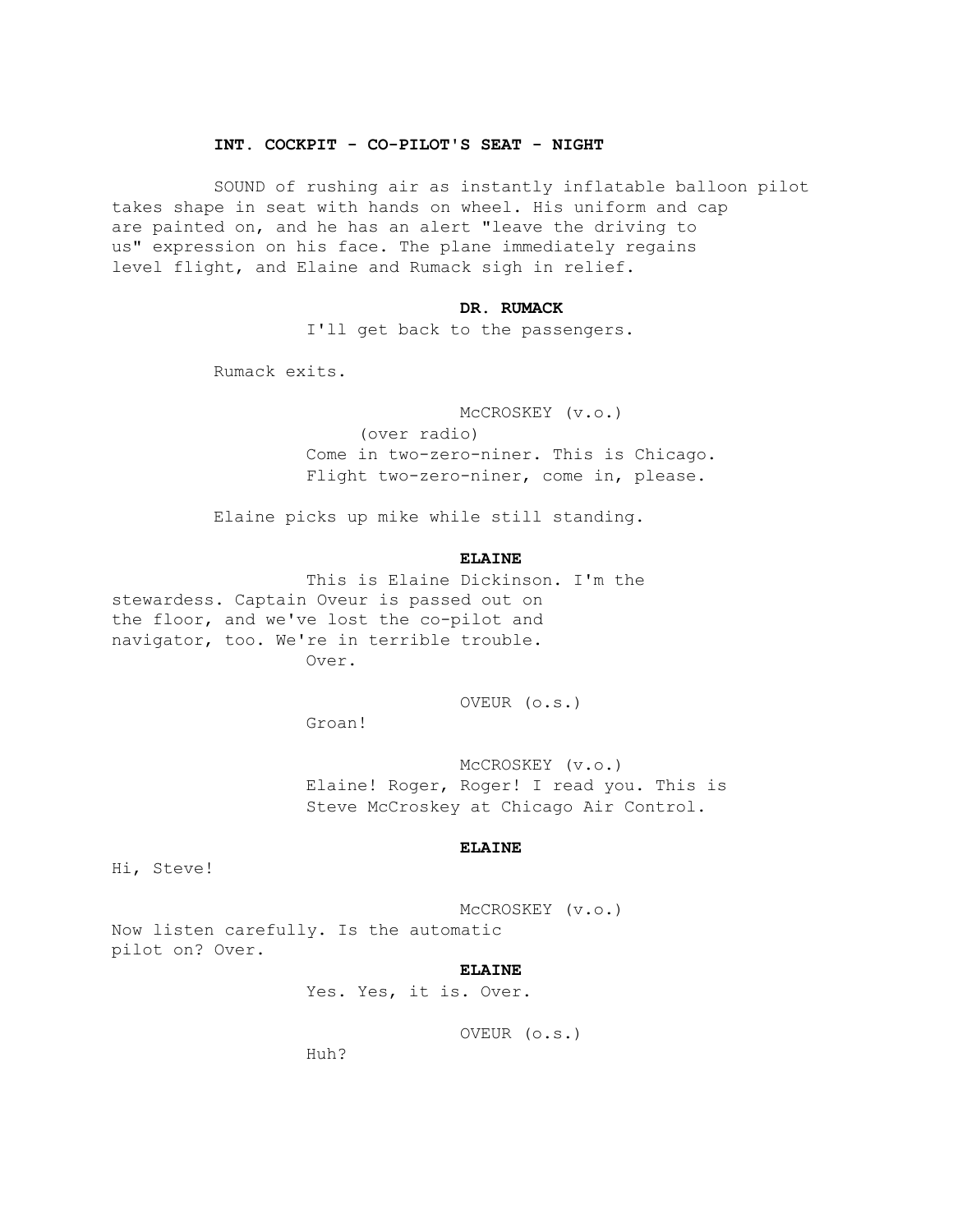**INT. COCKPIT - CO-PILOT'S SEAT - NIGHT**

SOUND of rushing air as instantly inflatable balloon pilot takes shape in seat with hands on wheel. His uniform and cap are painted on, and he has an alert "leave the driving to us" expression on his face. The plane immediately regains level flight, and Elaine and Rumack sigh in relief.

**DR. RUMACK**
I'll get back to the passengers.

Rumack exits.

McCROSKEY (v.o.)
(over radio)
Come in two-zero-niner. This is Chicago. Flight two-zero-niner, come in, please.

Elaine picks up mike while still standing.

**ELAINE**
This is Elaine Dickinson. I'm the stewardess. Captain Oveur is passed out on the floor, and we've lost the co-pilot and navigator, too. We're in terrible trouble. Over.

OVEUR (o.s.)
Groan!

McCROSKEY (v.o.)
Elaine! Roger, Roger! I read you. This is Steve McCroskey at Chicago Air Control.

**ELAINE**
Hi, Steve!

McCROSKEY (v.o.)
Now listen carefully. Is the automatic pilot on? Over.

**ELAINE**
Yes. Yes, it is. Over.

OVEUR (o.s.)
Huh?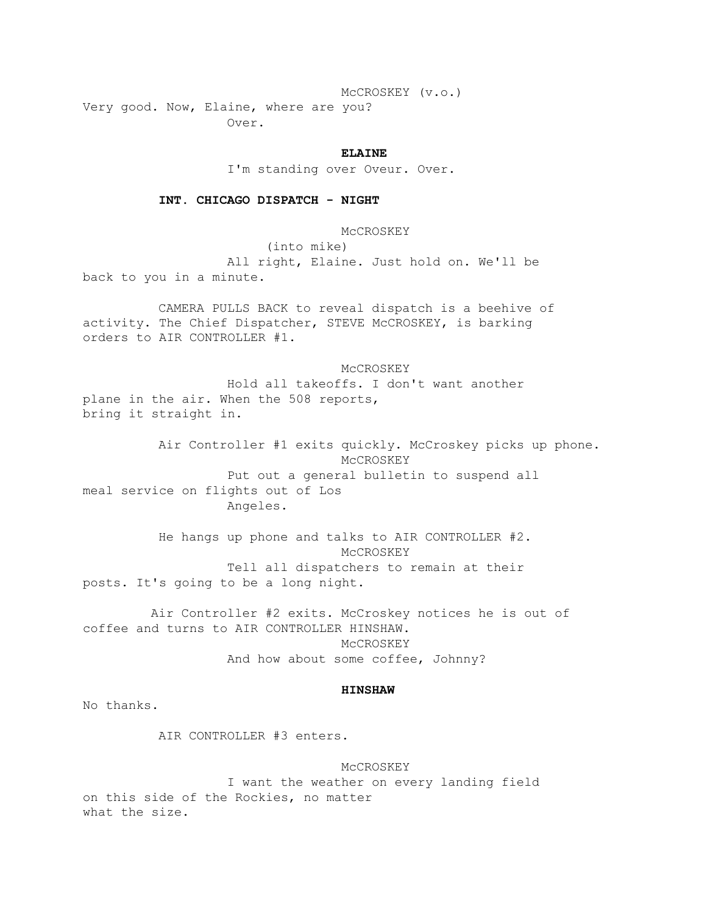McCROSKEY (v.o.)

Very good. Now, Elaine, where are you? Over.

**ELAINE**

I'm standing over Oveur. Over.

**INT. CHICAGO DISPATCH - NIGHT**

McCROSKEY

(into mike)

All right, Elaine. Just hold on. We'll be back to you in a minute.

CAMERA PULLS BACK to reveal dispatch is a beehive of activity. The Chief Dispatcher, STEVE McCROSKEY, is barking orders to AIR CONTROLLER #1.

McCROSKEY

Hold all takeoffs. I don't want another plane in the air. When the 508 reports, bring it straight in.

Air Controller #1 exits quickly. McCroskey picks up phone.

McCROSKEY

Put out a general bulletin to suspend all meal service on flights out of Los Angeles.

He hangs up phone and talks to AIR CONTROLLER #2.

McCROSKEY

Tell all dispatchers to remain at their posts. It's going to be a long night.

Air Controller #2 exits. McCroskey notices he is out of coffee and turns to AIR CONTROLLER HINSHAW.

McCROSKEY

And how about some coffee, Johnny?

**HINSHAW**

No thanks.

AIR CONTROLLER #3 enters.

McCROSKEY

I want the weather on every landing field on this side of the Rockies, no matter what the size.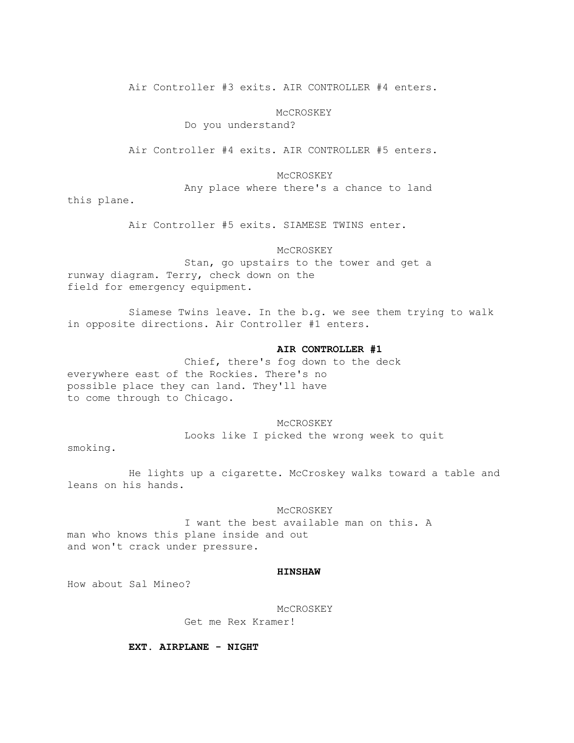Air Controller #3 exits. AIR CONTROLLER #4 enters.

McCROSKEY

Do you understand?

Air Controller #4 exits. AIR CONTROLLER #5 enters.

McCROSKEY

Any place where there's a chance to land this plane.

Air Controller #5 exits. SIAMESE TWINS enter.

McCROSKEY

Stan, go upstairs to the tower and get a runway diagram. Terry, check down on the field for emergency equipment.

Siamese Twins leave. In the b.g. we see them trying to walk in opposite directions. Air Controller #1 enters.

**AIR CONTROLLER #1**

Chief, there's fog down to the deck everywhere east of the Rockies. There's no possible place they can land. They'll have to come through to Chicago.

McCROSKEY

Looks like I picked the wrong week to quit smoking.

He lights up a cigarette. McCroskey walks toward a table and leans on his hands.

McCROSKEY

I want the best available man on this. A man who knows this plane inside and out and won't crack under pressure.

**HINSHAW**

How about Sal Mineo?

McCROSKEY

Get me Rex Kramer!

**EXT. AIRPLANE - NIGHT**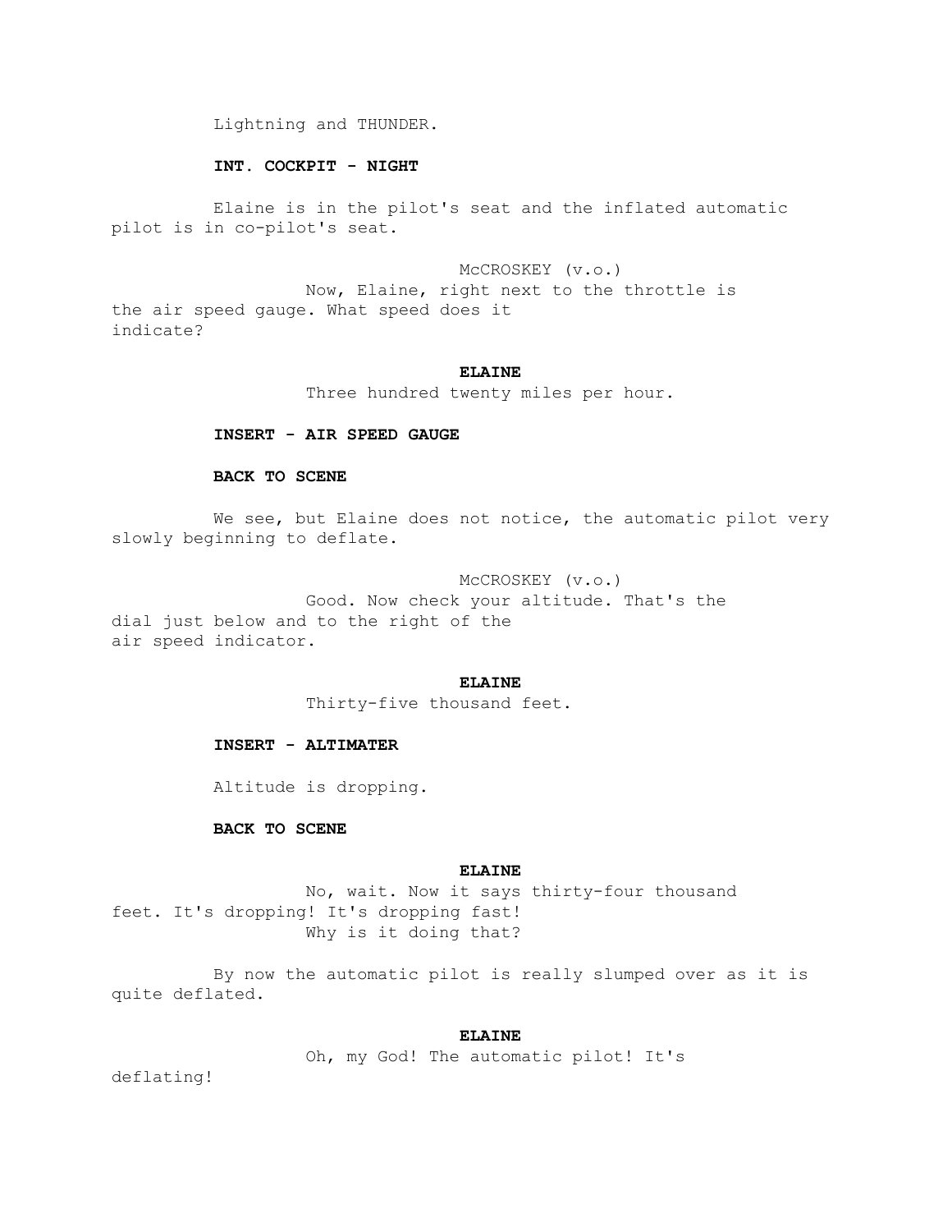Lightning and THUNDER.

**INT. COCKPIT - NIGHT**

Elaine is in the pilot's seat and the inflated automatic pilot is in co-pilot's seat.

McCROSKEY (v.o.)
Now, Elaine, right next to the throttle is the air speed gauge. What speed does it indicate?

**ELAINE**
Three hundred twenty miles per hour.

**INSERT - AIR SPEED GAUGE**

**BACK TO SCENE**

We see, but Elaine does not notice, the automatic pilot very slowly beginning to deflate.

McCROSKEY (v.o.)
Good. Now check your altitude. That's the dial just below and to the right of the air speed indicator.

**ELAINE**
Thirty-five thousand feet.

**INSERT - ALTIMATER**

Altitude is dropping.

**BACK TO SCENE**

**ELAINE**
No, wait. Now it says thirty-four thousand feet. It's dropping! It's dropping fast!
Why is it doing that?

By now the automatic pilot is really slumped over as it is quite deflated.

**ELAINE**
Oh, my God! The automatic pilot! It's deflating!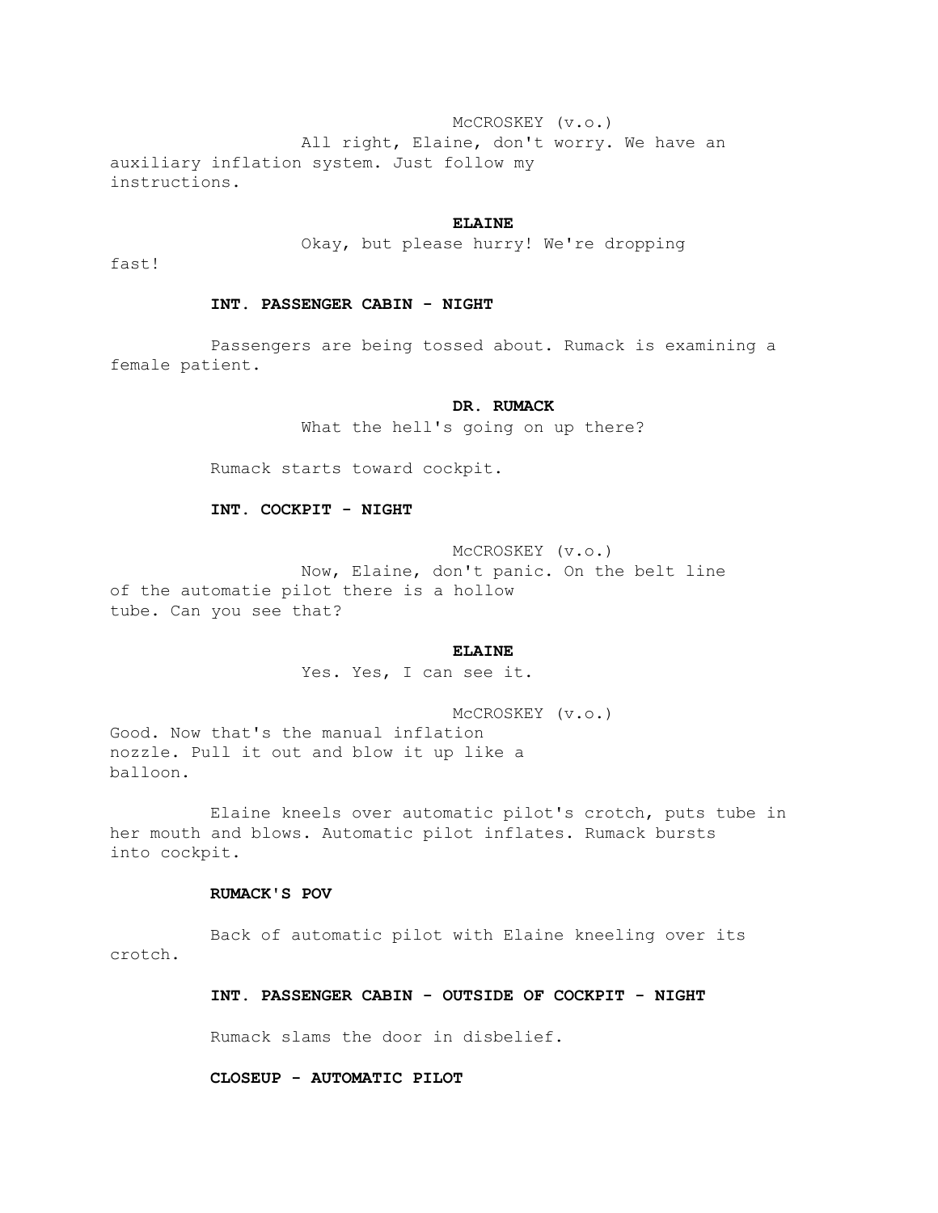McCROSKEY (v.o.)

All right, Elaine, don't worry. We have an auxiliary inflation system. Just follow my instructions.

**ELAINE**

Okay, but please hurry! We're dropping fast!

**INT. PASSENGER CABIN - NIGHT**

Passengers are being tossed about. Rumack is examining a female patient.

**DR. RUMACK**

What the hell's going on up there?

Rumack starts toward cockpit.

**INT. COCKPIT - NIGHT**

McCROSKEY (v.o.)

Now, Elaine, don't panic. On the belt line of the automatie pilot there is a hollow tube. Can you see that?

**ELAINE**

Yes. Yes, I can see it.

McCROSKEY (v.o.)

Good. Now that's the manual inflation nozzle. Pull it out and blow it up like a balloon.

Elaine kneels over automatic pilot's crotch, puts tube in her mouth and blows. Automatic pilot inflates. Rumack bursts into cockpit.

**RUMACK'S POV**

Back of automatic pilot with Elaine kneeling over its crotch.

**INT. PASSENGER CABIN - OUTSIDE OF COCKPIT - NIGHT**

Rumack slams the door in disbelief.

**CLOSEUP - AUTOMATIC PILOT**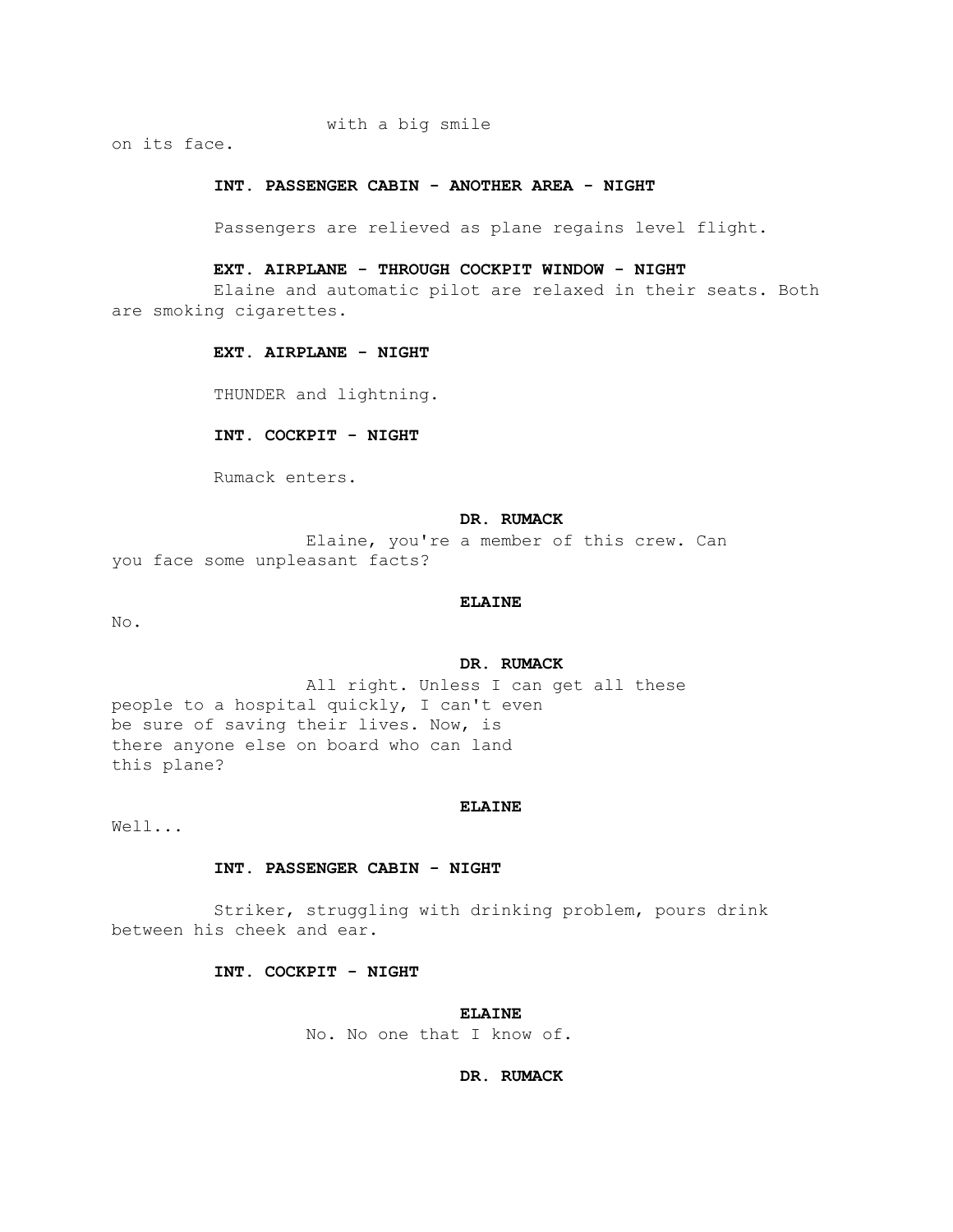with a big smile
on its face.

**INT. PASSENGER CABIN - ANOTHER AREA - NIGHT**

Passengers are relieved as plane regains level flight.

**EXT. AIRPLANE - THROUGH COCKPIT WINDOW - NIGHT**

Elaine and automatic pilot are relaxed in their seats. Both are smoking cigarettes.

**EXT. AIRPLANE - NIGHT**

THUNDER and lightning.

**INT. COCKPIT - NIGHT**

Rumack enters.

**DR. RUMACK**

Elaine, you're a member of this crew. Can you face some unpleasant facts?

**ELAINE**

No.

**DR. RUMACK**

All right. Unless I can get all these people to a hospital quickly, I can't even be sure of saving their lives. Now, is there anyone else on board who can land this plane?

**ELAINE**

Well...

**INT. PASSENGER CABIN - NIGHT**

Striker, struggling with drinking problem, pours drink between his cheek and ear.

**INT. COCKPIT - NIGHT**

**ELAINE**

No. No one that I know of.

**DR. RUMACK**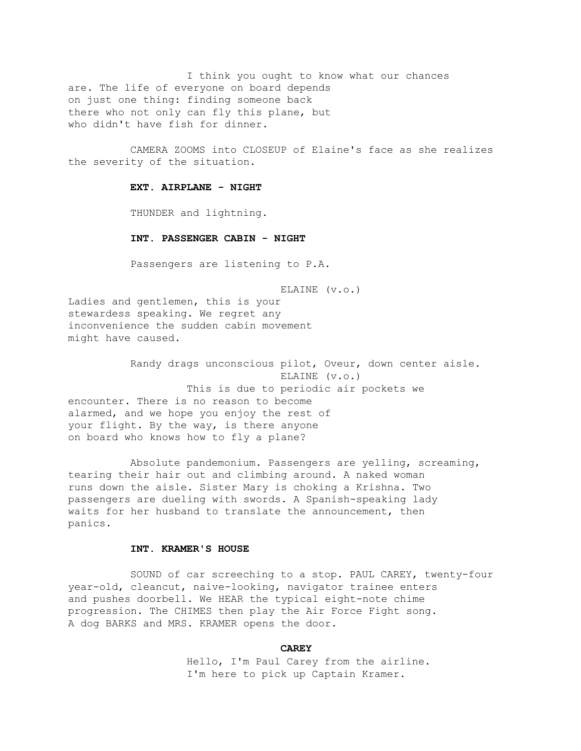I think you ought to know what our chances are. The life of everyone on board depends on just one thing: finding someone back there who not only can fly this plane, but who didn't have fish for dinner.

CAMERA ZOOMS into CLOSEUP of Elaine's face as she realizes the severity of the situation.

**EXT. AIRPLANE - NIGHT**

THUNDER and lightning.

**INT. PASSENGER CABIN - NIGHT**

Passengers are listening to P.A.

ELAINE (v.o.)

Ladies and gentlemen, this is your stewardess speaking. We regret any inconvenience the sudden cabin movement might have caused.

Randy drags unconscious pilot, Oveur, down center aisle.

ELAINE (v.o.)

This is due to periodic air pockets we encounter. There is no reason to become alarmed, and we hope you enjoy the rest of your flight. By the way, is there anyone on board who knows how to fly a plane?

Absolute pandemonium. Passengers are yelling, screaming, tearing their hair out and climbing around. A naked woman runs down the aisle. Sister Mary is choking a Krishna. Two passengers are dueling with swords. A Spanish-speaking lady waits for her husband to translate the announcement, then panics.

**INT. KRAMER'S HOUSE**

SOUND of car screeching to a stop. PAUL CAREY, twenty-four year-old, cleancut, naive-looking, navigator trainee enters and pushes doorbell. We HEAR the typical eight-note chime progression. The CHIMES then play the Air Force Fight song. A dog BARKS and MRS. KRAMER opens the door.

**CAREY**

Hello, I'm Paul Carey from the airline. I'm here to pick up Captain Kramer.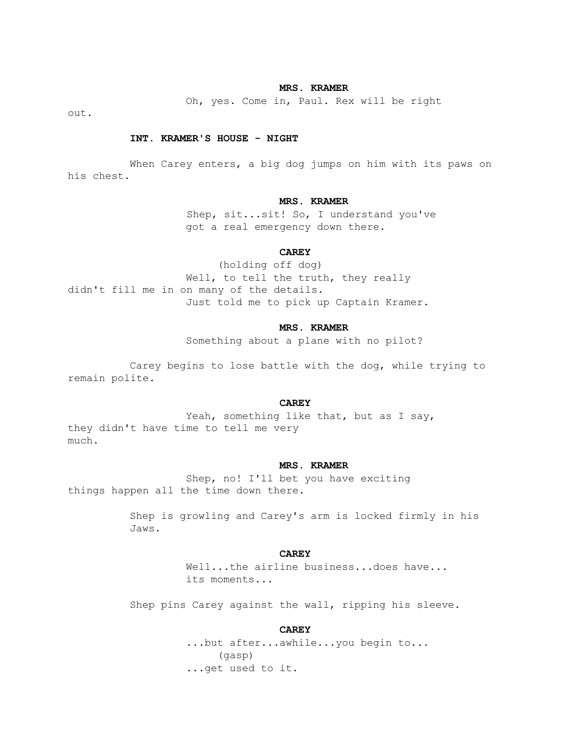**MRS. KRAMER**

Oh, yes. Come in, Paul. Rex will be right out.

**INT. KRAMER'S HOUSE - NIGHT**

When Carey enters, a big dog jumps on him with its paws on his chest.

**MRS. KRAMER**

Shep, sit...sit! So, I understand you've got a real emergency down there.

**CAREY**

(holding off dog)

Well, to tell the truth, they really didn't fill me in on many of the details. Just told me to pick up Captain Kramer.

**MRS. KRAMER**

Something about a plane with no pilot?

Carey begins to lose battle with the dog, while trying to remain polite.

**CAREY**

Yeah, something like that, but as I say, they didn't have time to tell me very much.

**MRS. KRAMER**

Shep, no! I'll bet you have exciting things happen all the time down there.

Shep is growling and Carey's arm is locked firmly in his Jaws.

**CAREY**

Well...the airline business...does have... its moments...

Shep pins Carey against the wall, ripping his sleeve.

**CAREY**

...but after...awhile...you begin to...

(gasp)

...get used to it.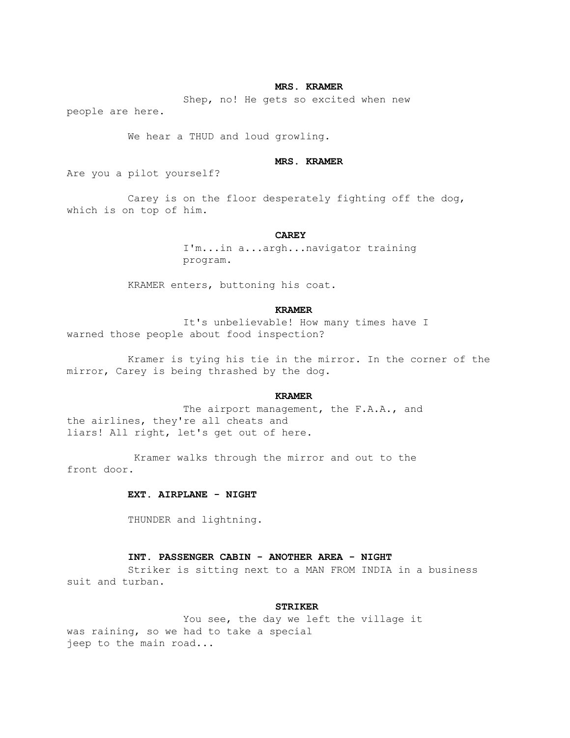**MRS. KRAMER**

Shep, no! He gets so excited when new people are here.

We hear a THUD and loud growling.

**MRS. KRAMER**

Are you a pilot yourself?

Carey is on the floor desperately fighting off the dog, which is on top of him.

**CAREY**

I'm...in a...argh...navigator training program.

KRAMER enters, buttoning his coat.

**KRAMER**

It's unbelievable! How many times have I warned those people about food inspection?

Kramer is tying his tie in the mirror. In the corner of the mirror, Carey is being thrashed by the dog.

**KRAMER**

The airport management, the F.A.A., and the airlines, they're all cheats and liars! All right, let's get out of here.

Kramer walks through the mirror and out to the front door.

**EXT. AIRPLANE - NIGHT**

THUNDER and lightning.

**INT. PASSENGER CABIN - ANOTHER AREA - NIGHT**

Striker is sitting next to a MAN FROM INDIA in a business suit and turban.

**STRIKER**

You see, the day we left the village it was raining, so we had to take a special jeep to the main road...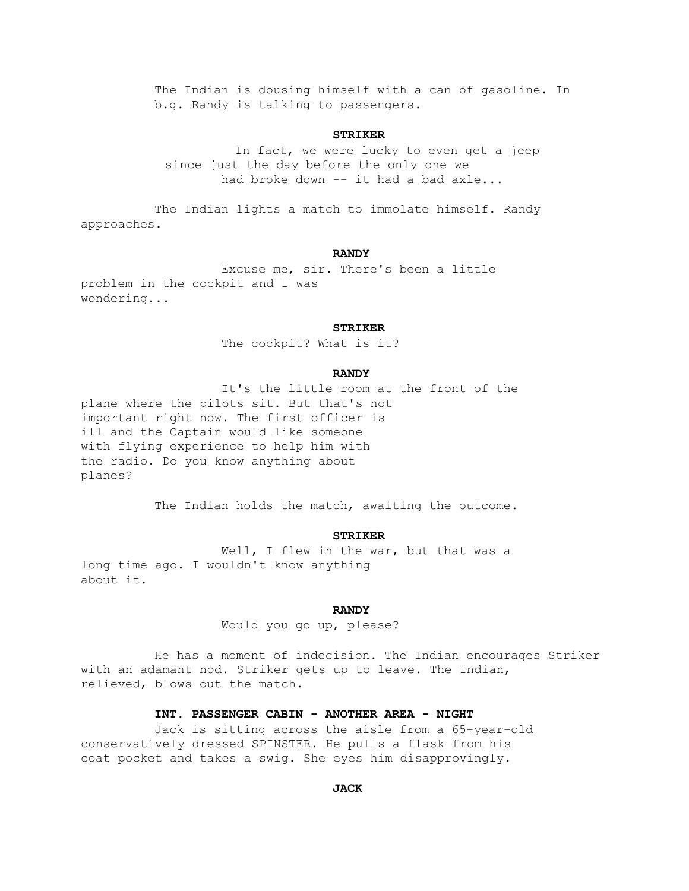The Indian is dousing himself with a can of gasoline. In b.g. Randy is talking to passengers.

**STRIKER**

In fact, we were lucky to even get a jeep since just the day before the only one we had broke down -- it had a bad axle...

The Indian lights a match to immolate himself. Randy approaches.

**RANDY**

Excuse me, sir. There's been a little problem in the cockpit and I was wondering...

**STRIKER**

The cockpit? What is it?

**RANDY**

It's the little room at the front of the plane where the pilots sit. But that's not important right now. The first officer is ill and the Captain would like someone with flying experience to help him with the radio. Do you know anything about planes?

The Indian holds the match, awaiting the outcome.

**STRIKER**

Well, I flew in the war, but that was a long time ago. I wouldn't know anything about it.

**RANDY**

Would you go up, please?

He has a moment of indecision. The Indian encourages Striker with an adamant nod. Striker gets up to leave. The Indian, relieved, blows out the match.

**INT. PASSENGER CABIN - ANOTHER AREA - NIGHT**

Jack is sitting across the aisle from a 65-year-old conservatively dressed SPINSTER. He pulls a flask from his coat pocket and takes a swig. She eyes him disapprovingly.

**JACK**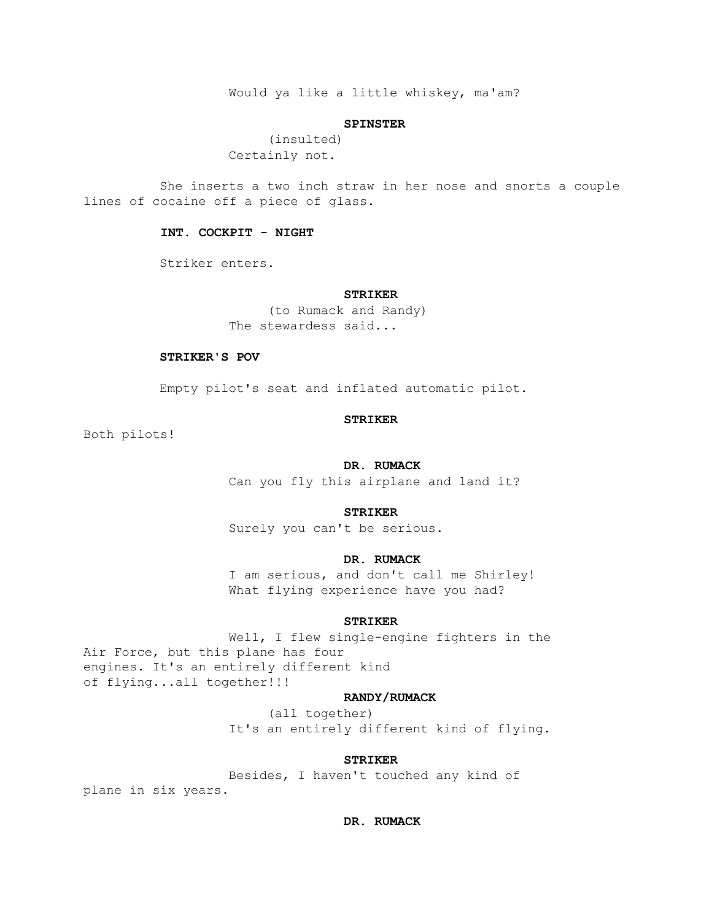Would ya like a little whiskey, ma'am?

**SPINSTER**

(insulted)
Certainly not.

She inserts a two inch straw in her nose and snorts a couple lines of cocaine off a piece of glass.

**INT. COCKPIT - NIGHT**

Striker enters.

**STRIKER**

(to Rumack and Randy)
The stewardess said...

**STRIKER'S POV**

Empty pilot's seat and inflated automatic pilot.

**STRIKER**

Both pilots!

**DR. RUMACK**

Can you fly this airplane and land it?

**STRIKER**

Surely you can't be serious.

**DR. RUMACK**

I am serious, and don't call me Shirley!
What flying experience have you had?

**STRIKER**

Well, I flew single-engine fighters in the Air Force, but this plane has four engines. It's an entirely different kind of flying...all together!!!

**RANDY/RUMACK**

(all together)
It's an entirely different kind of flying.

**STRIKER**

Besides, I haven't touched any kind of plane in six years.

**DR. RUMACK**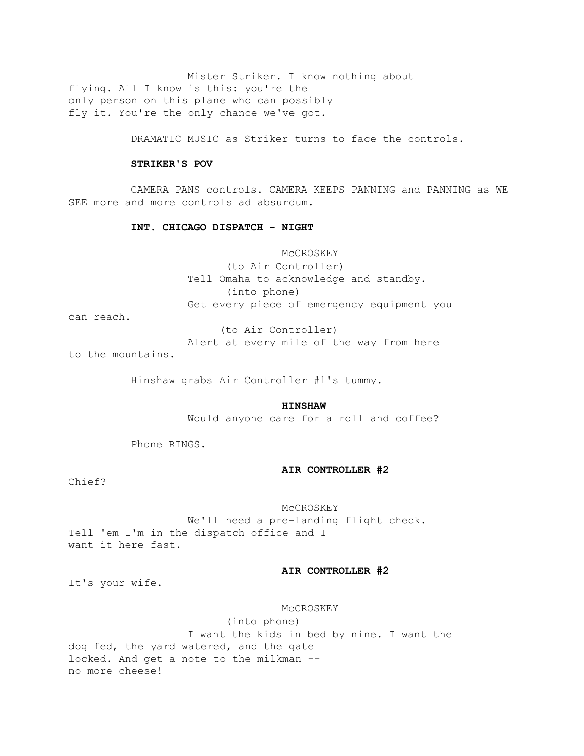Mister Striker. I know nothing about flying. All I know is this: you're the only person on this plane who can possibly fly it. You're the only chance we've got.

DRAMATIC MUSIC as Striker turns to face the controls.

**STRIKER'S POV**

CAMERA PANS controls. CAMERA KEEPS PANNING and PANNING as WE SEE more and more controls ad absurdum.

**INT. CHICAGO DISPATCH - NIGHT**

McCROSKEY
(to Air Controller)
Tell Omaha to acknowledge and standby.
(into phone)
Get every piece of emergency equipment you can reach.
(to Air Controller)
Alert at every mile of the way from here to the mountains.

Hinshaw grabs Air Controller #1's tummy.

**HINSHAW**
Would anyone care for a roll and coffee?

Phone RINGS.

**AIR CONTROLLER #2**
Chief?

McCROSKEY
We'll need a pre-landing flight check. Tell 'em I'm in the dispatch office and I want it here fast.

**AIR CONTROLLER #2**
It's your wife.

McCROSKEY
(into phone)
I want the kids in bed by nine. I want the dog fed, the yard watered, and the gate locked. And get a note to the milkman -- no more cheese!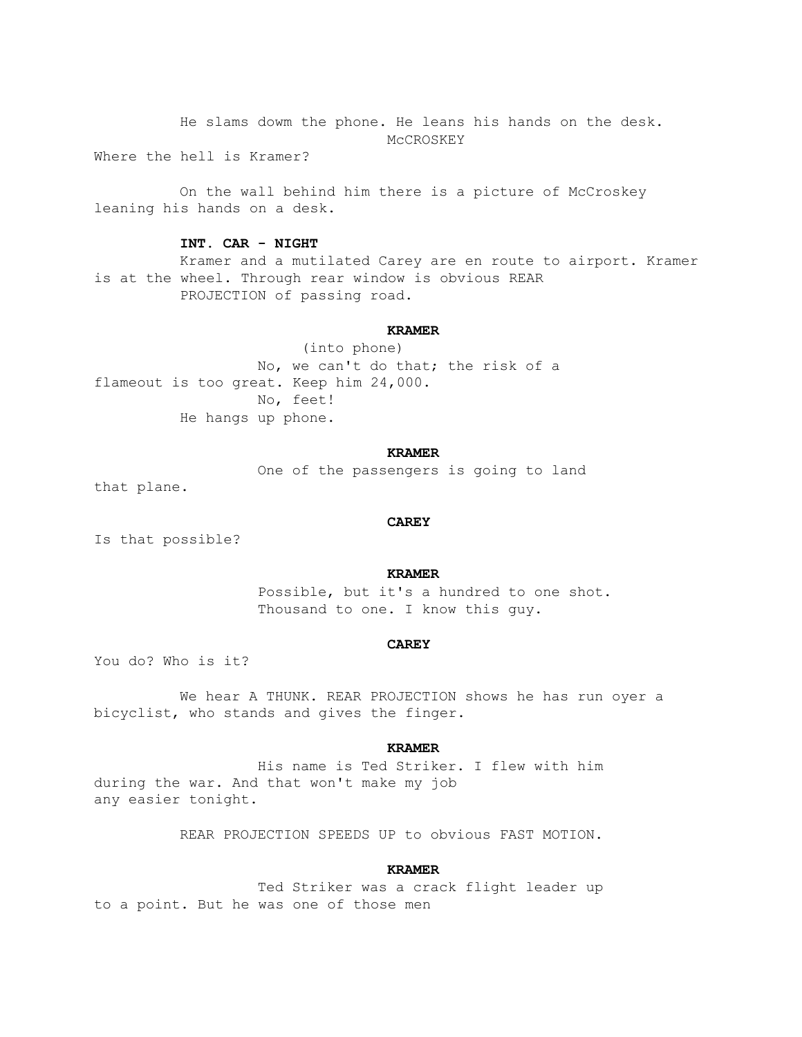He slams dowm the phone. He leans his hands on the desk.

McCROSKEY

Where the hell is Kramer?

On the wall behind him there is a picture of McCroskey leaning his hands on a desk.

**INT. CAR - NIGHT**

Kramer and a mutilated Carey are en route to airport. Kramer is at the wheel. Through rear window is obvious REAR PROJECTION of passing road.

**KRAMER**

(into phone)

No, we can't do that; the risk of a flameout is too great. Keep him 24,000.

No, feet!

He hangs up phone.

**KRAMER**

One of the passengers is going to land that plane.

**CAREY**

Is that possible?

**KRAMER**

Possible, but it's a hundred to one shot. Thousand to one. I know this guy.

**CAREY**

You do? Who is it?

We hear A THUNK. REAR PROJECTION shows he has run oyer a bicyclist, who stands and gives the finger.

**KRAMER**

His name is Ted Striker. I flew with him during the war. And that won't make my job any easier tonight.

REAR PROJECTION SPEEDS UP to obvious FAST MOTION.

**KRAMER**

Ted Striker was a crack flight leader up to a point. But he was one of those men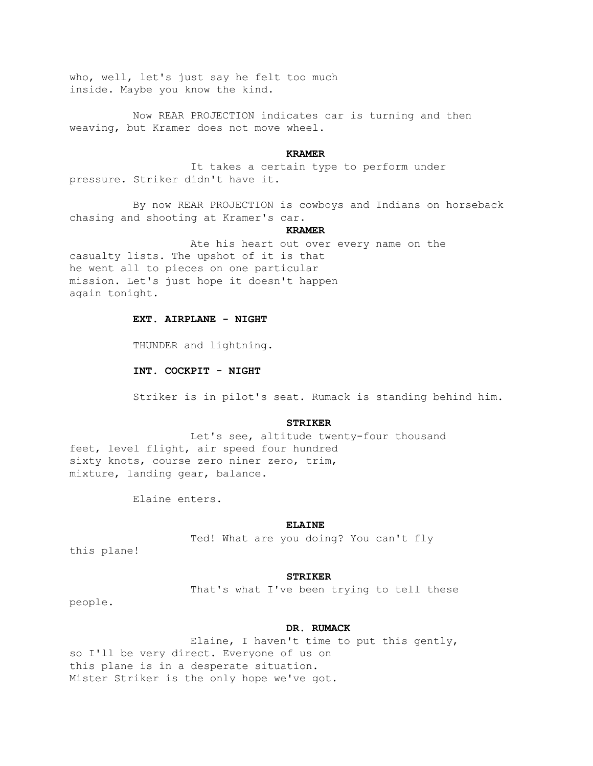who, well, let's just say he felt too much
inside. Maybe you know the kind.

Now REAR PROJECTION indicates car is turning and then weaving, but Kramer does not move wheel.

**KRAMER**

It takes a certain type to perform under pressure. Striker didn't have it.

By now REAR PROJECTION is cowboys and Indians on horseback chasing and shooting at Kramer's car.

**KRAMER**

Ate his heart out over every name on the casualty lists. The upshot of it is that he went all to pieces on one particular mission. Let's just hope it doesn't happen again tonight.

**EXT. AIRPLANE - NIGHT**

THUNDER and lightning.

**INT. COCKPIT - NIGHT**

Striker is in pilot's seat. Rumack is standing behind him.

**STRIKER**

Let's see, altitude twenty-four thousand feet, level flight, air speed four hundred sixty knots, course zero niner zero, trim, mixture, landing gear, balance.

Elaine enters.

**ELAINE**

Ted! What are you doing? You can't fly this plane!

**STRIKER**

That's what I've been trying to tell these people.

**DR. RUMACK**

Elaine, I haven't time to put this gently, so I'll be very direct. Everyone of us on this plane is in a desperate situation. Mister Striker is the only hope we've got.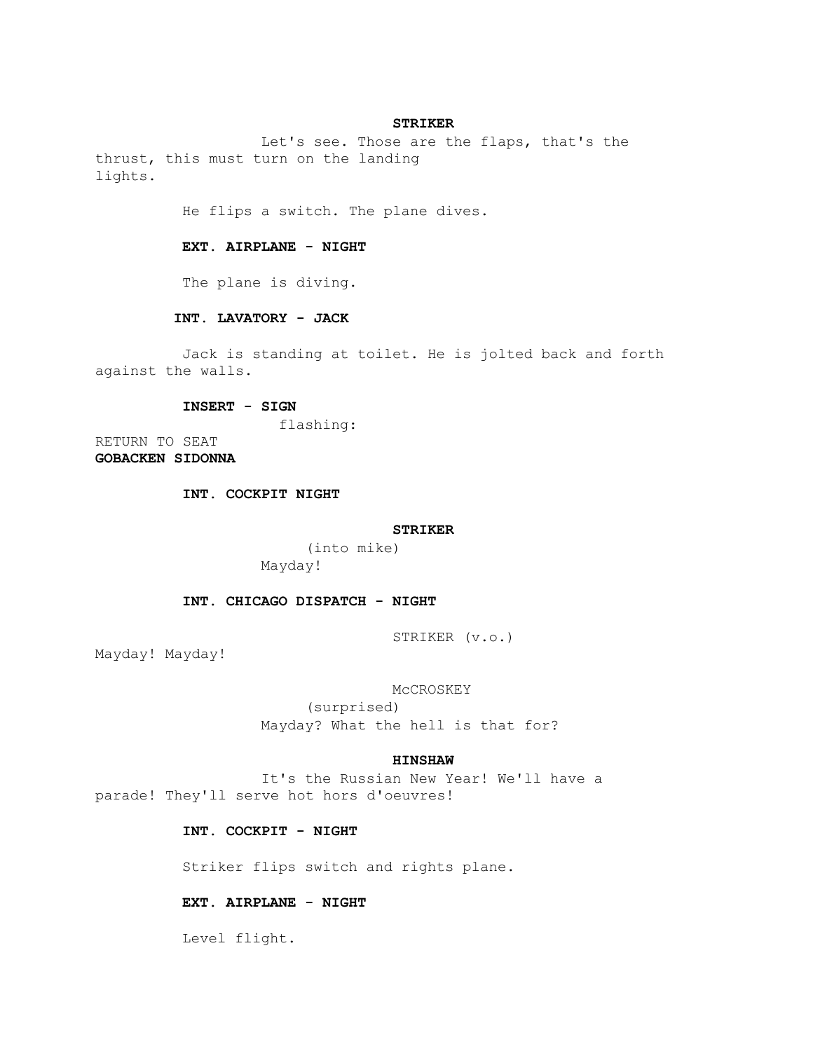**STRIKER**

Let's see. Those are the flaps, that's the thrust, this must turn on the landing lights.

He flips a switch. The plane dives.

**EXT. AIRPLANE - NIGHT**

The plane is diving.

**INT. LAVATORY - JACK**

Jack is standing at toilet. He is jolted back and forth against the walls.

**INSERT - SIGN**

flashing:

RETURN TO SEAT
**GOBACKEN SIDONNA**

**INT. COCKPIT NIGHT**

**STRIKER**

(into mike)
Mayday!

**INT. CHICAGO DISPATCH - NIGHT**

STRIKER (v.o.)

Mayday! Mayday!

McCROSKEY

(surprised)
Mayday? What the hell is that for?

**HINSHAW**

It's the Russian New Year! We'll have a parade! They'll serve hot hors d'oeuvres!

**INT. COCKPIT - NIGHT**

Striker flips switch and rights plane.

**EXT. AIRPLANE - NIGHT**

Level flight.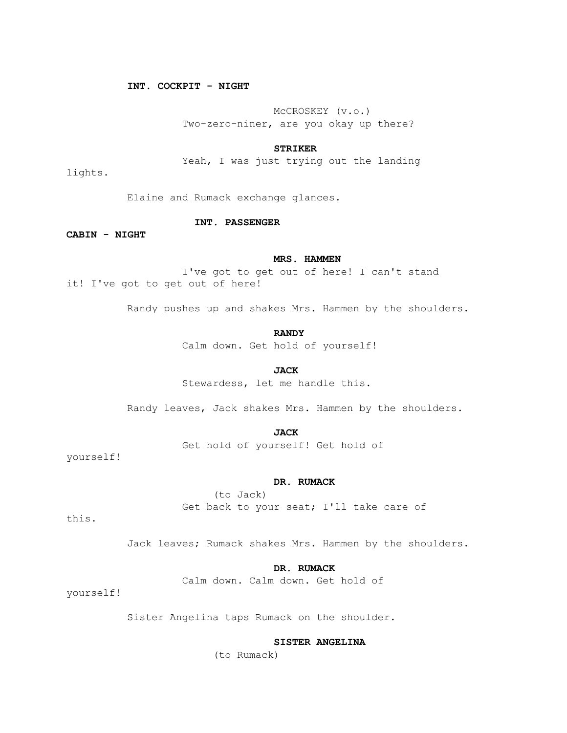**INT. COCKPIT - NIGHT**

McCROSKEY (v.o.)
Two-zero-niner, are you okay up there?

**STRIKER**
Yeah, I was just trying out the landing lights.

Elaine and Rumack exchange glances.

**INT. PASSENGER CABIN - NIGHT**

**MRS. HAMMEN**
I've got to get out of here! I can't stand it! I've got to get out of here!

Randy pushes up and shakes Mrs. Hammen by the shoulders.

**RANDY**
Calm down. Get hold of yourself!

**JACK**
Stewardess, let me handle this.

Randy leaves, Jack shakes Mrs. Hammen by the shoulders.

**JACK**
Get hold of yourself! Get hold of yourself!

**DR. RUMACK**
(to Jack)
Get back to your seat; I'll take care of this.

Jack leaves; Rumack shakes Mrs. Hammen by the shoulders.

**DR. RUMACK**
Calm down. Calm down. Get hold of yourself!

Sister Angelina taps Rumack on the shoulder.

**SISTER ANGELINA**
(to Rumack)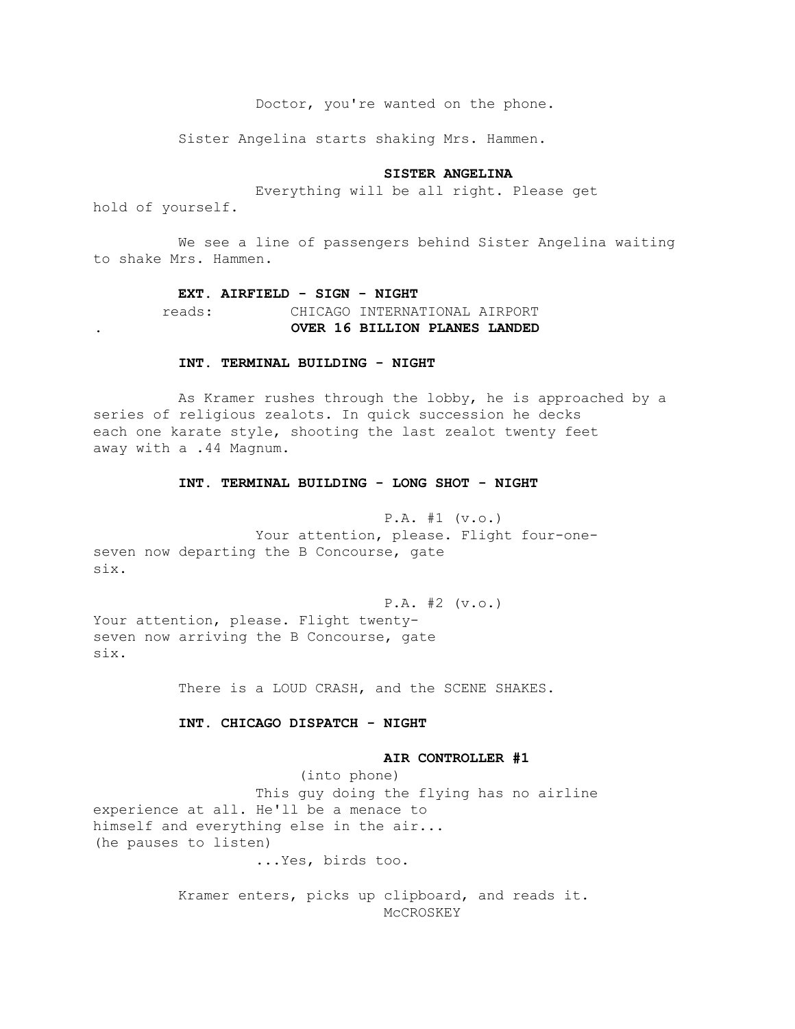Doctor, you're wanted on the phone.

Sister Angelina starts shaking Mrs. Hammen.

**SISTER ANGELINA**

Everything will be all right. Please get hold of yourself.

We see a line of passengers behind Sister Angelina waiting to shake Mrs. Hammen.

**EXT. AIRFIELD - SIGN - NIGHT**

reads: CHICAGO INTERNATIONAL AIRPORT
. **OVER 16 BILLION PLANES LANDED**

**INT. TERMINAL BUILDING - NIGHT**

As Kramer rushes through the lobby, he is approached by a series of religious zealots. In quick succession he decks each one karate style, shooting the last zealot twenty feet away with a .44 Magnum.

**INT. TERMINAL BUILDING - LONG SHOT - NIGHT**

P.A. #1 (v.o.)

Your attention, please. Flight four-one-seven now departing the B Concourse, gate six.

P.A. #2 (v.o.)

Your attention, please. Flight twenty-seven now arriving the B Concourse, gate six.

There is a LOUD CRASH, and the SCENE SHAKES.

**INT. CHICAGO DISPATCH - NIGHT**

**AIR CONTROLLER #1**

(into phone)

This guy doing the flying has no airline experience at all. He'll be a menace to himself and everything else in the air...
(he pauses to listen)
...Yes, birds too.

Kramer enters, picks up clipboard, and reads it.

McCROSKEY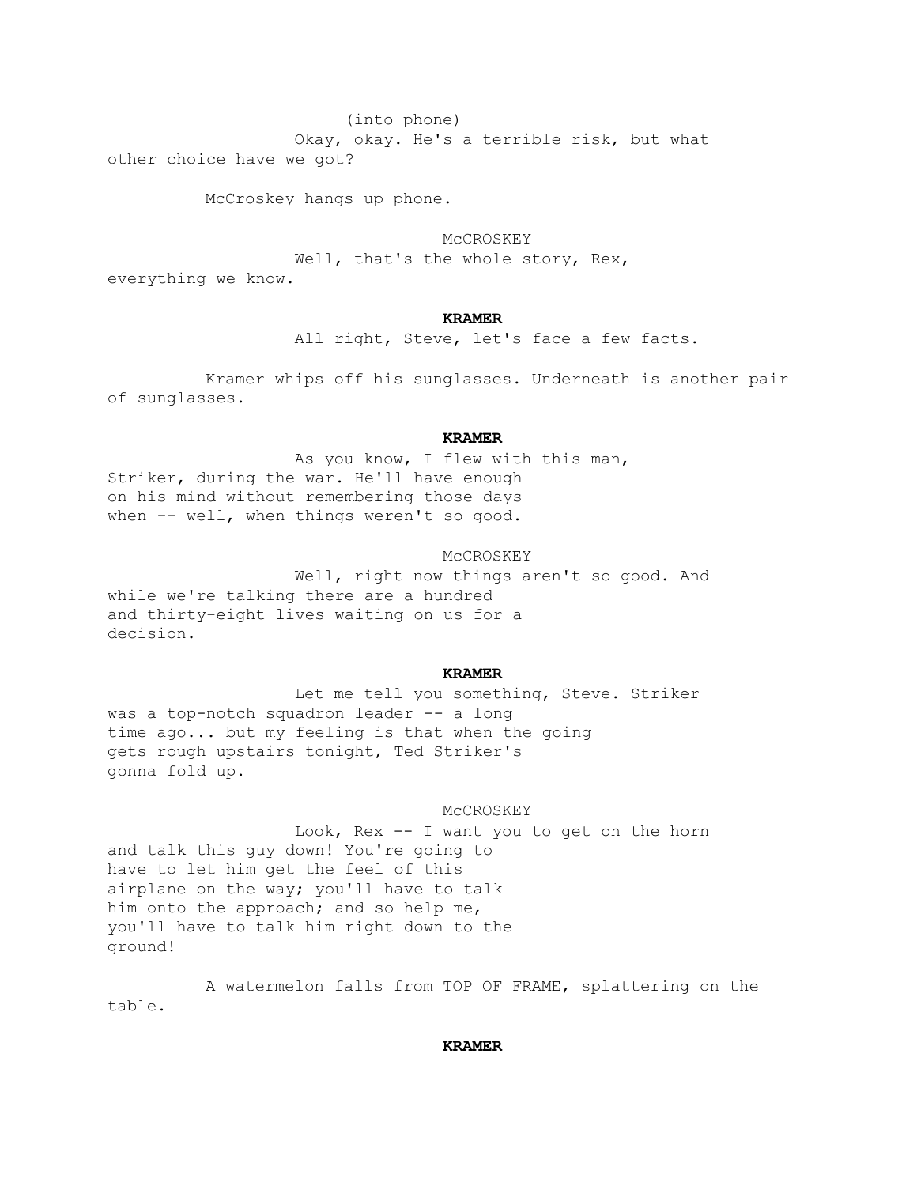(into phone)

Okay, okay. He's a terrible risk, but what other choice have we got?

McCroskey hangs up phone.

McCROSKEY

Well, that's the whole story, Rex, everything we know.

**KRAMER**

All right, Steve, let's face a few facts.

Kramer whips off his sunglasses. Underneath is another pair of sunglasses.

**KRAMER**

As you know, I flew with this man, Striker, during the war. He'll have enough on his mind without remembering those days when -- well, when things weren't so good.

McCROSKEY

Well, right now things aren't so good. And while we're talking there are a hundred and thirty-eight lives waiting on us for a decision.

**KRAMER**

Let me tell you something, Steve. Striker was a top-notch squadron leader -- a long time ago... but my feeling is that when the going gets rough upstairs tonight, Ted Striker's gonna fold up.

McCROSKEY

Look, Rex -- I want you to get on the horn and talk this guy down! You're going to have to let him get the feel of this airplane on the way; you'll have to talk him onto the approach; and so help me, you'll have to talk him right down to the ground!

A watermelon falls from TOP OF FRAME, splattering on the table.

**KRAMER**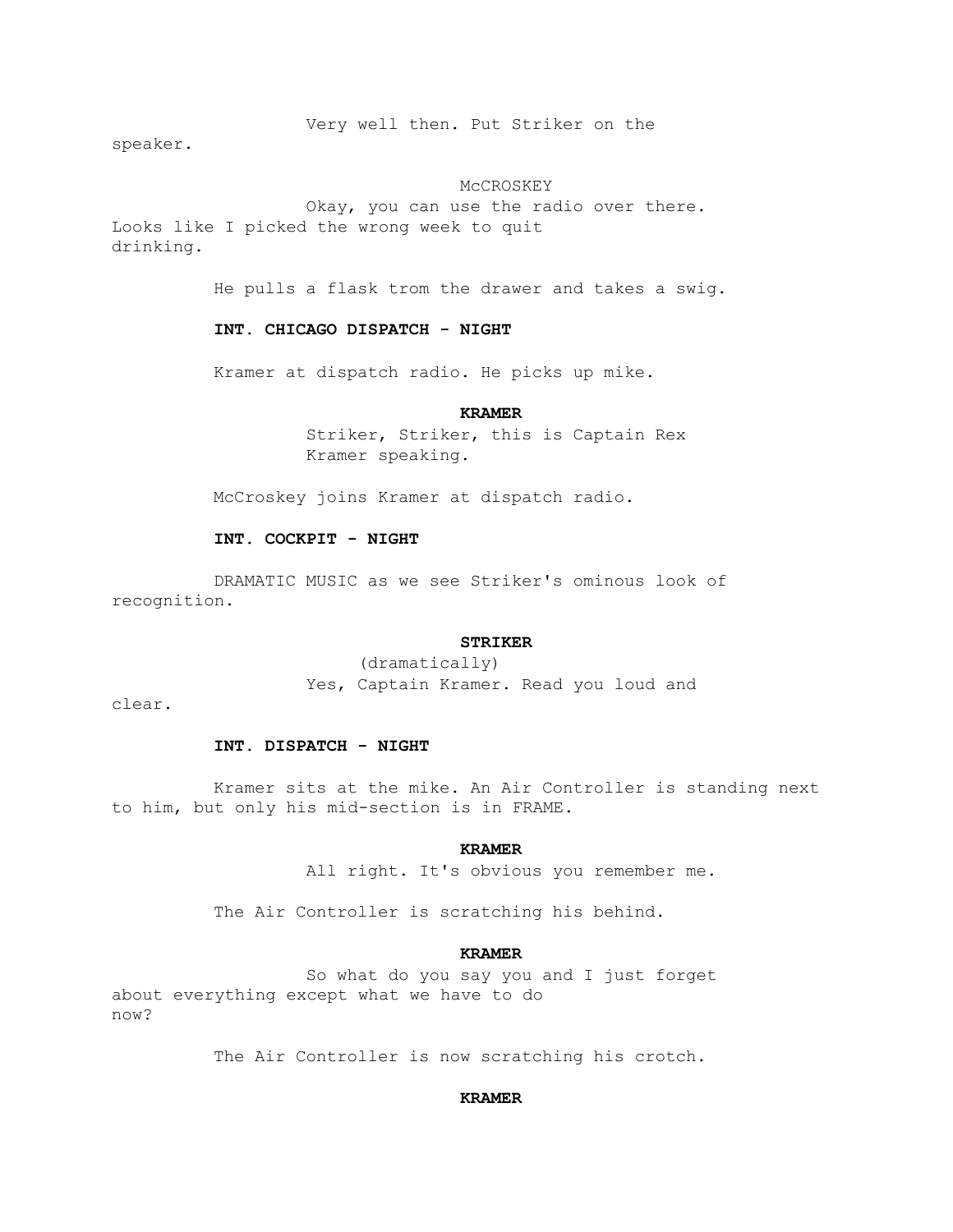Very well then. Put Striker on the speaker.

McCROSKEY

Okay, you can use the radio over there. Looks like I picked the wrong week to quit drinking.

He pulls a flask trom the drawer and takes a swig.

**INT. CHICAGO DISPATCH - NIGHT**

Kramer at dispatch radio. He picks up mike.

**KRAMER**

Striker, Striker, this is Captain Rex Kramer speaking.

McCroskey joins Kramer at dispatch radio.

**INT. COCKPIT - NIGHT**

DRAMATIC MUSIC as we see Striker's ominous look of recognition.

**STRIKER**

(dramatically)

Yes, Captain Kramer. Read you loud and clear.

**INT. DISPATCH - NIGHT**

Kramer sits at the mike. An Air Controller is standing next to him, but only his mid-section is in FRAME.

**KRAMER**

All right. It's obvious you remember me.

The Air Controller is scratching his behind.

**KRAMER**

So what do you say you and I just forget about everything except what we have to do now?

The Air Controller is now scratching his crotch.

**KRAMER**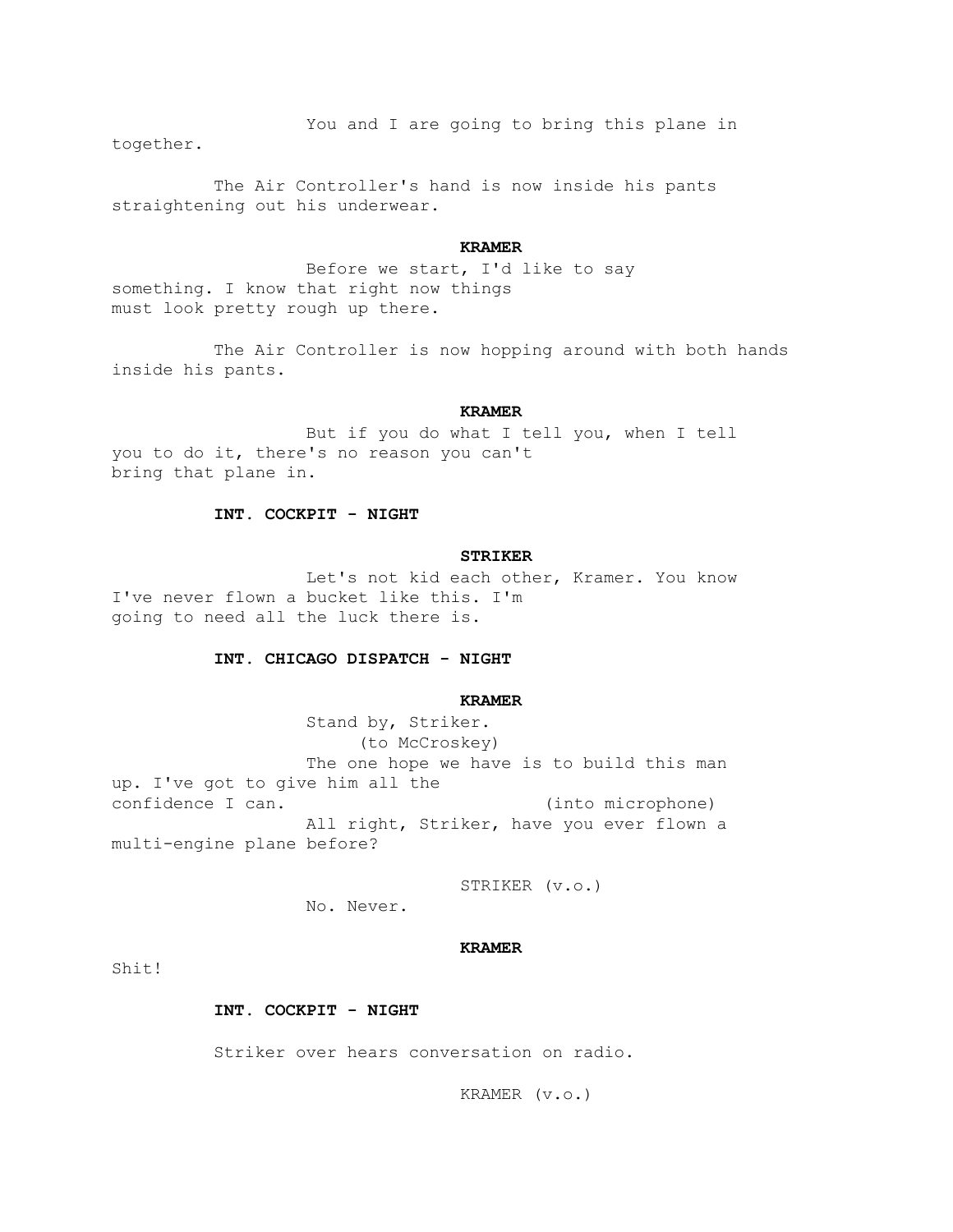You and I are going to bring this plane in together.

The Air Controller's hand is now inside his pants straightening out his underwear.

**KRAMER**

Before we start, I'd like to say something. I know that right now things must look pretty rough up there.

The Air Controller is now hopping around with both hands inside his pants.

**KRAMER**

But if you do what I tell you, when I tell you to do it, there's no reason you can't bring that plane in.

**INT. COCKPIT - NIGHT**

**STRIKER**

Let's not kid each other, Kramer. You know I've never flown a bucket like this. I'm going to need all the luck there is.

**INT. CHICAGO DISPATCH - NIGHT**

**KRAMER**

Stand by, Striker.
(to McCroskey)
The one hope we have is to build this man up. I've got to give him all the confidence I can. (into microphone)
All right, Striker, have you ever flown a multi-engine plane before?

STRIKER (v.o.)

No. Never.

**KRAMER**

Shit!

**INT. COCKPIT - NIGHT**

Striker over hears conversation on radio.

KRAMER (v.o.)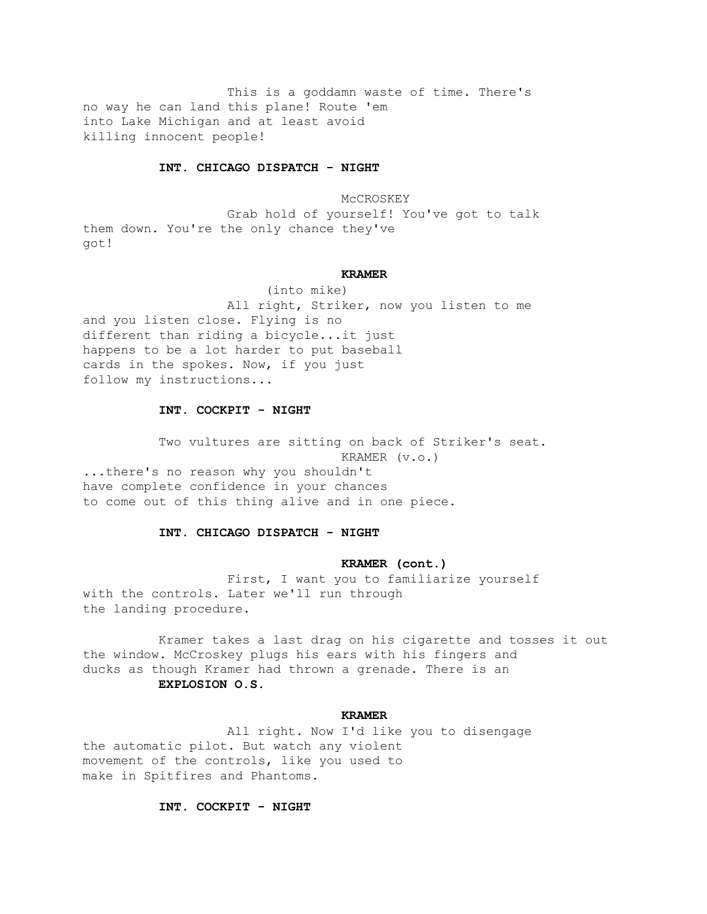This is a goddamn waste of time. There's no way he can land this plane! Route 'em into Lake Michigan and at least avoid killing innocent people!

**INT. CHICAGO DISPATCH - NIGHT**

McCROSKEY

Grab hold of yourself! You've got to talk them down. You're the only chance they've got!

**KRAMER**

(into mike)

All right, Striker, now you listen to me and you listen close. Flying is no different than riding a bicycle...it just happens to be a lot harder to put baseball cards in the spokes. Now, if you just follow my instructions...

**INT. COCKPIT - NIGHT**

Two vultures are sitting on back of Striker's seat.

KRAMER (v.o.)

...there's no reason why you shouldn't have complete confidence in your chances to come out of this thing alive and in one piece.

**INT. CHICAGO DISPATCH - NIGHT**

**KRAMER (cont.)**

First, I want you to familiarize yourself with the controls. Later we'll run through the landing procedure.

Kramer takes a last drag on his cigarette and tosses it out the window. McCroskey plugs his ears with his fingers and ducks as though Kramer had thrown a grenade. There is an **EXPLOSION O.S.**

**KRAMER**

All right. Now I'd like you to disengage the automatic pilot. But watch any violent movement of the controls, like you used to make in Spitfires and Phantoms.

**INT. COCKPIT - NIGHT**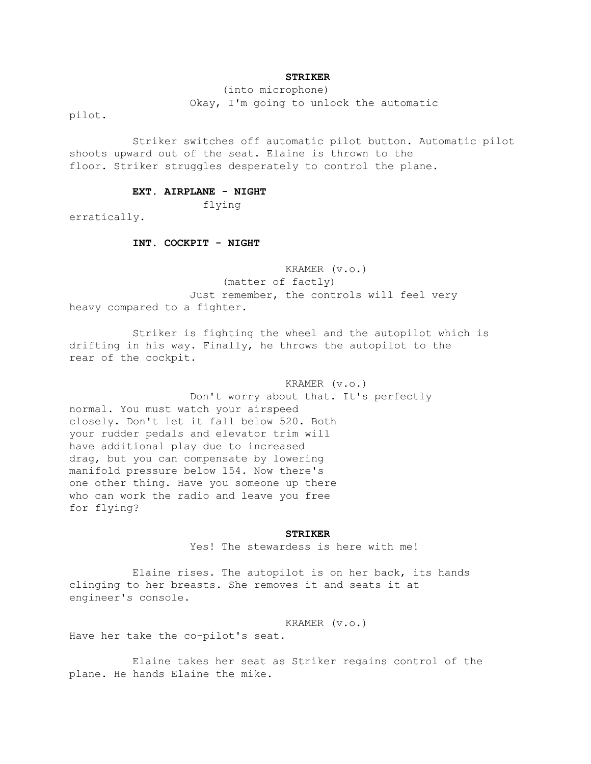**STRIKER**

(into microphone)

Okay, I'm going to unlock the automatic pilot.

Striker switches off automatic pilot button. Automatic pilot shoots upward out of the seat. Elaine is thrown to the floor. Striker struggles desperately to control the plane.

**EXT. AIRPLANE - NIGHT**

flying erratically.

**INT. COCKPIT - NIGHT**

KRAMER (v.o.)

(matter of factly)

Just remember, the controls will feel very heavy compared to a fighter.

Striker is fighting the wheel and the autopilot which is drifting in his way. Finally, he throws the autopilot to the rear of the cockpit.

KRAMER (v.o.)

Don't worry about that. It's perfectly normal. You must watch your airspeed closely. Don't let it fall below 520. Both your rudder pedals and elevator trim will have additional play due to increased drag, but you can compensate by lowering manifold pressure below 154. Now there's one other thing. Have you someone up there who can work the radio and leave you free for flying?

**STRIKER**

Yes! The stewardess is here with me!

Elaine rises. The autopilot is on her back, its hands clinging to her breasts. She removes it and seats it at engineer's console.

KRAMER (v.o.)

Have her take the co-pilot's seat.

Elaine takes her seat as Striker regains control of the plane. He hands Elaine the mike.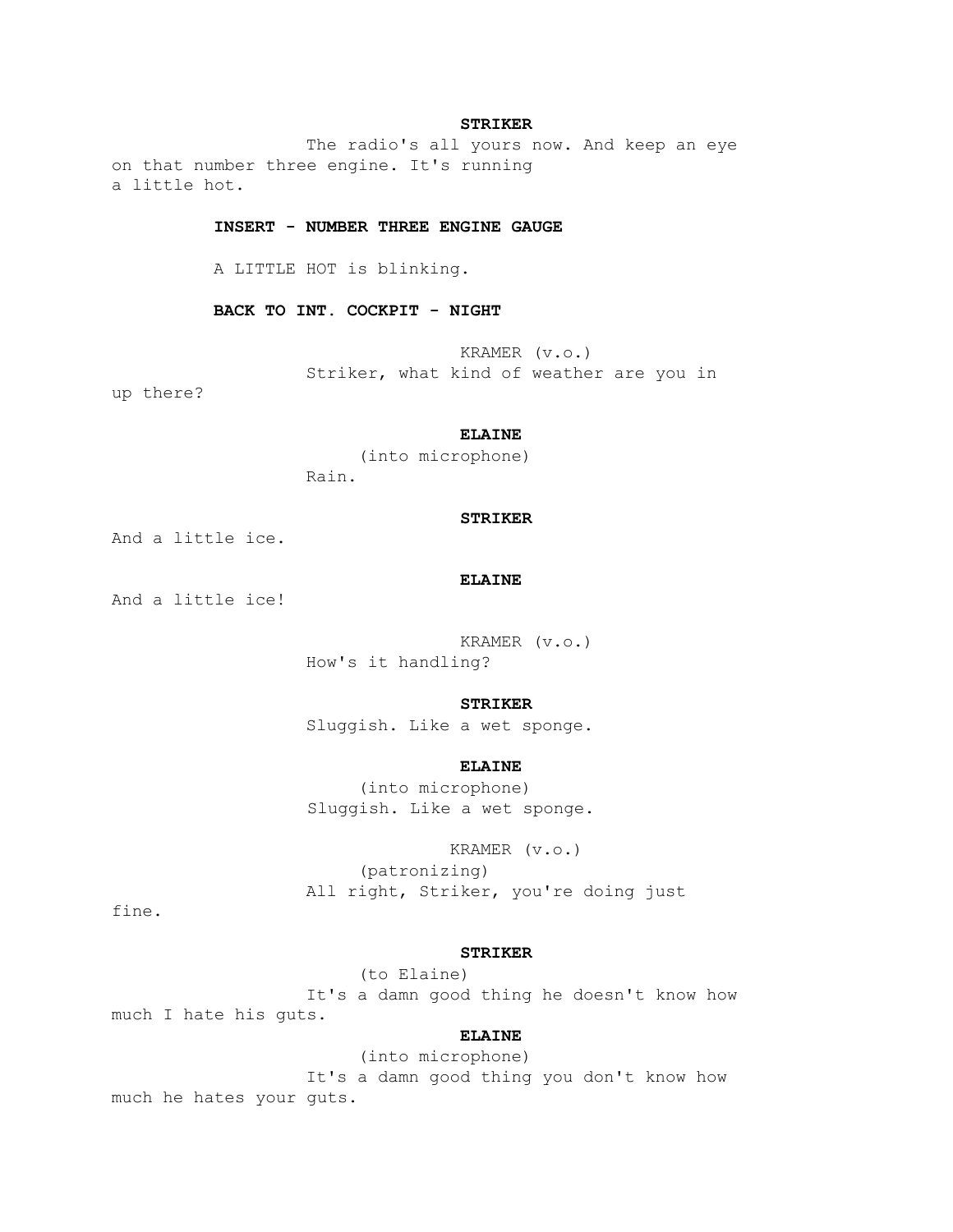**STRIKER**

The radio's all yours now. And keep an eye on that number three engine. It's running a little hot.

**INSERT - NUMBER THREE ENGINE GAUGE**

A LITTLE HOT is blinking.

**BACK TO INT. COCKPIT - NIGHT**

KRAMER (v.o.)

Striker, what kind of weather are you in up there?

**ELAINE**

(into microphone)

Rain.

**STRIKER**

And a little ice.

**ELAINE**

And a little ice!

KRAMER (v.o.)

How's it handling?

**STRIKER**

Sluggish. Like a wet sponge.

**ELAINE**

(into microphone)

Sluggish. Like a wet sponge.

KRAMER (v.o.)

(patronizing)

All right, Striker, you're doing just fine.

**STRIKER**

(to Elaine)

It's a damn good thing he doesn't know how much I hate his guts.

**ELAINE**

(into microphone)

It's a damn good thing you don't know how much he hates your guts.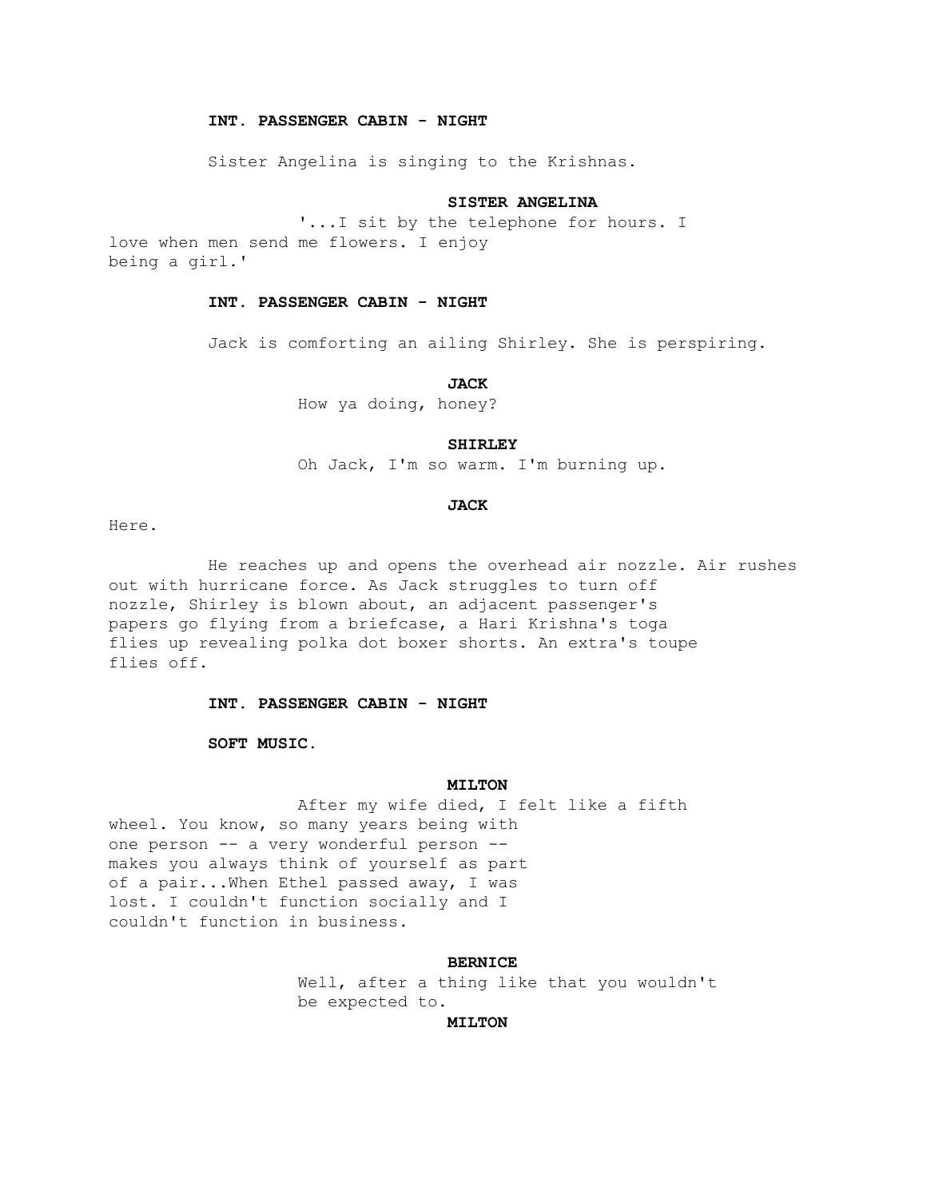**INT. PASSENGER CABIN - NIGHT**

Sister Angelina is singing to the Krishnas.

**SISTER ANGELINA**

'...I sit by the telephone for hours. I love when men send me flowers. I enjoy being a girl.'

**INT. PASSENGER CABIN - NIGHT**

Jack is comforting an ailing Shirley. She is perspiring.

**JACK**

How ya doing, honey?

**SHIRLEY**

Oh Jack, I'm so warm. I'm burning up.

**JACK**

Here.

He reaches up and opens the overhead air nozzle. Air rushes out with hurricane force. As Jack struggles to turn off nozzle, Shirley is blown about, an adjacent passenger's papers go flying from a briefcase, a Hari Krishna's toga flies up revealing polka dot boxer shorts. An extra's toupe flies off.

**INT. PASSENGER CABIN - NIGHT**

**SOFT MUSIC.**

**MILTON**

After my wife died, I felt like a fifth wheel. You know, so many years being with one person -- a very wonderful person -- makes you always think of yourself as part of a pair...When Ethel passed away, I was lost. I couldn't function socially and I couldn't function in business.

**BERNICE**

Well, after a thing like that you wouldn't be expected to.

**MILTON**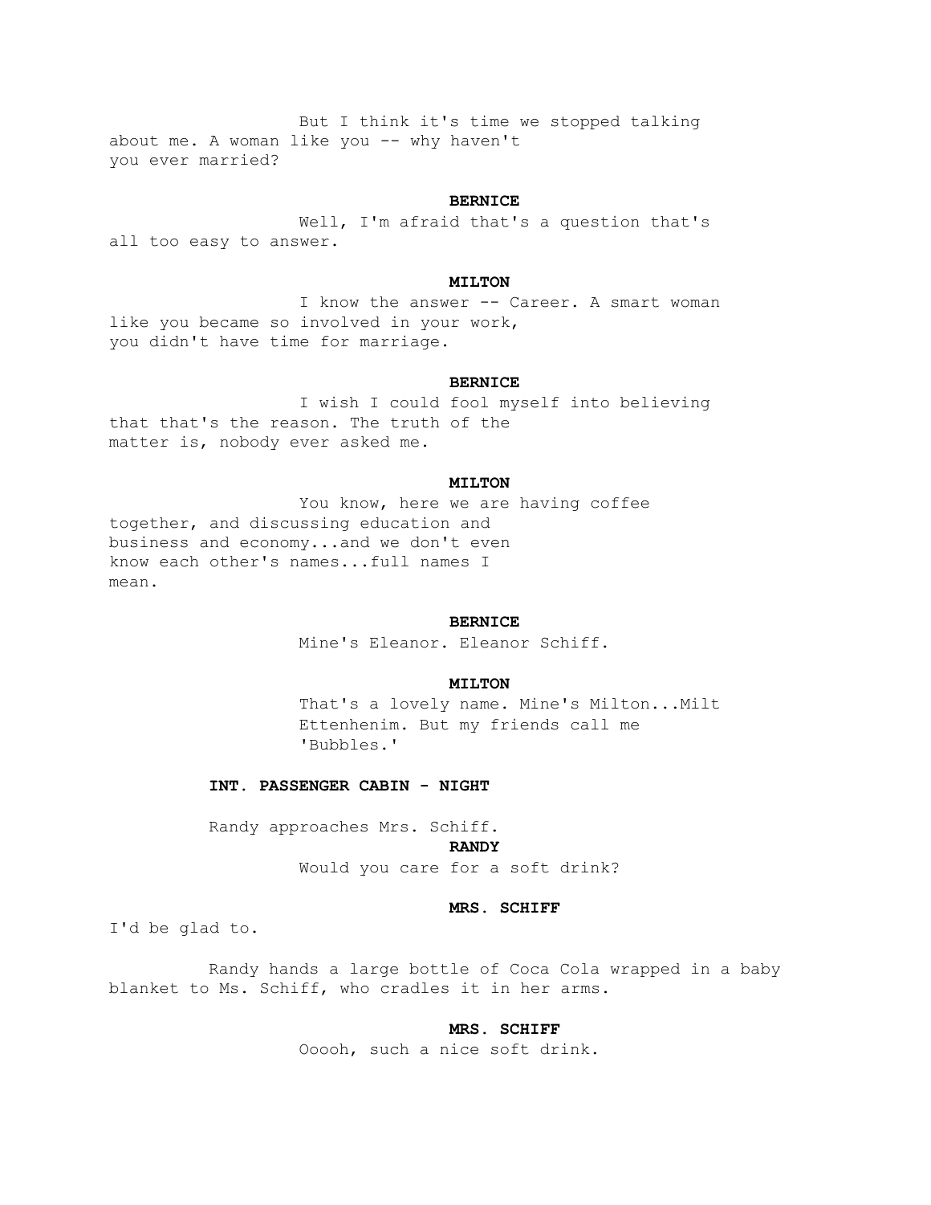But I think it's time we stopped talking about me. A woman like you -- why haven't you ever married?

**BERNICE**

Well, I'm afraid that's a question that's all too easy to answer.

**MILTON**

I know the answer -- Career. A smart woman like you became so involved in your work, you didn't have time for marriage.

**BERNICE**

I wish I could fool myself into believing that that's the reason. The truth of the matter is, nobody ever asked me.

**MILTON**

You know, here we are having coffee together, and discussing education and business and economy...and we don't even know each other's names...full names I mean.

**BERNICE**

Mine's Eleanor. Eleanor Schiff.

**MILTON**

That's a lovely name. Mine's Milton...Milt Ettenhenim. But my friends call me 'Bubbles.'

**INT. PASSENGER CABIN - NIGHT**

Randy approaches Mrs. Schiff.

**RANDY**

Would you care for a soft drink?

**MRS. SCHIFF**

I'd be glad to.

Randy hands a large bottle of Coca Cola wrapped in a baby blanket to Ms. Schiff, who cradles it in her arms.

**MRS. SCHIFF**

Ooooh, such a nice soft drink.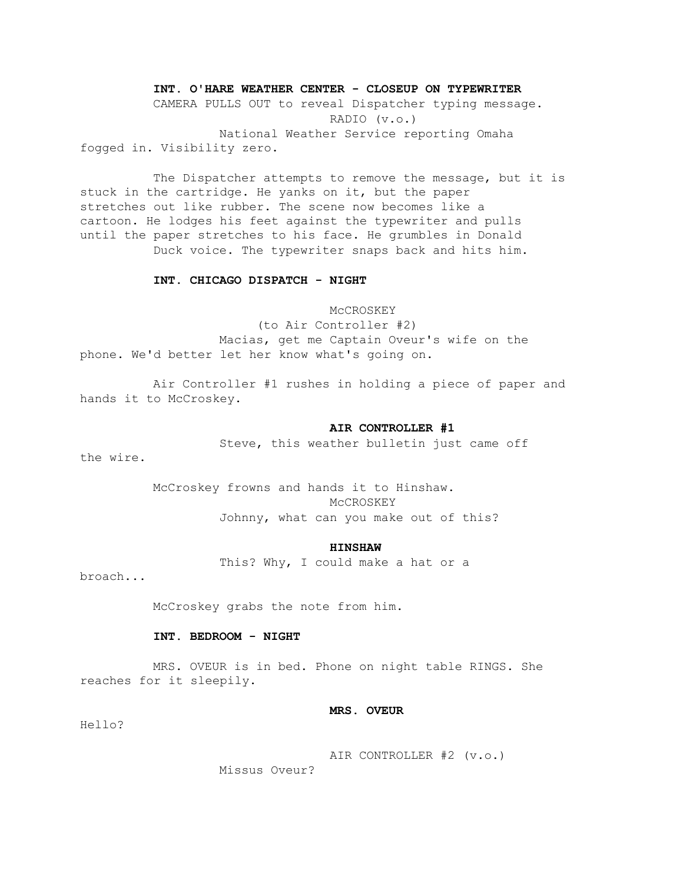**INT. O'HARE WEATHER CENTER - CLOSEUP ON TYPEWRITER**

CAMERA PULLS OUT to reveal Dispatcher typing message.

RADIO (v.o.)

National Weather Service reporting Omaha fogged in. Visibility zero.

The Dispatcher attempts to remove the message, but it is stuck in the cartridge. He yanks on it, but the paper stretches out like rubber. The scene now becomes like a cartoon. He lodges his feet against the typewriter and pulls until the paper stretches to his face. He grumbles in Donald Duck voice. The typewriter snaps back and hits him.

**INT. CHICAGO DISPATCH - NIGHT**

McCROSKEY

(to Air Controller #2)

Macias, get me Captain Oveur's wife on the phone. We'd better let her know what's going on.

Air Controller #1 rushes in holding a piece of paper and hands it to McCroskey.

**AIR CONTROLLER #1**

Steve, this weather bulletin just came off the wire.

McCroskey frowns and hands it to Hinshaw.

McCROSKEY

Johnny, what can you make out of this?

**HINSHAW**

This? Why, I could make a hat or a broach...

McCroskey grabs the note from him.

**INT. BEDROOM - NIGHT**

MRS. OVEUR is in bed. Phone on night table RINGS. She reaches for it sleepily.

**MRS. OVEUR**

Hello?

AIR CONTROLLER #2 (v.o.)

Missus Oveur?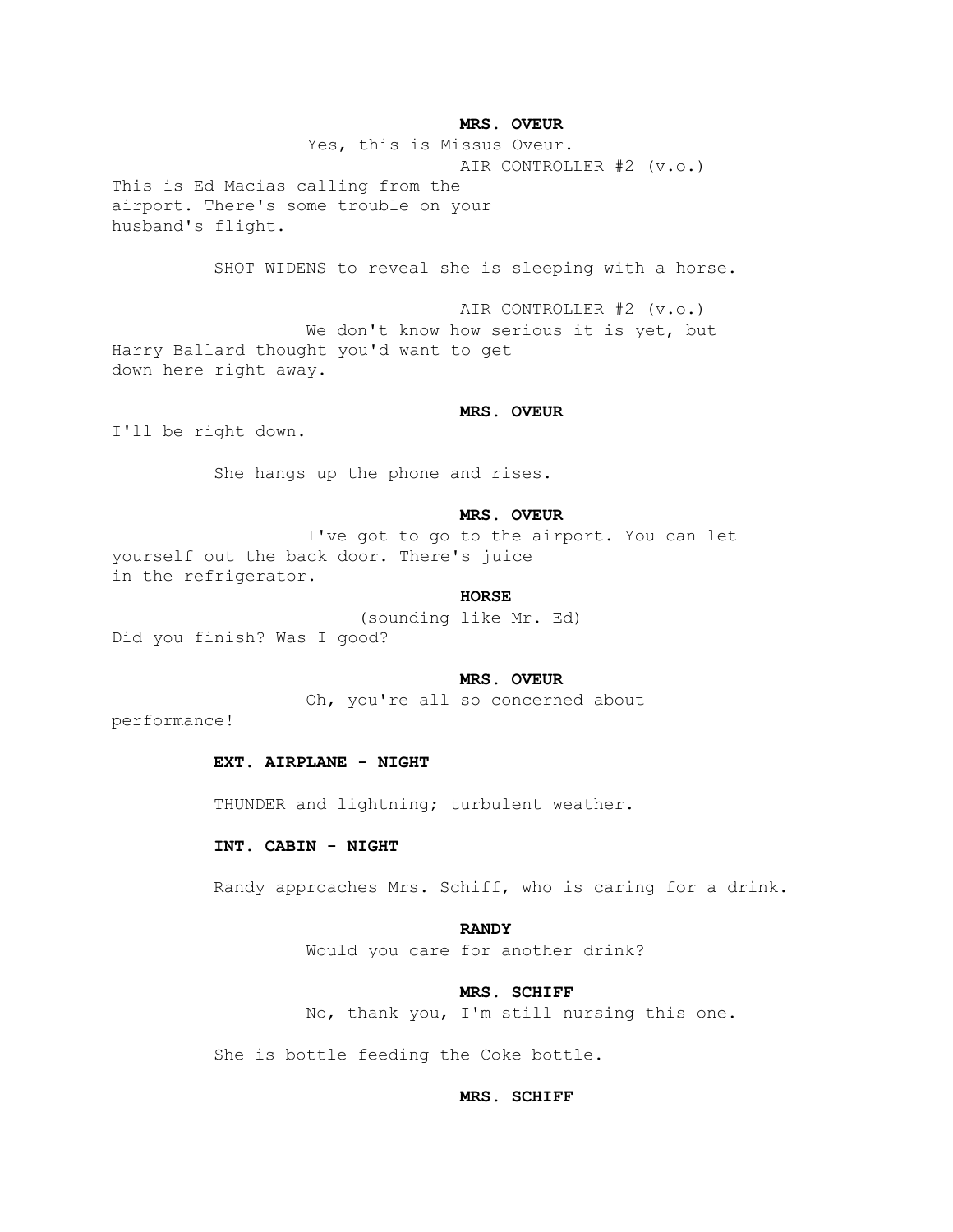**MRS. OVEUR**

Yes, this is Missus Oveur.

AIR CONTROLLER #2 (v.o.)

This is Ed Macias calling from the airport. There's some trouble on your husband's flight.

SHOT WIDENS to reveal she is sleeping with a horse.

AIR CONTROLLER #2 (v.o.)

We don't know how serious it is yet, but Harry Ballard thought you'd want to get down here right away.

**MRS. OVEUR**

I'll be right down.

She hangs up the phone and rises.

**MRS. OVEUR**

I've got to go to the airport. You can let yourself out the back door. There's juice in the refrigerator.

**HORSE**

(sounding like Mr. Ed)

Did you finish? Was I good?

**MRS. OVEUR**

Oh, you're all so concerned about performance!

**EXT. AIRPLANE - NIGHT**

THUNDER and lightning; turbulent weather.

**INT. CABIN - NIGHT**

Randy approaches Mrs. Schiff, who is caring for a drink.

**RANDY**

Would you care for another drink?

**MRS. SCHIFF**

No, thank you, I'm still nursing this one.

She is bottle feeding the Coke bottle.

**MRS. SCHIFF**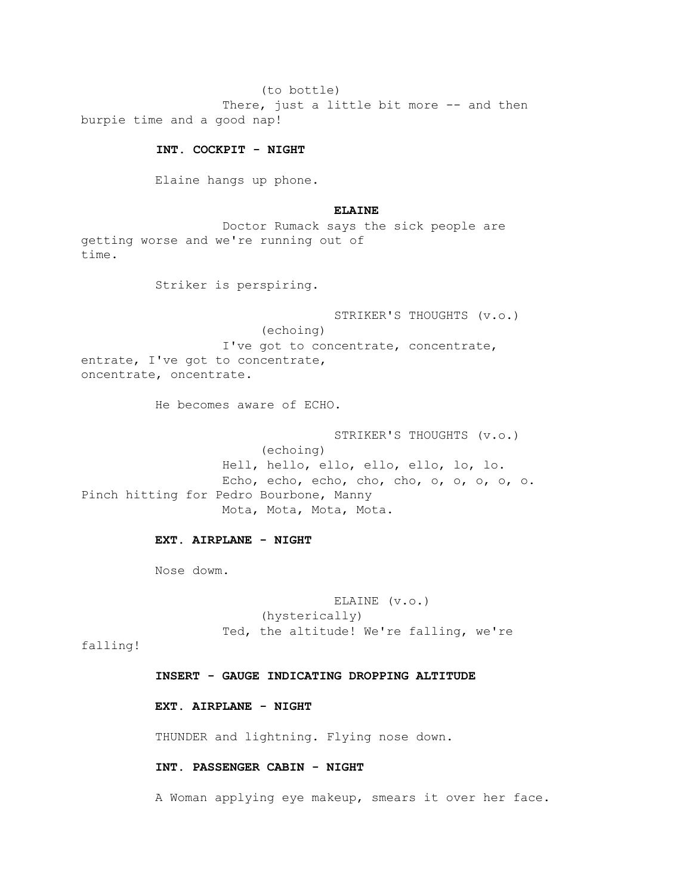(to bottle)
There, just a little bit more -- and then burpie time and a good nap!

**INT. COCKPIT - NIGHT**

Elaine hangs up phone.

**ELAINE**
Doctor Rumack says the sick people are getting worse and we're running out of time.

Striker is perspiring.

STRIKER'S THOUGHTS (v.o.)
(echoing)
I've got to concentrate, concentrate, entrate, I've got to concentrate, oncentrate, oncentrate.

He becomes aware of ECHO.

STRIKER'S THOUGHTS (v.o.)
(echoing)
Hell, hello, ello, ello, ello, lo, lo.
Echo, echo, echo, cho, cho, o, o, o, o, o.
Pinch hitting for Pedro Bourbone, Manny
Mota, Mota, Mota, Mota.

**EXT. AIRPLANE - NIGHT**

Nose dowm.

ELAINE (v.o.)
(hysterically)
Ted, the altitude! We're falling, we're falling!

**INSERT - GAUGE INDICATING DROPPING ALTITUDE**

**EXT. AIRPLANE - NIGHT**

THUNDER and lightning. Flying nose down.

**INT. PASSENGER CABIN - NIGHT**

A Woman applying eye makeup, smears it over her face.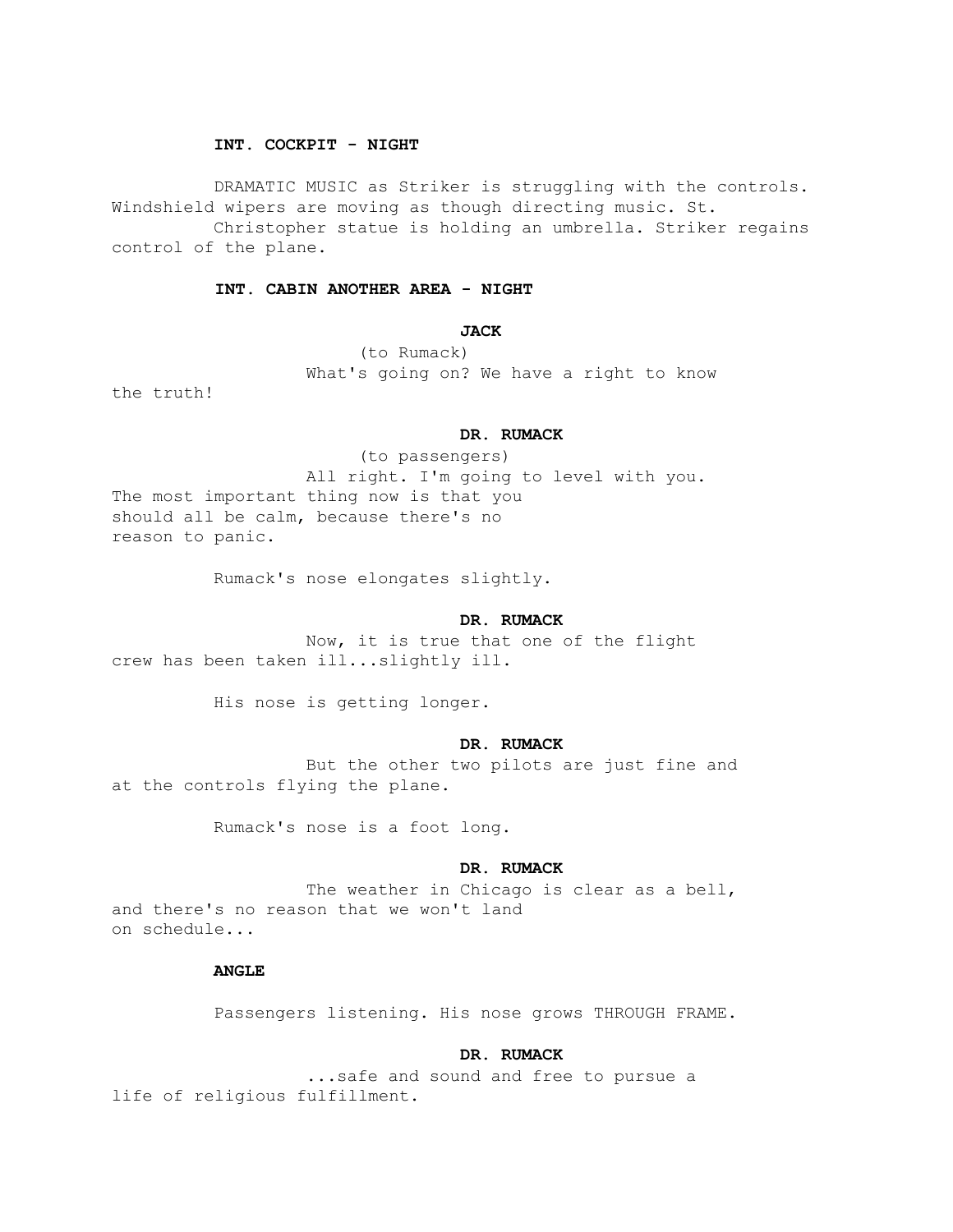**INT. COCKPIT - NIGHT**

DRAMATIC MUSIC as Striker is struggling with the controls. Windshield wipers are moving as though directing music. St. Christopher statue is holding an umbrella. Striker regains control of the plane.

**INT. CABIN ANOTHER AREA - NIGHT**

**JACK**

(to Rumack)

What's going on? We have a right to know the truth!

**DR. RUMACK**

(to passengers)

All right. I'm going to level with you. The most important thing now is that you should all be calm, because there's no reason to panic.

Rumack's nose elongates slightly.

**DR. RUMACK**

Now, it is true that one of the flight crew has been taken ill...slightly ill.

His nose is getting longer.

**DR. RUMACK**

But the other two pilots are just fine and at the controls flying the plane.

Rumack's nose is a foot long.

**DR. RUMACK**

The weather in Chicago is clear as a bell, and there's no reason that we won't land on schedule...

**ANGLE**

Passengers listening. His nose grows THROUGH FRAME.

**DR. RUMACK**

...safe and sound and free to pursue a life of religious fulfillment.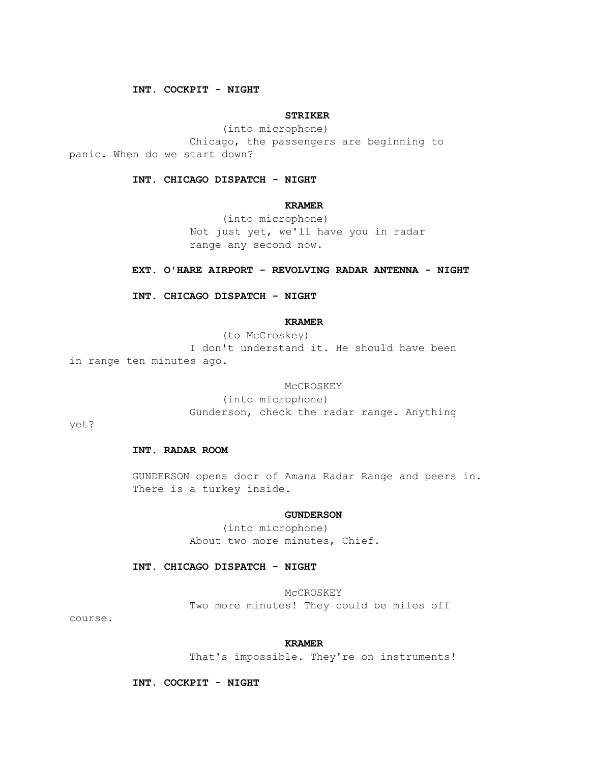**INT. COCKPIT - NIGHT**

**STRIKER**

(into microphone)

Chicago, the passengers are beginning to panic. When do we start down?

**INT. CHICAGO DISPATCH - NIGHT**

**KRAMER**

(into microphone)

Not just yet, we'll have you in radar range any second now.

**EXT. O'HARE AIRPORT - REVOLVING RADAR ANTENNA - NIGHT**

**INT. CHICAGO DISPATCH - NIGHT**

**KRAMER**

(to McCroskey)

I don't understand it. He should have been in range ten minutes ago.

McCROSKEY

(into microphone)

Gunderson, check the radar range. Anything yet?

**INT. RADAR ROOM**

GUNDERSON opens door of Amana Radar Range and peers in. There is a turkey inside.

**GUNDERSON**

(into microphone)

About two more minutes, Chief.

**INT. CHICAGO DISPATCH - NIGHT**

McCROSKEY

Two more minutes! They could be miles off course.

**KRAMER**

That's impossible. They're on instruments!

**INT. COCKPIT - NIGHT**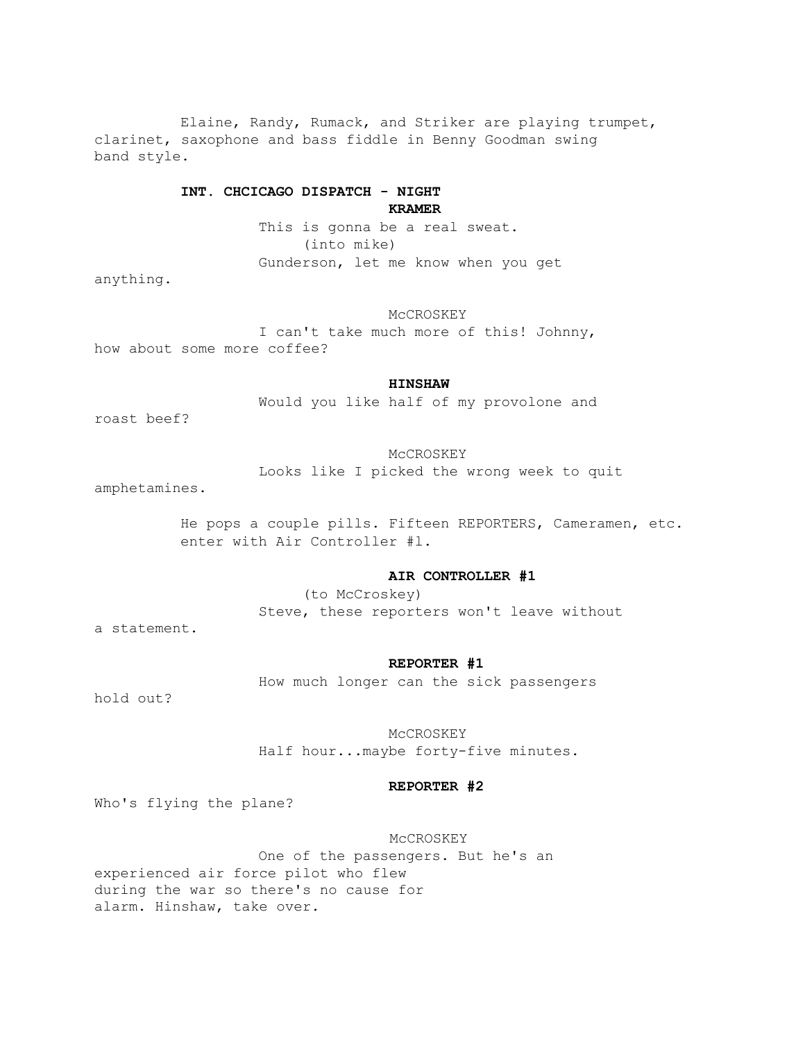Elaine, Randy, Rumack, and Striker are playing trumpet, clarinet, saxophone and bass fiddle in Benny Goodman swing band style.

**INT. CHCICAGO DISPATCH - NIGHT**

**KRAMER**

This is gonna be a real sweat.
(into mike)
Gunderson, let me know when you get anything.

McCROSKEY

I can't take much more of this! Johnny, how about some more coffee?

**HINSHAW**

Would you like half of my provolone and roast beef?

McCROSKEY

Looks like I picked the wrong week to quit amphetamines.

He pops a couple pills. Fifteen REPORTERS, Cameramen, etc. enter with Air Controller #1.

**AIR CONTROLLER #1**

(to McCroskey)
Steve, these reporters won't leave without a statement.

**REPORTER #1**

How much longer can the sick passengers hold out?

McCROSKEY

Half hour...maybe forty-five minutes.

**REPORTER #2**

Who's flying the plane?

McCROSKEY

One of the passengers. But he's an experienced air force pilot who flew during the war so there's no cause for alarm. Hinshaw, take over.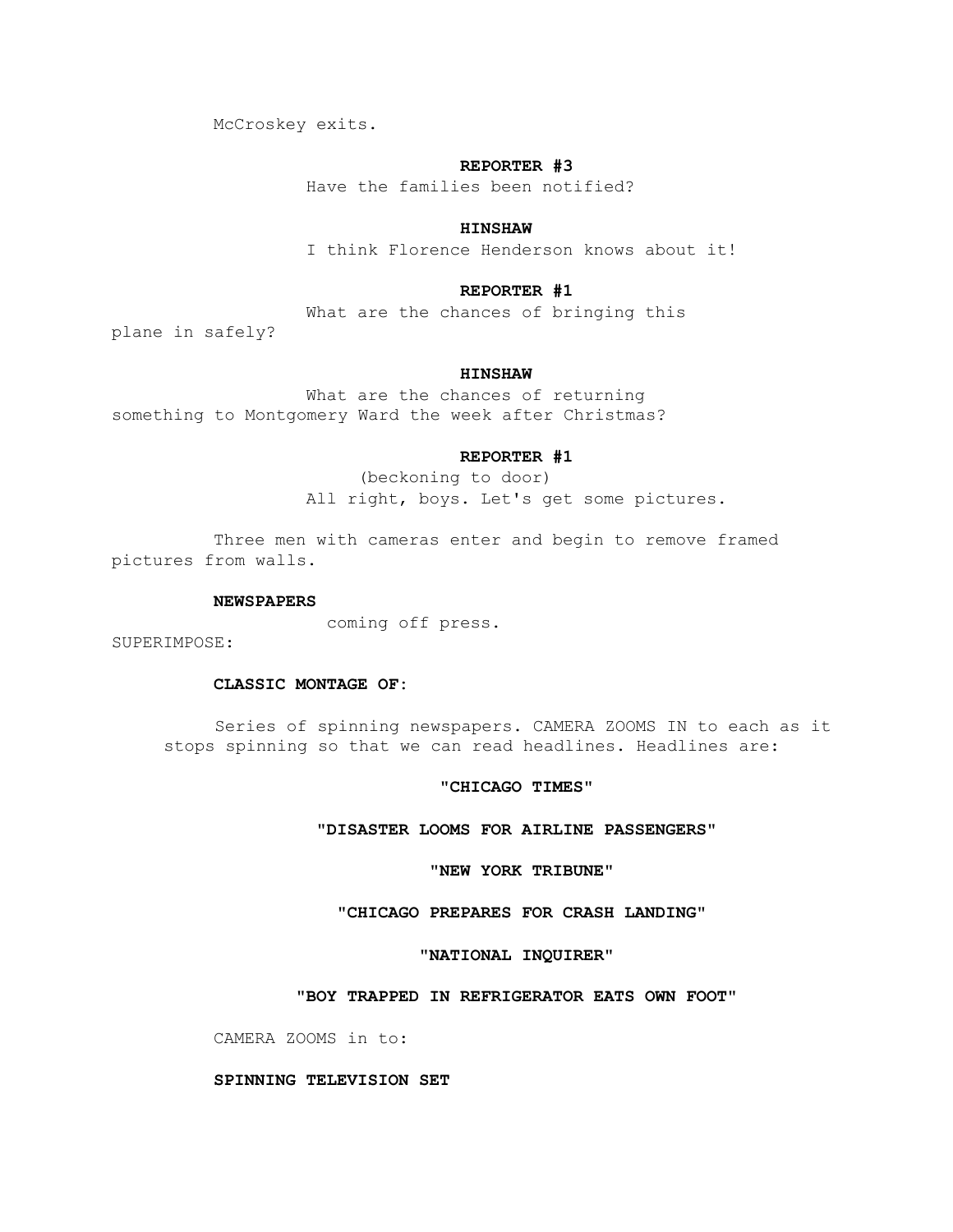McCroskey exits.

**REPORTER #3**

Have the families been notified?

**HINSHAW**

I think Florence Henderson knows about it!

**REPORTER #1**

What are the chances of bringing this plane in safely?

**HINSHAW**

What are the chances of returning something to Montgomery Ward the week after Christmas?

**REPORTER #1**

(beckoning to door)

All right, boys. Let's get some pictures.

Three men with cameras enter and begin to remove framed pictures from walls.

**NEWSPAPERS**

coming off press.

SUPERIMPOSE:

**CLASSIC MONTAGE OF:**

Series of spinning newspapers. CAMERA ZOOMS IN to each as it stops spinning so that we can read headlines. Headlines are:

**"CHICAGO TIMES"**

**"DISASTER LOOMS FOR AIRLINE PASSENGERS"**

**"NEW YORK TRIBUNE"**

**"CHICAGO PREPARES FOR CRASH LANDING"**

**"NATIONAL INQUIRER"**

**"BOY TRAPPED IN REFRIGERATOR EATS OWN FOOT"**

CAMERA ZOOMS in to:

**SPINNING TELEVISION SET**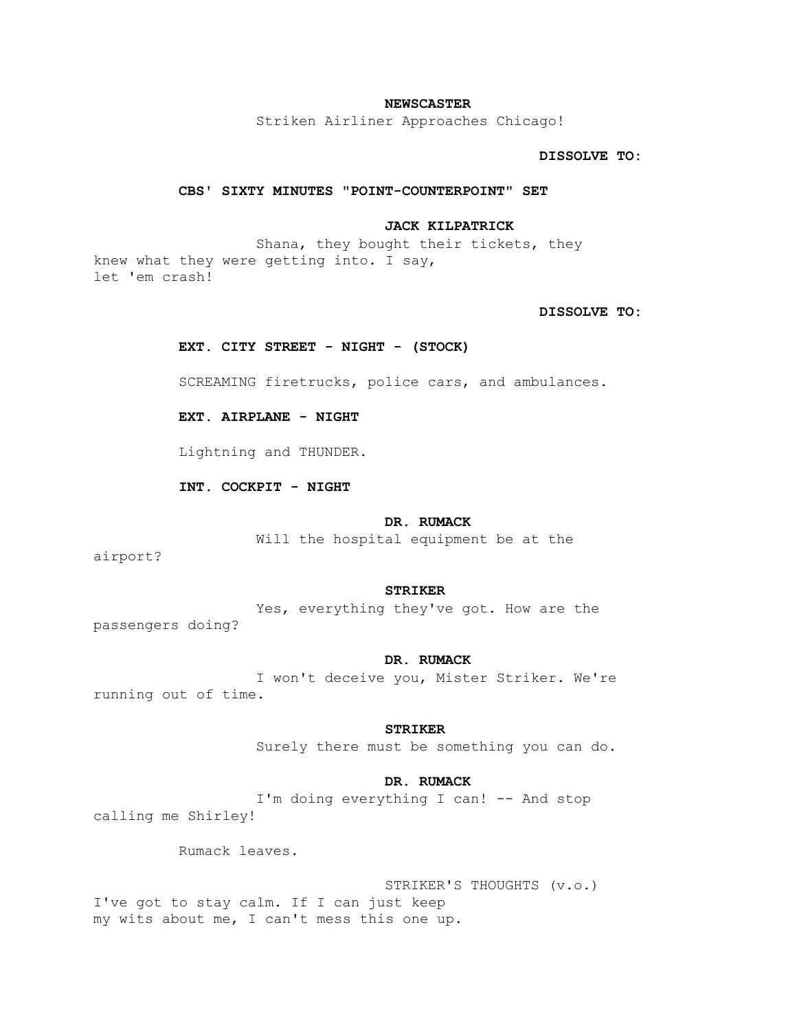**NEWSCASTER**

Striken Airliner Approaches Chicago!

**DISSOLVE TO:**

**CBS' SIXTY MINUTES "POINT-COUNTERPOINT" SET**

**JACK KILPATRICK**

Shana, they bought their tickets, they knew what they were getting into. I say, let 'em crash!

**DISSOLVE TO:**

**EXT. CITY STREET - NIGHT - (STOCK)**

SCREAMING firetrucks, police cars, and ambulances.

**EXT. AIRPLANE - NIGHT**

Lightning and THUNDER.

**INT. COCKPIT - NIGHT**

**DR. RUMACK**

Will the hospital equipment be at the airport?

**STRIKER**

Yes, everything they've got. How are the passengers doing?

**DR. RUMACK**

I won't deceive you, Mister Striker. We're running out of time.

**STRIKER**

Surely there must be something you can do.

**DR. RUMACK**

I'm doing everything I can! -- And stop calling me Shirley!

Rumack leaves.

STRIKER'S THOUGHTS (v.o.)

I've got to stay calm. If I can just keep my wits about me, I can't mess this one up.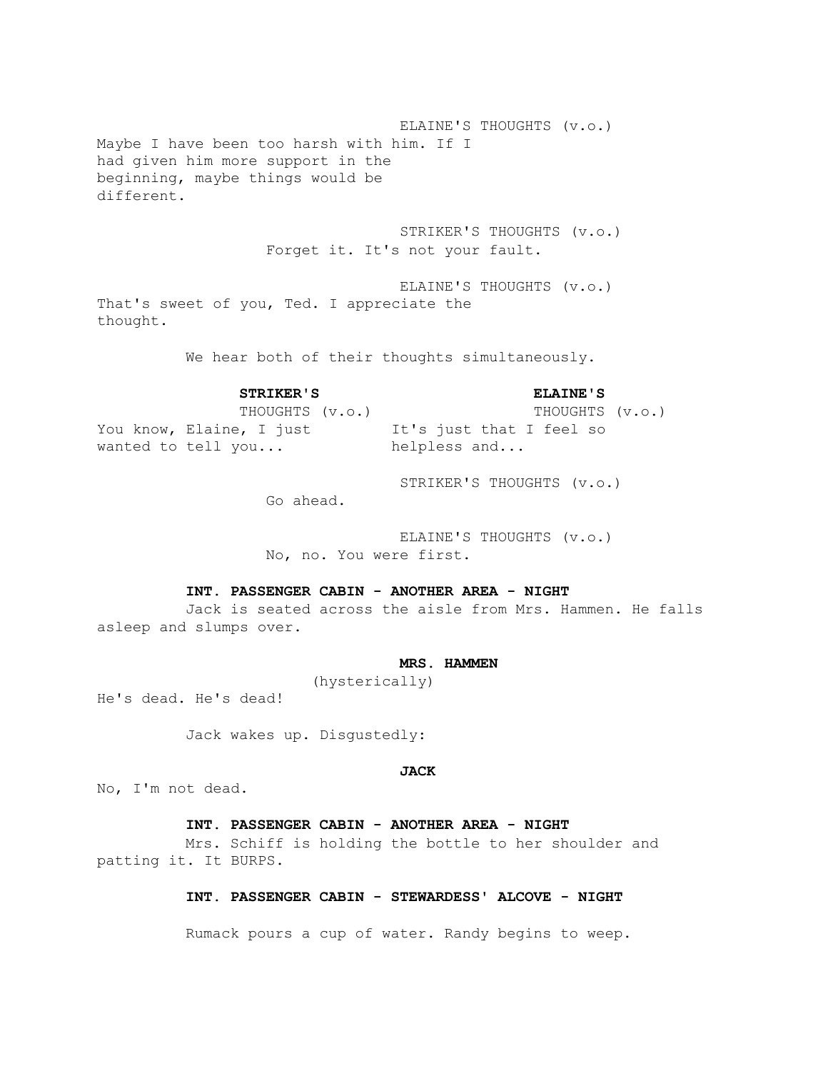ELAINE'S THOUGHTS (v.o.)
Maybe I have been too harsh with him. If I had given him more support in the beginning, maybe things would be different.

STRIKER'S THOUGHTS (v.o.)
Forget it. It's not your fault.

ELAINE'S THOUGHTS (v.o.)
That's sweet of you, Ted. I appreciate the thought.

We hear both of their thoughts simultaneously.

| **STRIKER'S** THOUGHTS (v.o.) | **ELAINE'S** THOUGHTS (v.o.) |
| --- | --- |
| You know, Elaine, I just wanted to tell you... | It's just that I feel so helpless and... |

STRIKER'S THOUGHTS (v.o.)
Go ahead.

ELAINE'S THOUGHTS (v.o.)
No, no. You were first.

**INT. PASSENGER CABIN - ANOTHER AREA - NIGHT**

Jack is seated across the aisle from Mrs. Hammen. He falls asleep and slumps over.

**MRS. HAMMEN**
(hysterically)
He's dead. He's dead!

Jack wakes up. Disgustedly:

**JACK**
No, I'm not dead.

**INT. PASSENGER CABIN - ANOTHER AREA - NIGHT**

Mrs. Schiff is holding the bottle to her shoulder and patting it. It BURPS.

**INT. PASSENGER CABIN - STEWARDESS' ALCOVE - NIGHT**

Rumack pours a cup of water. Randy begins to weep.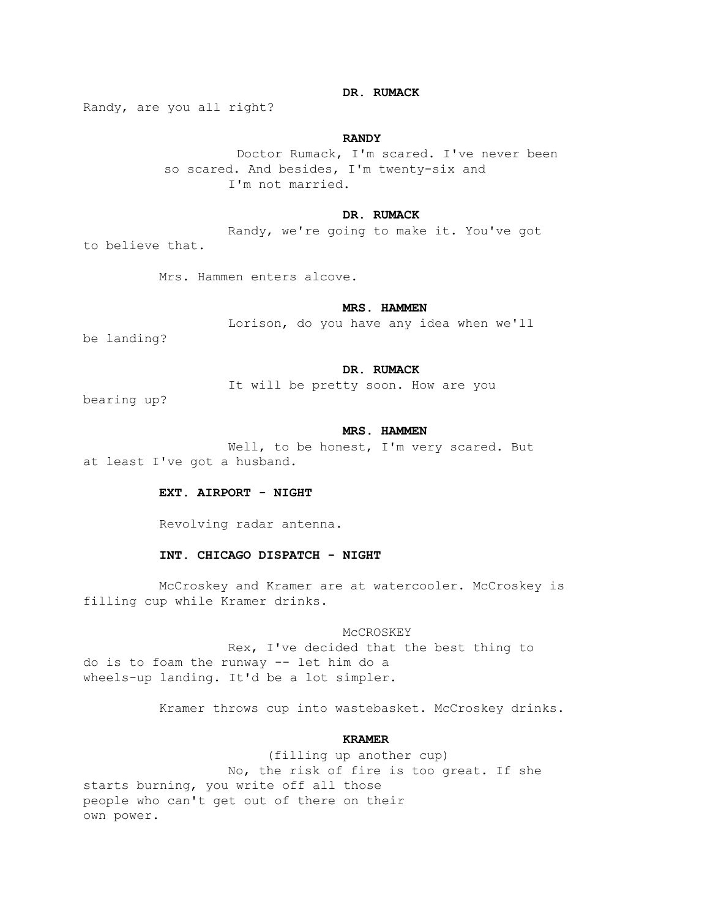**DR. RUMACK**

Randy, are you all right?

**RANDY**

Doctor Rumack, I'm scared. I've never been so scared. And besides, I'm twenty-six and I'm not married.

**DR. RUMACK**

Randy, we're going to make it. You've got to believe that.

Mrs. Hammen enters alcove.

**MRS. HAMMEN**

Lorison, do you have any idea when we'll be landing?

**DR. RUMACK**

It will be pretty soon. How are you bearing up?

**MRS. HAMMEN**

Well, to be honest, I'm very scared. But at least I've got a husband.

**EXT. AIRPORT - NIGHT**

Revolving radar antenna.

**INT. CHICAGO DISPATCH - NIGHT**

McCroskey and Kramer are at watercooler. McCroskey is filling cup while Kramer drinks.

McCROSKEY

Rex, I've decided that the best thing to do is to foam the runway -- let him do a wheels-up landing. It'd be a lot simpler.

Kramer throws cup into wastebasket. McCroskey drinks.

**KRAMER**

(filling up another cup)

No, the risk of fire is too great. If she starts burning, you write off all those people who can't get out of there on their own power.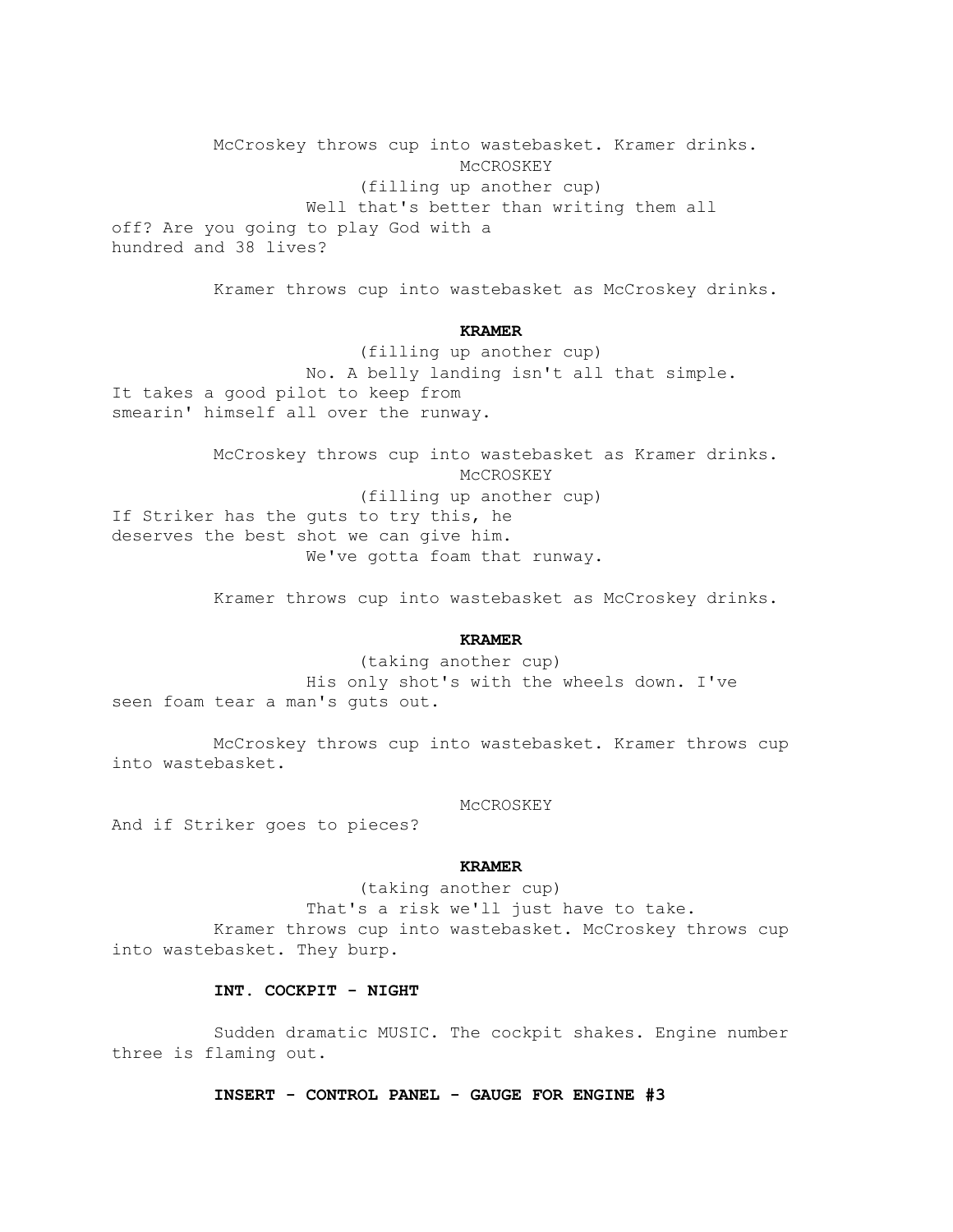McCroskey throws cup into wastebasket. Kramer drinks.

McCROSKEY
(filling up another cup)
Well that's better than writing them all off? Are you going to play God with a hundred and 38 lives?

Kramer throws cup into wastebasket as McCroskey drinks.

**KRAMER**
(filling up another cup)
No. A belly landing isn't all that simple. It takes a good pilot to keep from smearin' himself all over the runway.

McCroskey throws cup into wastebasket as Kramer drinks.

McCROSKEY
(filling up another cup)
If Striker has the guts to try this, he deserves the best shot we can give him. We've gotta foam that runway.

Kramer throws cup into wastebasket as McCroskey drinks.

**KRAMER**
(taking another cup)
His only shot's with the wheels down. I've seen foam tear a man's guts out.

McCroskey throws cup into wastebasket. Kramer throws cup into wastebasket.

McCROSKEY
And if Striker goes to pieces?

**KRAMER**
(taking another cup)
That's a risk we'll just have to take.

Kramer throws cup into wastebasket. McCroskey throws cup into wastebasket. They burp.

**INT. COCKPIT - NIGHT**

Sudden dramatic MUSIC. The cockpit shakes. Engine number three is flaming out.

**INSERT - CONTROL PANEL - GAUGE FOR ENGINE #3**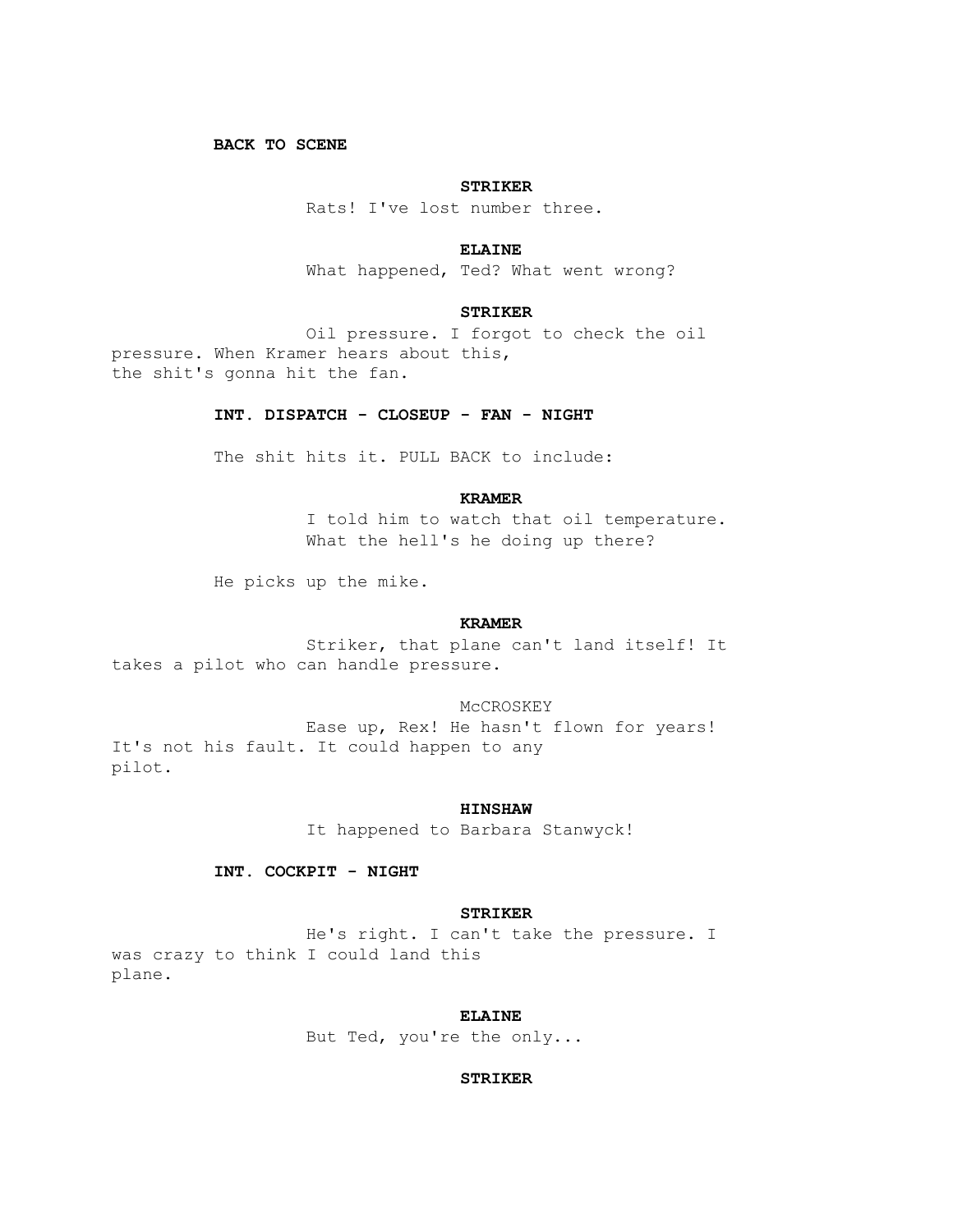**BACK TO SCENE**

**STRIKER**

Rats! I've lost number three.

**ELAINE**

What happened, Ted? What went wrong?

**STRIKER**

Oil pressure. I forgot to check the oil pressure. When Kramer hears about this, the shit's gonna hit the fan.

**INT. DISPATCH - CLOSEUP - FAN - NIGHT**

The shit hits it. PULL BACK to include:

**KRAMER**

I told him to watch that oil temperature. What the hell's he doing up there?

He picks up the mike.

**KRAMER**

Striker, that plane can't land itself! It takes a pilot who can handle pressure.

McCROSKEY

Ease up, Rex! He hasn't flown for years! It's not his fault. It could happen to any pilot.

**HINSHAW**

It happened to Barbara Stanwyck!

**INT. COCKPIT - NIGHT**

**STRIKER**

He's right. I can't take the pressure. I was crazy to think I could land this plane.

**ELAINE**

But Ted, you're the only...

**STRIKER**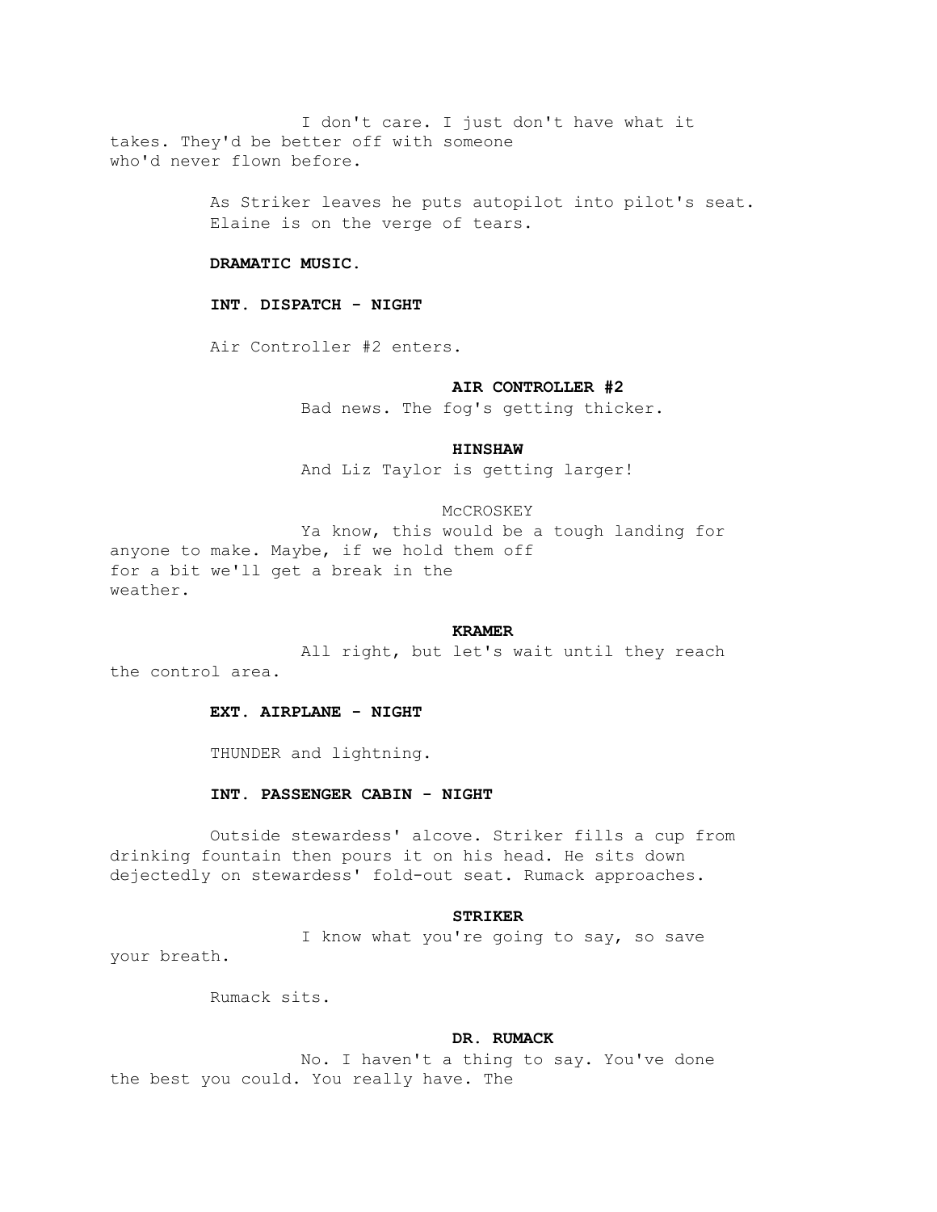I don't care. I just don't have what it takes. They'd be better off with someone who'd never flown before.

As Striker leaves he puts autopilot into pilot's seat. Elaine is on the verge of tears.

**DRAMATIC MUSIC.**

**INT. DISPATCH - NIGHT**

Air Controller #2 enters.

**AIR CONTROLLER #2**

Bad news. The fog's getting thicker.

**HINSHAW**

And Liz Taylor is getting larger!

McCROSKEY

Ya know, this would be a tough landing for anyone to make. Maybe, if we hold them off for a bit we'll get a break in the weather.

**KRAMER**

All right, but let's wait until they reach the control area.

**EXT. AIRPLANE - NIGHT**

THUNDER and lightning.

**INT. PASSENGER CABIN - NIGHT**

Outside stewardess' alcove. Striker fills a cup from drinking fountain then pours it on his head. He sits down dejectedly on stewardess' fold-out seat. Rumack approaches.

**STRIKER**

I know what you're going to say, so save your breath.

Rumack sits.

**DR. RUMACK**

No. I haven't a thing to say. You've done the best you could. You really have. The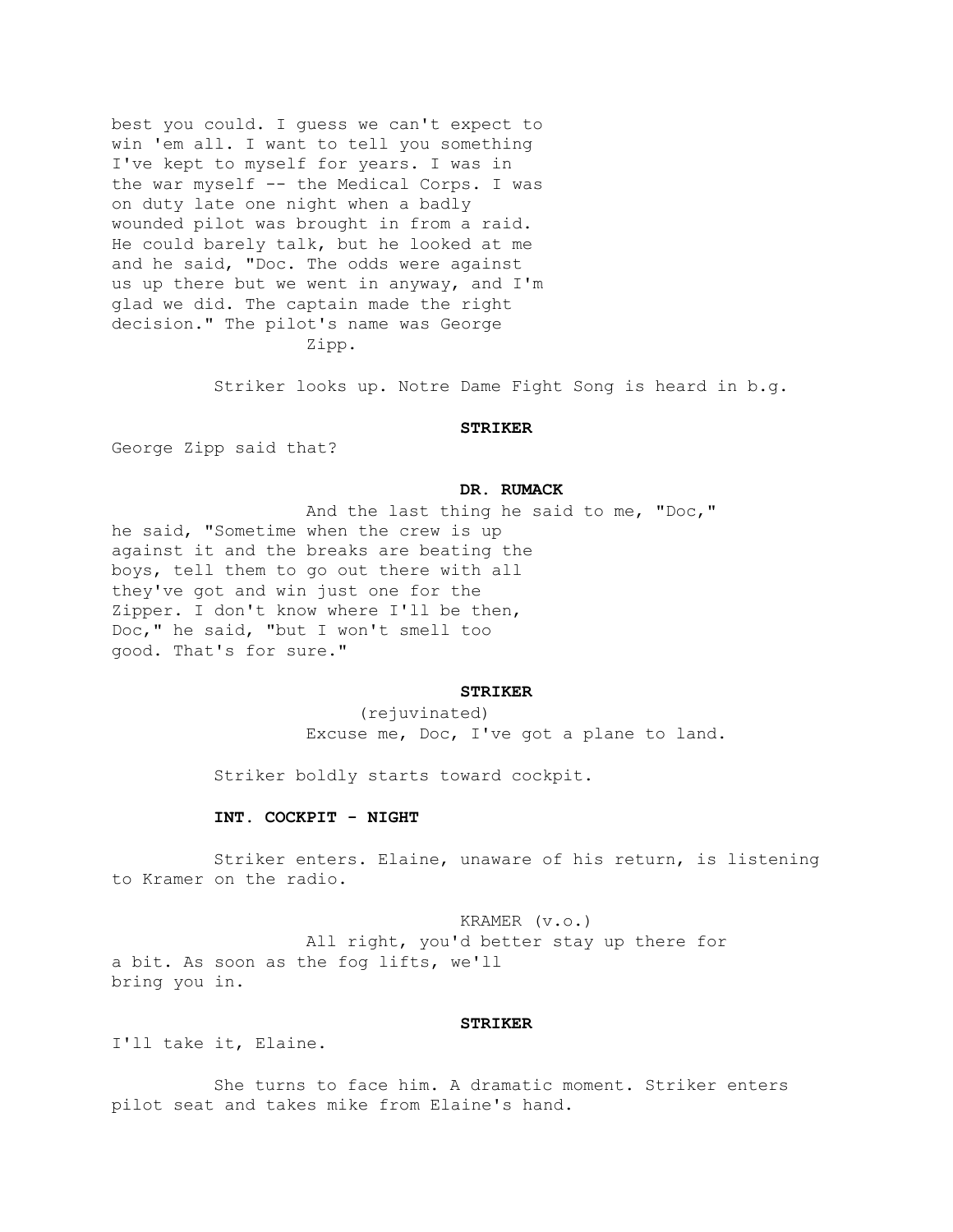best you could. I guess we can't expect to win 'em all. I want to tell you something I've kept to myself for years. I was in the war myself -- the Medical Corps. I was on duty late one night when a badly wounded pilot was brought in from a raid. He could barely talk, but he looked at me and he said, "Doc. The odds were against us up there but we went in anyway, and I'm glad we did. The captain made the right decision." The pilot's name was George Zipp.

Striker looks up. Notre Dame Fight Song is heard in b.g.

**STRIKER**

George Zipp said that?

**DR. RUMACK**

And the last thing he said to me, "Doc," he said, "Sometime when the crew is up against it and the breaks are beating the boys, tell them to go out there with all they've got and win just one for the Zipper. I don't know where I'll be then, Doc," he said, "but I won't smell too good. That's for sure."

**STRIKER**

(rejuvinated)
Excuse me, Doc, I've got a plane to land.

Striker boldly starts toward cockpit.

**INT. COCKPIT - NIGHT**

Striker enters. Elaine, unaware of his return, is listening to Kramer on the radio.

KRAMER (v.o.)

All right, you'd better stay up there for a bit. As soon as the fog lifts, we'll bring you in.

**STRIKER**

I'll take it, Elaine.

She turns to face him. A dramatic moment. Striker enters pilot seat and takes mike from Elaine's hand.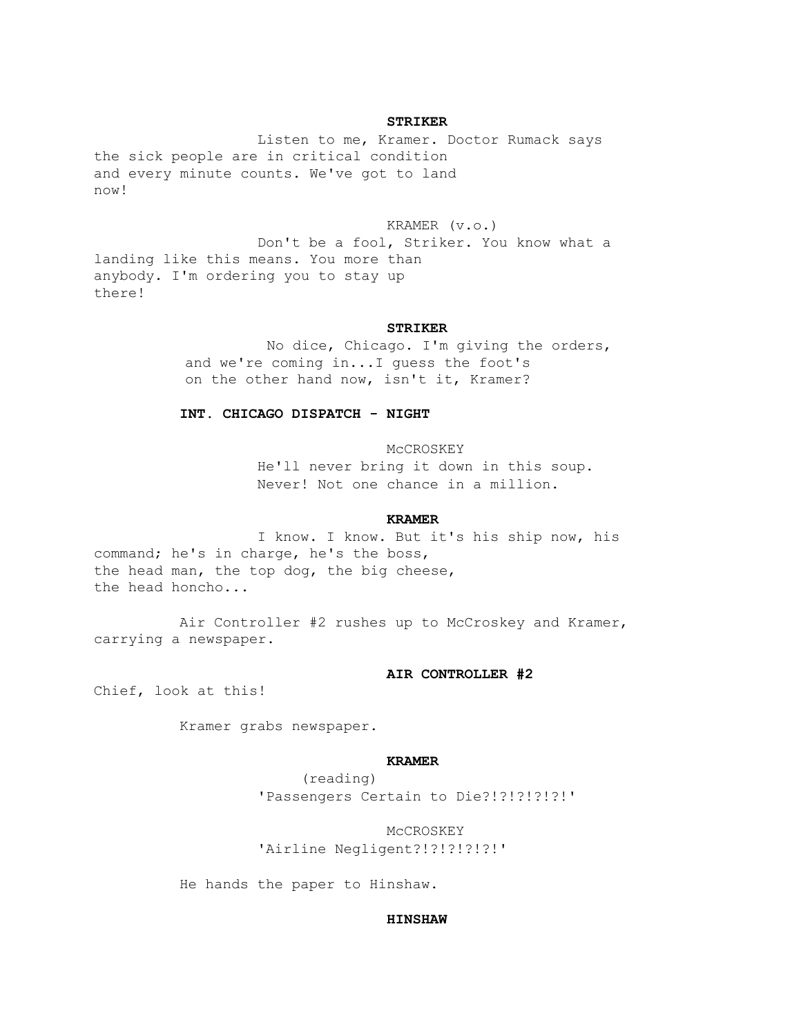**STRIKER**

Listen to me, Kramer. Doctor Rumack says the sick people are in critical condition and every minute counts. We've got to land now!

KRAMER (v.o.)

Don't be a fool, Striker. You know what a landing like this means. You more than anybody. I'm ordering you to stay up there!

**STRIKER**

No dice, Chicago. I'm giving the orders, and we're coming in...I guess the foot's on the other hand now, isn't it, Kramer?

**INT. CHICAGO DISPATCH - NIGHT**

McCROSKEY

He'll never bring it down in this soup. Never! Not one chance in a million.

**KRAMER**

I know. I know. But it's his ship now, his command; he's in charge, he's the boss, the head man, the top dog, the big cheese, the head honcho...

Air Controller #2 rushes up to McCroskey and Kramer, carrying a newspaper.

**AIR CONTROLLER #2**

Chief, look at this!

Kramer grabs newspaper.

**KRAMER**

(reading)

'Passengers Certain to Die?!?!?!?!?!'

McCROSKEY

'Airline Negligent?!?!?!?!?!'

He hands the paper to Hinshaw.

**HINSHAW**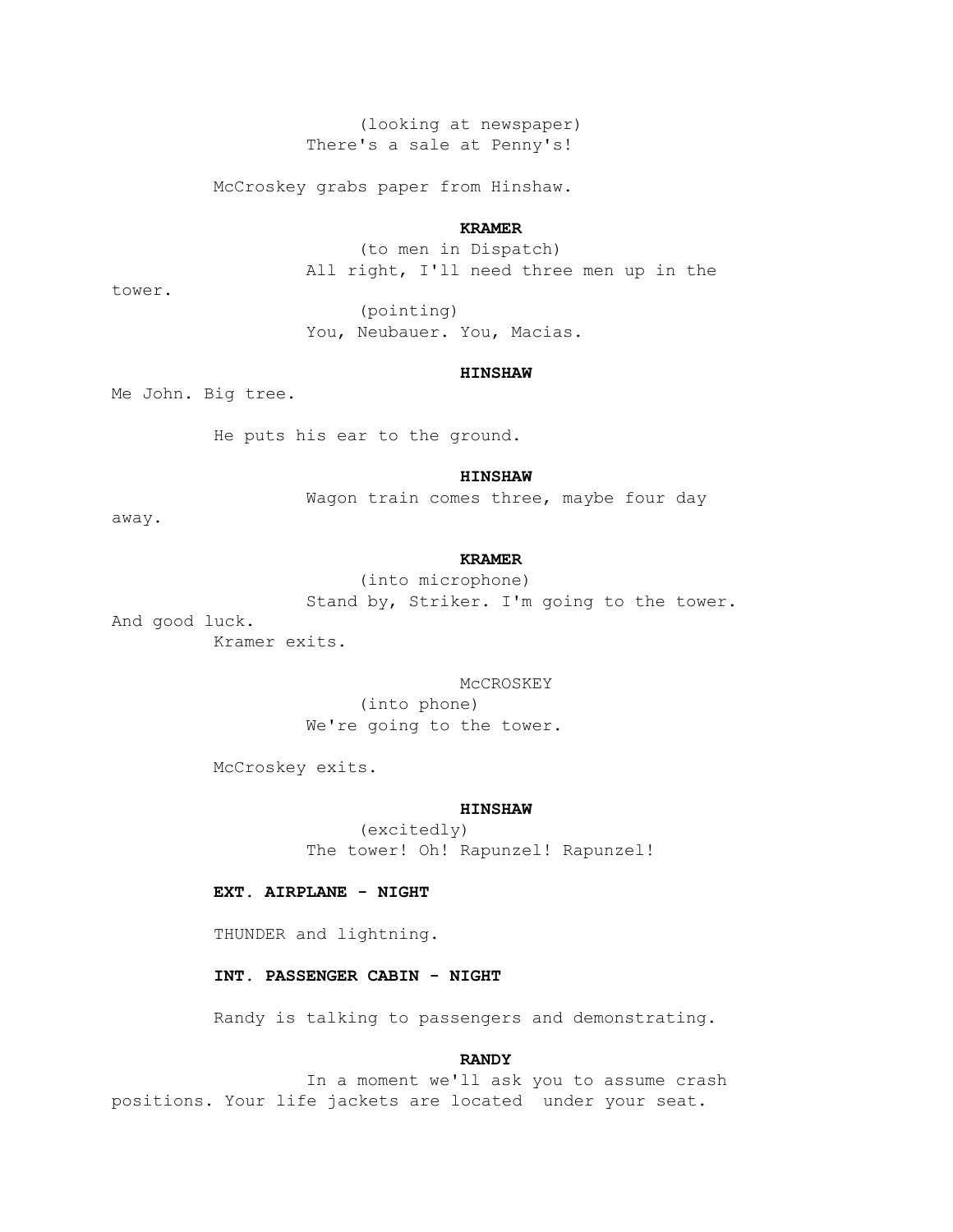(looking at newspaper)
There's a sale at Penny's!

McCroskey grabs paper from Hinshaw.

**KRAMER**

(to men in Dispatch)
All right, I'll need three men up in the tower.

(pointing)
You, Neubauer. You, Macias.

**HINSHAW**

Me John. Big tree.

He puts his ear to the ground.

**HINSHAW**

Wagon train comes three, maybe four day away.

**KRAMER**

(into microphone)
Stand by, Striker. I'm going to the tower. And good luck.

Kramer exits.

McCROSKEY

(into phone)
We're going to the tower.

McCroskey exits.

**HINSHAW**

(excitedly)
The tower! Oh! Rapunzel! Rapunzel!

**EXT. AIRPLANE - NIGHT**

THUNDER and lightning.

**INT. PASSENGER CABIN - NIGHT**

Randy is talking to passengers and demonstrating.

**RANDY**

In a moment we'll ask you to assume crash positions. Your life jackets are located under your seat.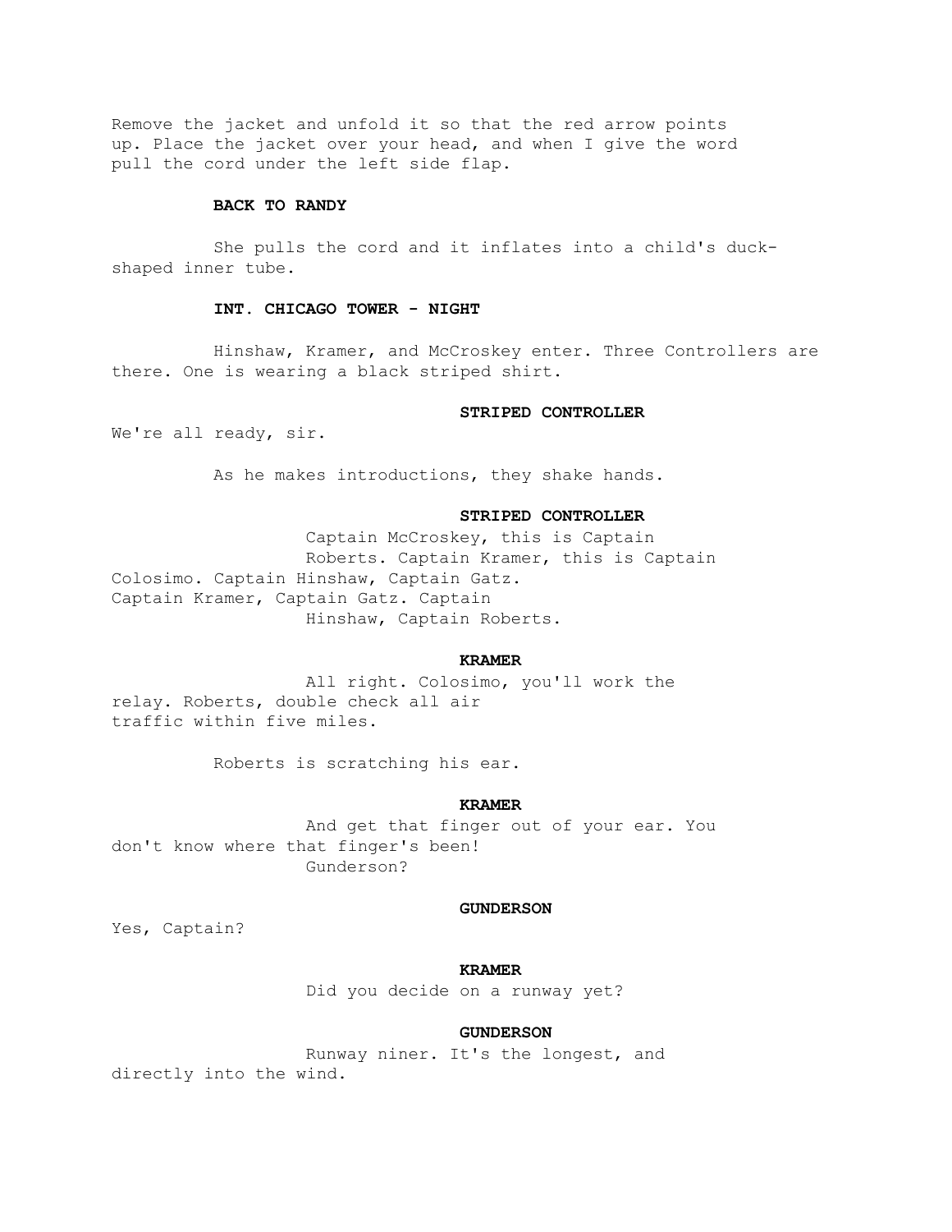Remove the jacket and unfold it so that the red arrow points up. Place the jacket over your head, and when I give the word pull the cord under the left side flap.

**BACK TO RANDY**

She pulls the cord and it inflates into a child's duck-shaped inner tube.

**INT. CHICAGO TOWER - NIGHT**

Hinshaw, Kramer, and McCroskey enter. Three Controllers are there. One is wearing a black striped shirt.

**STRIPED CONTROLLER**

We're all ready, sir.

As he makes introductions, they shake hands.

**STRIPED CONTROLLER**

Captain McCroskey, this is Captain Roberts. Captain Kramer, this is Captain Colosimo. Captain Hinshaw, Captain Gatz. Captain Kramer, Captain Gatz. Captain Hinshaw, Captain Roberts.

**KRAMER**

All right. Colosimo, you'll work the relay. Roberts, double check all air traffic within five miles.

Roberts is scratching his ear.

**KRAMER**

And get that finger out of your ear. You don't know where that finger's been! Gunderson?

**GUNDERSON**

Yes, Captain?

**KRAMER**

Did you decide on a runway yet?

**GUNDERSON**

Runway niner. It's the longest, and directly into the wind.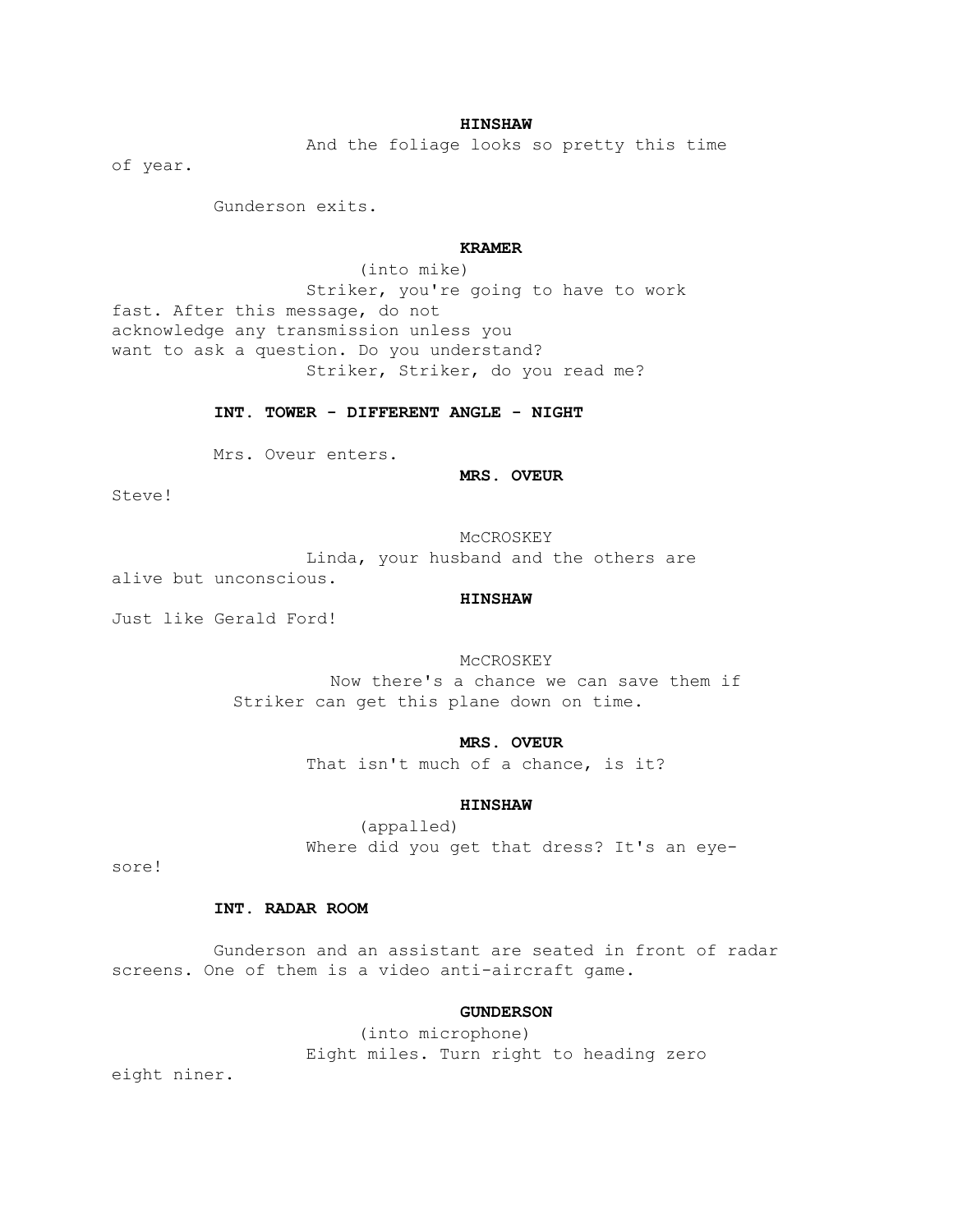**HINSHAW**

And the foliage looks so pretty this time of year.

Gunderson exits.

**KRAMER**

(into mike)

Striker, you're going to have to work fast. After this message, do not acknowledge any transmission unless you want to ask a question. Do you understand? Striker, Striker, do you read me?

**INT. TOWER - DIFFERENT ANGLE - NIGHT**

Mrs. Oveur enters.

**MRS. OVEUR**

Steve!

McCROSKEY

Linda, your husband and the others are alive but unconscious.

**HINSHAW**

Just like Gerald Ford!

McCROSKEY

Now there's a chance we can save them if Striker can get this plane down on time.

**MRS. OVEUR**

That isn't much of a chance, is it?

**HINSHAW**

(appalled)

Where did you get that dress? It's an eye-sore!

**INT. RADAR ROOM**

Gunderson and an assistant are seated in front of radar screens. One of them is a video anti-aircraft game.

**GUNDERSON**

(into microphone)

Eight miles. Turn right to heading zero eight niner.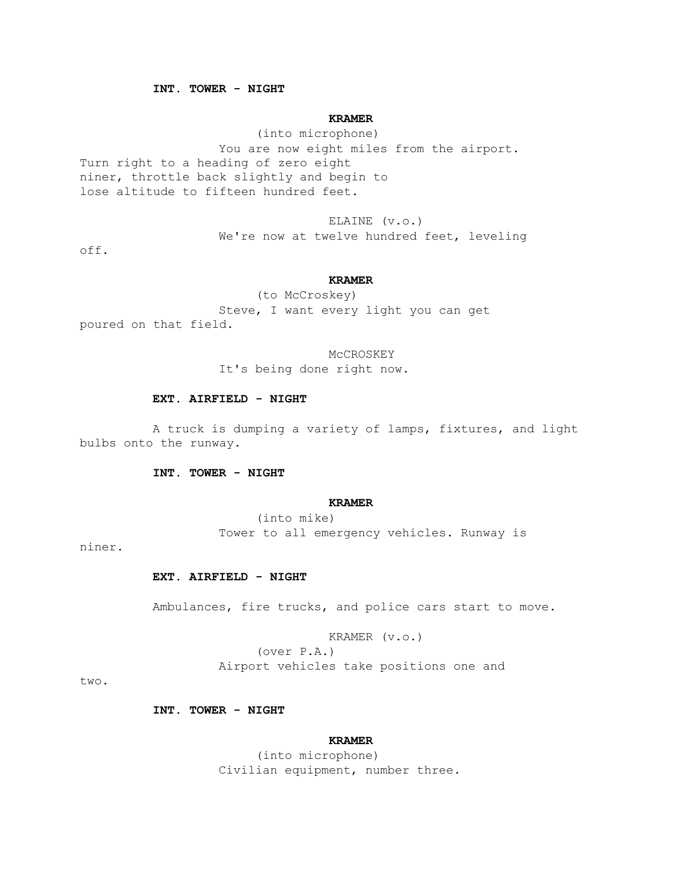**INT. TOWER - NIGHT**

**KRAMER**

(into microphone)

You are now eight miles from the airport. Turn right to a heading of zero eight niner, throttle back slightly and begin to lose altitude to fifteen hundred feet.

ELAINE (v.o.)

We're now at twelve hundred feet, leveling off.

**KRAMER**

(to McCroskey)

Steve, I want every light you can get poured on that field.

McCROSKEY

It's being done right now.

**EXT. AIRFIELD - NIGHT**

A truck is dumping a variety of lamps, fixtures, and light bulbs onto the runway.

**INT. TOWER - NIGHT**

**KRAMER**

(into mike)

Tower to all emergency vehicles. Runway is niner.

**EXT. AIRFIELD - NIGHT**

Ambulances, fire trucks, and police cars start to move.

KRAMER (v.o.)

(over P.A.)

Airport vehicles take positions one and two.

**INT. TOWER - NIGHT**

**KRAMER**

(into microphone)

Civilian equipment, number three.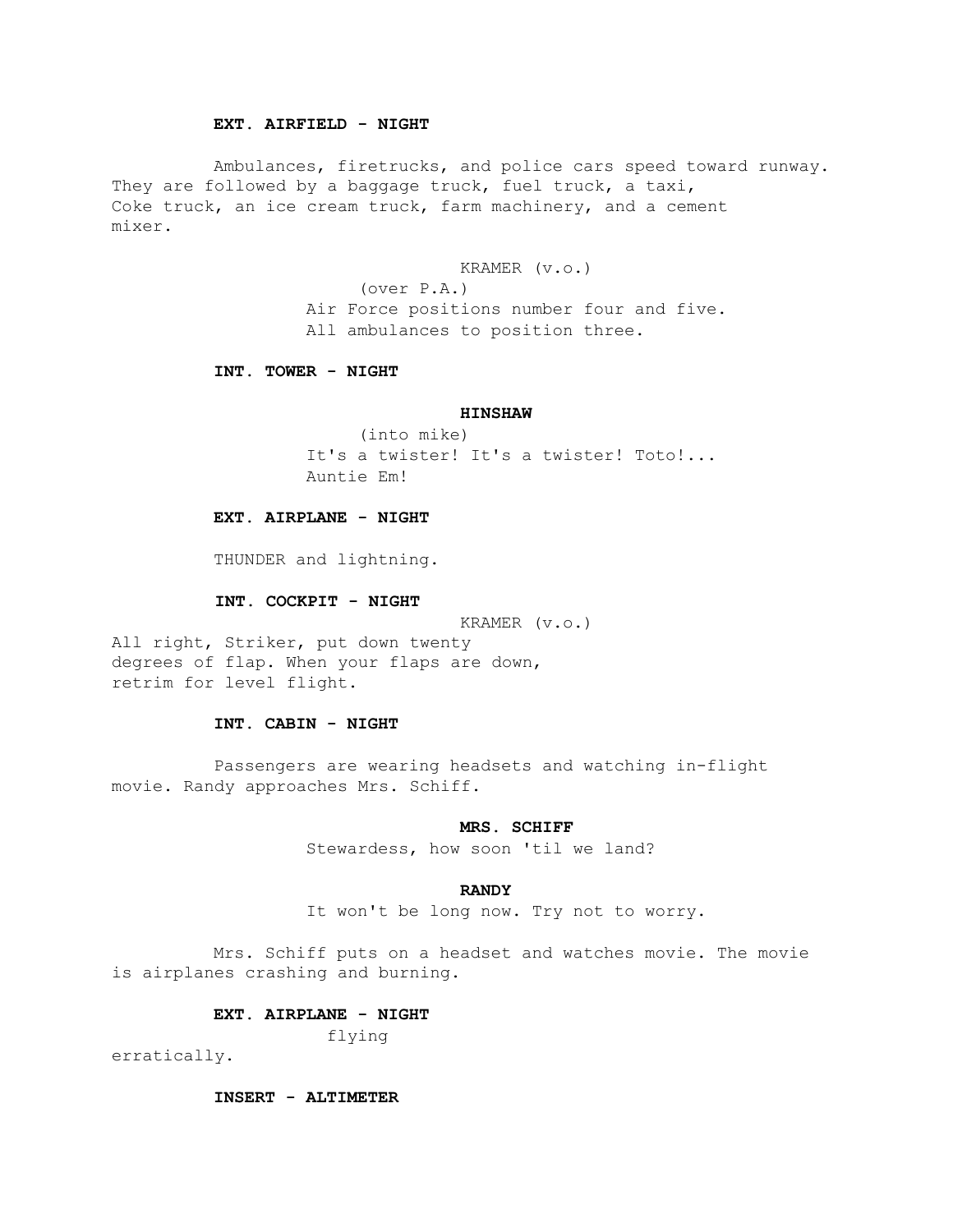**EXT. AIRFIELD - NIGHT**

Ambulances, firetrucks, and police cars speed toward runway. They are followed by a baggage truck, fuel truck, a taxi, Coke truck, an ice cream truck, farm machinery, and a cement mixer.

KRAMER (v.o.)
(over P.A.)
Air Force positions number four and five. All ambulances to position three.

**INT. TOWER - NIGHT**

**HINSHAW**
(into mike)
It's a twister! It's a twister! Toto!... Auntie Em!

**EXT. AIRPLANE - NIGHT**

THUNDER and lightning.

**INT. COCKPIT - NIGHT**

KRAMER (v.o.)
All right, Striker, put down twenty degrees of flap. When your flaps are down, retrim for level flight.

**INT. CABIN - NIGHT**

Passengers are wearing headsets and watching in-flight movie. Randy approaches Mrs. Schiff.

**MRS. SCHIFF**
Stewardess, how soon 'til we land?

**RANDY**
It won't be long now. Try not to worry.

Mrs. Schiff puts on a headset and watches movie. The movie is airplanes crashing and burning.

**EXT. AIRPLANE - NIGHT**

flying erratically.

**INSERT - ALTIMETER**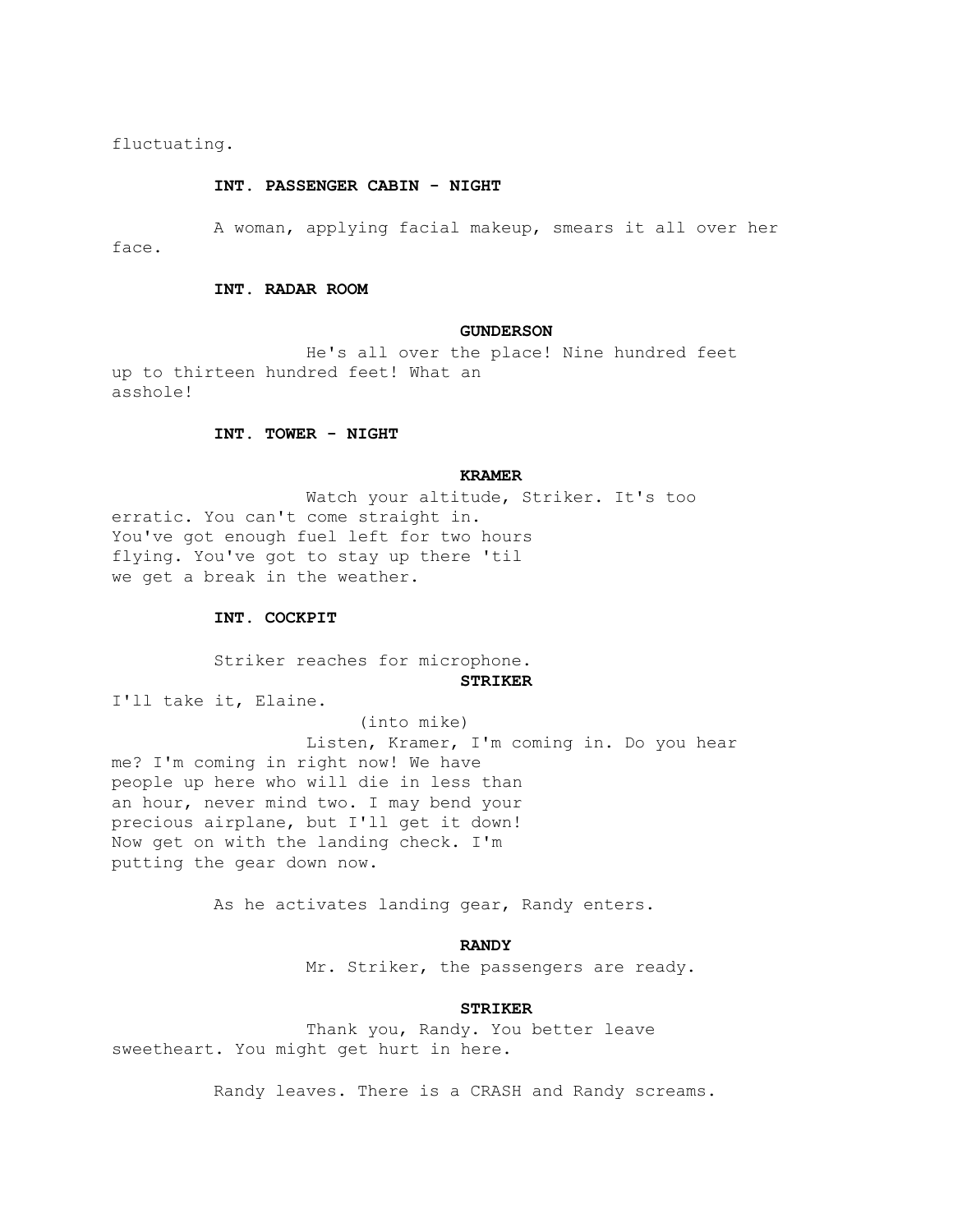fluctuating.

**INT. PASSENGER CABIN - NIGHT**

A woman, applying facial makeup, smears it all over her face.

**INT. RADAR ROOM**

**GUNDERSON**

He's all over the place! Nine hundred feet up to thirteen hundred feet! What an asshole!

**INT. TOWER - NIGHT**

**KRAMER**

Watch your altitude, Striker. It's too erratic. You can't come straight in. You've got enough fuel left for two hours flying. You've got to stay up there 'til we get a break in the weather.

**INT. COCKPIT**

Striker reaches for microphone.

**STRIKER**

I'll take it, Elaine.

(into mike)

Listen, Kramer, I'm coming in. Do you hear me? I'm coming in right now! We have people up here who will die in less than an hour, never mind two. I may bend your precious airplane, but I'll get it down! Now get on with the landing check. I'm putting the gear down now.

As he activates landing gear, Randy enters.

**RANDY**

Mr. Striker, the passengers are ready.

**STRIKER**

Thank you, Randy. You better leave sweetheart. You might get hurt in here.

Randy leaves. There is a CRASH and Randy screams.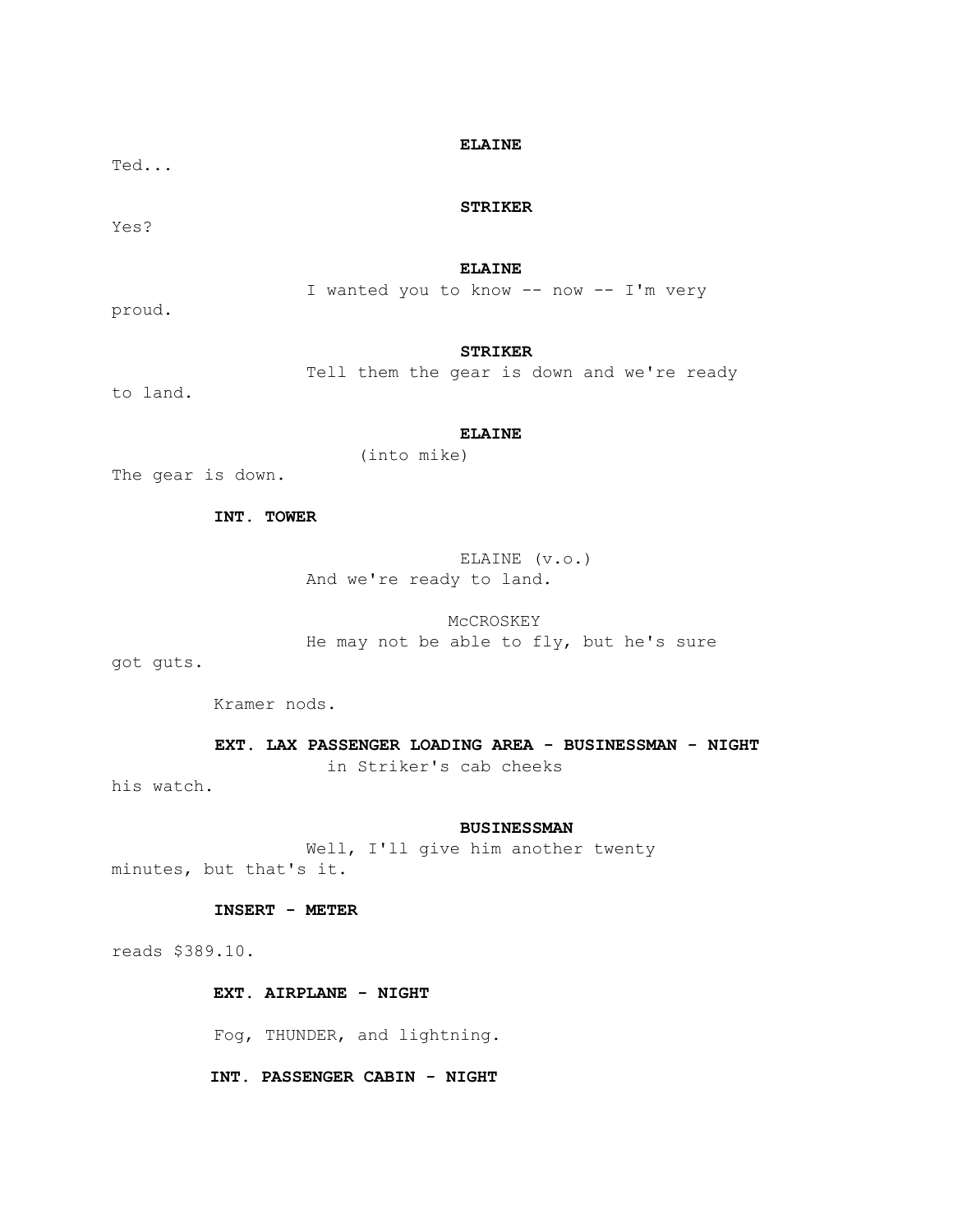**ELAINE**

Ted...

**STRIKER**

Yes?

**ELAINE**

I wanted you to know -- now -- I'm very proud.

**STRIKER**

Tell them the gear is down and we're ready to land.

**ELAINE**

(into mike)

The gear is down.

**INT. TOWER**

ELAINE (v.o.)

And we're ready to land.

McCROSKEY

He may not be able to fly, but he's sure got guts.

Kramer nods.

**EXT. LAX PASSENGER LOADING AREA - BUSINESSMAN - NIGHT**

in Striker's cab cheeks his watch.

**BUSINESSMAN**

Well, I'll give him another twenty minutes, but that's it.

**INSERT - METER**

reads $389.10.

**EXT. AIRPLANE - NIGHT**

Fog, THUNDER, and lightning.

**INT. PASSENGER CABIN - NIGHT**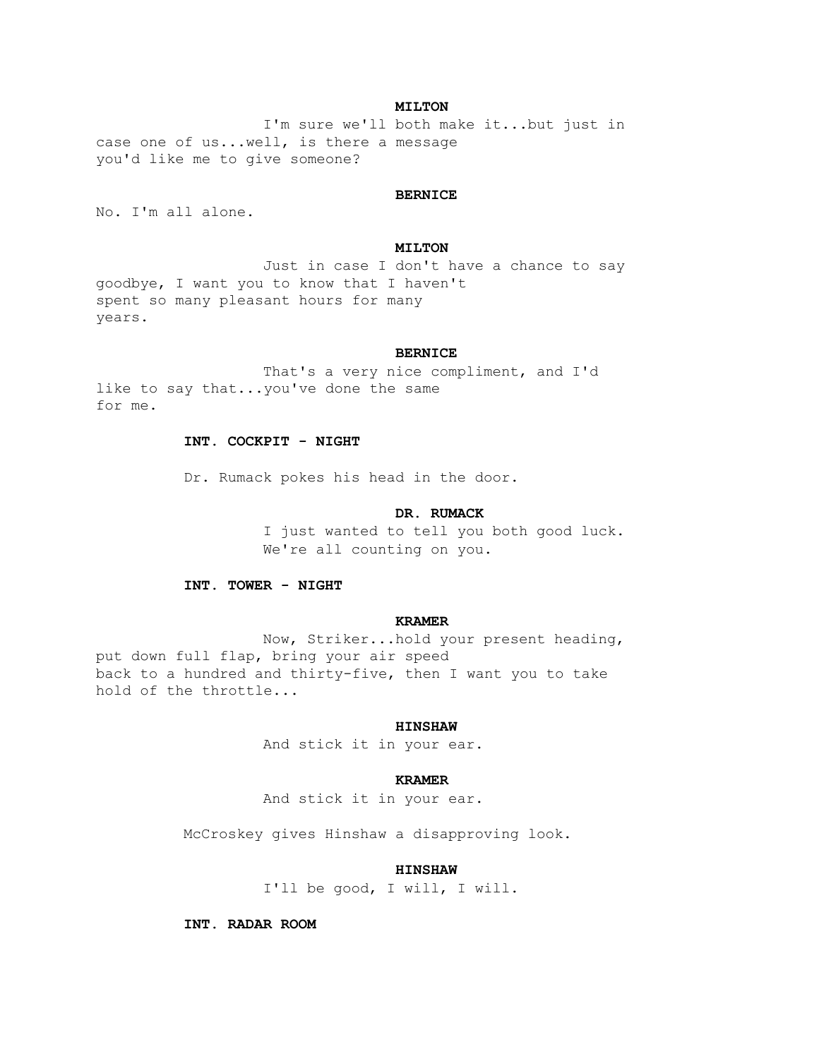**MILTON**

I'm sure we'll both make it...but just in case one of us...well, is there a message you'd like me to give someone?

**BERNICE**

No. I'm all alone.

**MILTON**

Just in case I don't have a chance to say goodbye, I want you to know that I haven't spent so many pleasant hours for many years.

**BERNICE**

That's a very nice compliment, and I'd like to say that...you've done the same for me.

**INT. COCKPIT - NIGHT**

Dr. Rumack pokes his head in the door.

**DR. RUMACK**

I just wanted to tell you both good luck. We're all counting on you.

**INT. TOWER - NIGHT**

**KRAMER**

Now, Striker...hold your present heading, put down full flap, bring your air speed back to a hundred and thirty-five, then I want you to take hold of the throttle...

**HINSHAW**

And stick it in your ear.

**KRAMER**

And stick it in your ear.

McCroskey gives Hinshaw a disapproving look.

**HINSHAW**

I'll be good, I will, I will.

**INT. RADAR ROOM**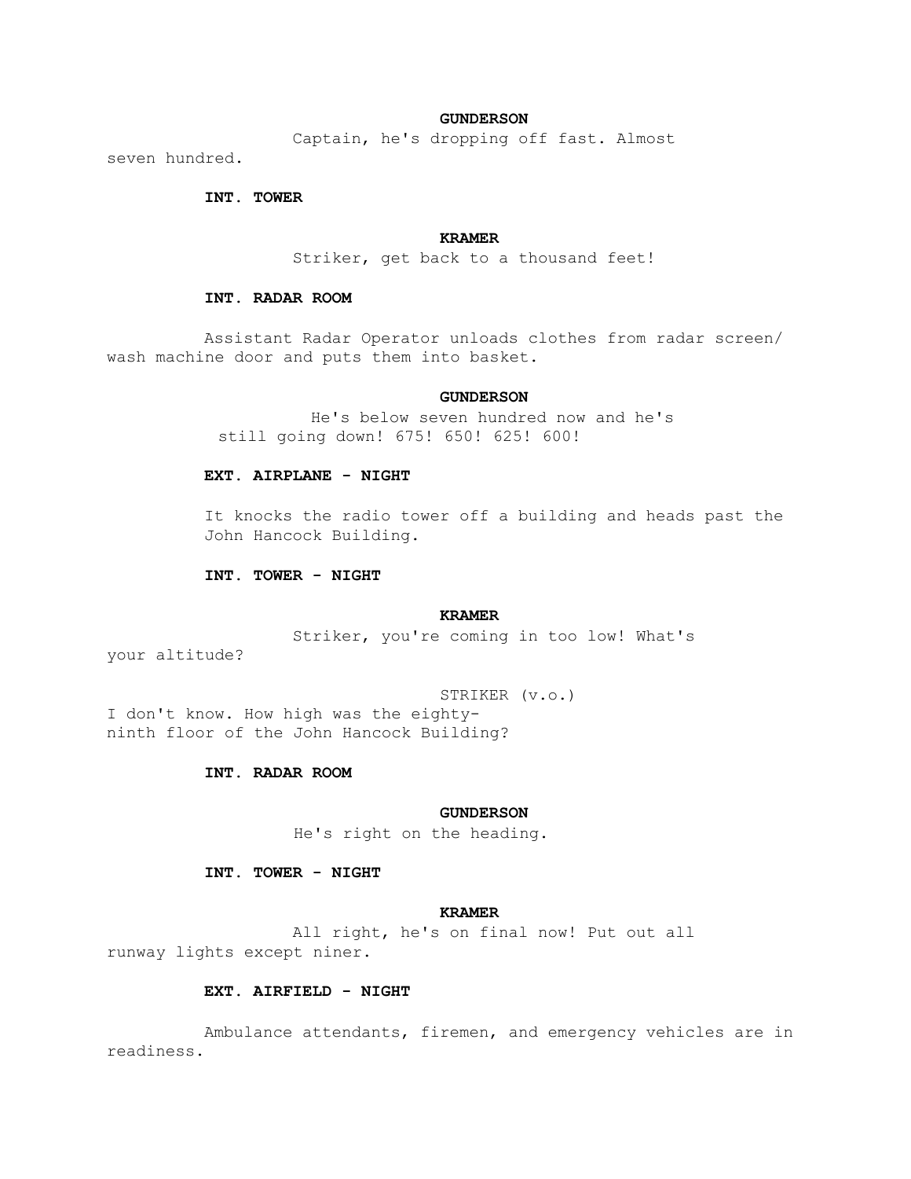**GUNDERSON**

Captain, he's dropping off fast. Almost seven hundred.

**INT. TOWER**

**KRAMER**

Striker, get back to a thousand feet!

**INT. RADAR ROOM**

Assistant Radar Operator unloads clothes from radar screen/ wash machine door and puts them into basket.

**GUNDERSON**

He's below seven hundred now and he's still going down! 675! 650! 625! 600!

**EXT. AIRPLANE - NIGHT**

It knocks the radio tower off a building and heads past the John Hancock Building.

**INT. TOWER - NIGHT**

**KRAMER**

Striker, you're coming in too low! What's your altitude?

STRIKER (v.o.)

I don't know. How high was the eighty-ninth floor of the John Hancock Building?

**INT. RADAR ROOM**

**GUNDERSON**

He's right on the heading.

**INT. TOWER - NIGHT**

**KRAMER**

All right, he's on final now! Put out all runway lights except niner.

**EXT. AIRFIELD - NIGHT**

Ambulance attendants, firemen, and emergency vehicles are in readiness.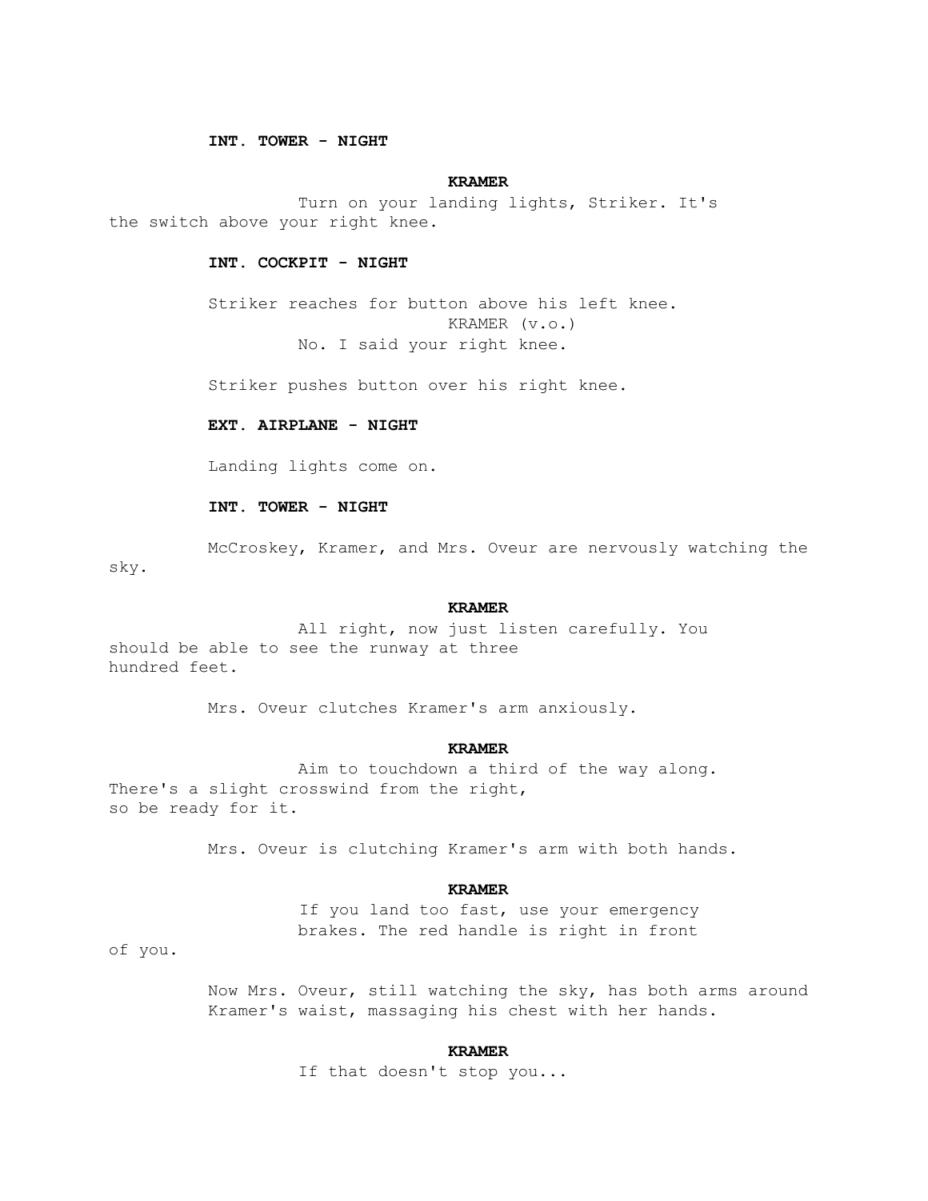**INT. TOWER - NIGHT**

**KRAMER**

Turn on your landing lights, Striker. It's the switch above your right knee.

**INT. COCKPIT - NIGHT**

Striker reaches for button above his left knee.

KRAMER (v.o.)

No. I said your right knee.

Striker pushes button over his right knee.

**EXT. AIRPLANE - NIGHT**

Landing lights come on.

**INT. TOWER - NIGHT**

McCroskey, Kramer, and Mrs. Oveur are nervously watching the sky.

**KRAMER**

All right, now just listen carefully. You should be able to see the runway at three hundred feet.

Mrs. Oveur clutches Kramer's arm anxiously.

**KRAMER**

Aim to touchdown a third of the way along. There's a slight crosswind from the right, so be ready for it.

Mrs. Oveur is clutching Kramer's arm with both hands.

**KRAMER**

If you land too fast, use your emergency brakes. The red handle is right in front of you.

Now Mrs. Oveur, still watching the sky, has both arms around Kramer's waist, massaging his chest with her hands.

**KRAMER**

If that doesn't stop you...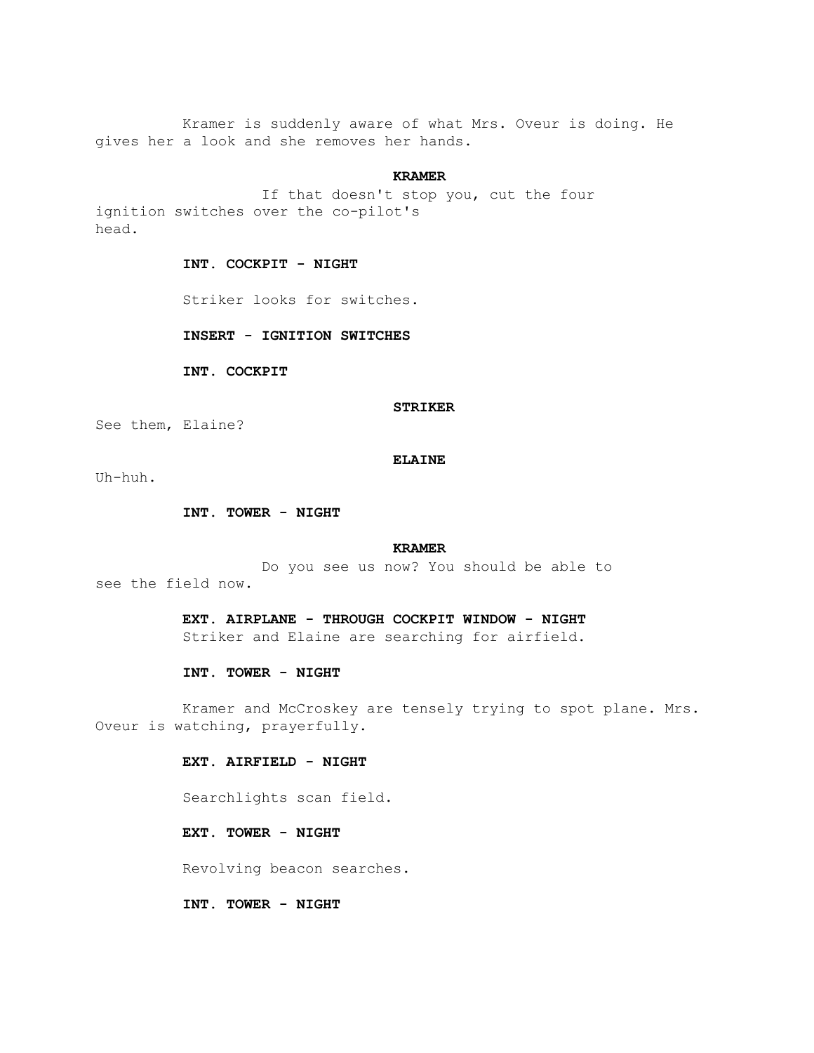Kramer is suddenly aware of what Mrs. Oveur is doing. He gives her a look and she removes her hands.

**KRAMER**

If that doesn't stop you, cut the four ignition switches over the co-pilot's head.

**INT. COCKPIT - NIGHT**

Striker looks for switches.

**INSERT - IGNITION SWITCHES**

**INT. COCKPIT**

**STRIKER**

See them, Elaine?

**ELAINE**

Uh-huh.

**INT. TOWER - NIGHT**

**KRAMER**

Do you see us now? You should be able to see the field now.

**EXT. AIRPLANE - THROUGH COCKPIT WINDOW - NIGHT**

Striker and Elaine are searching for airfield.

**INT. TOWER - NIGHT**

Kramer and McCroskey are tensely trying to spot plane. Mrs. Oveur is watching, prayerfully.

**EXT. AIRFIELD - NIGHT**

Searchlights scan field.

**EXT. TOWER - NIGHT**

Revolving beacon searches.

**INT. TOWER - NIGHT**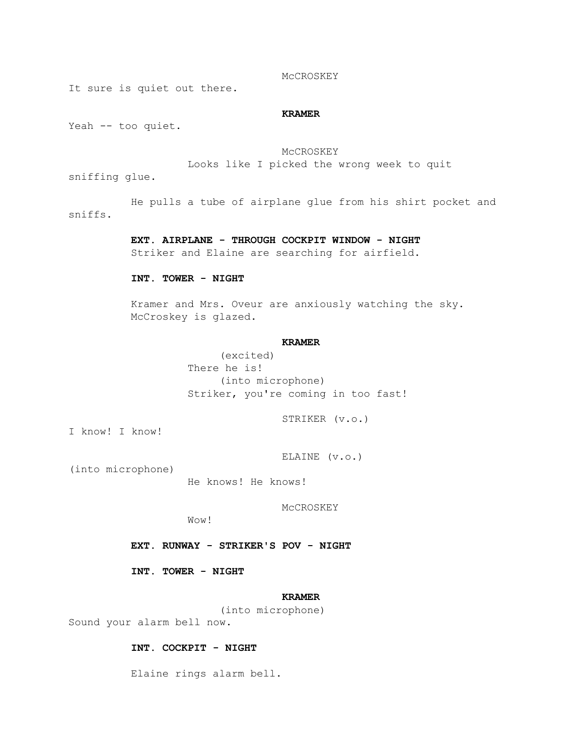McCROSKEY

It sure is quiet out there.

**KRAMER**

Yeah -- too quiet.

McCROSKEY

Looks like I picked the wrong week to quit sniffing glue.

He pulls a tube of airplane glue from his shirt pocket and sniffs.

**EXT. AIRPLANE - THROUGH COCKPIT WINDOW - NIGHT**

Striker and Elaine are searching for airfield.

**INT. TOWER - NIGHT**

Kramer and Mrs. Oveur are anxiously watching the sky. McCroskey is glazed.

**KRAMER**

(excited)
There he is!
(into microphone)
Striker, you're coming in too fast!

STRIKER (v.o.)

I know! I know!

ELAINE (v.o.)

(into microphone)
He knows! He knows!

McCROSKEY

Wow!

**EXT. RUNWAY - STRIKER'S POV - NIGHT**

**INT. TOWER - NIGHT**

**KRAMER**

(into microphone)
Sound your alarm bell now.

**INT. COCKPIT - NIGHT**

Elaine rings alarm bell.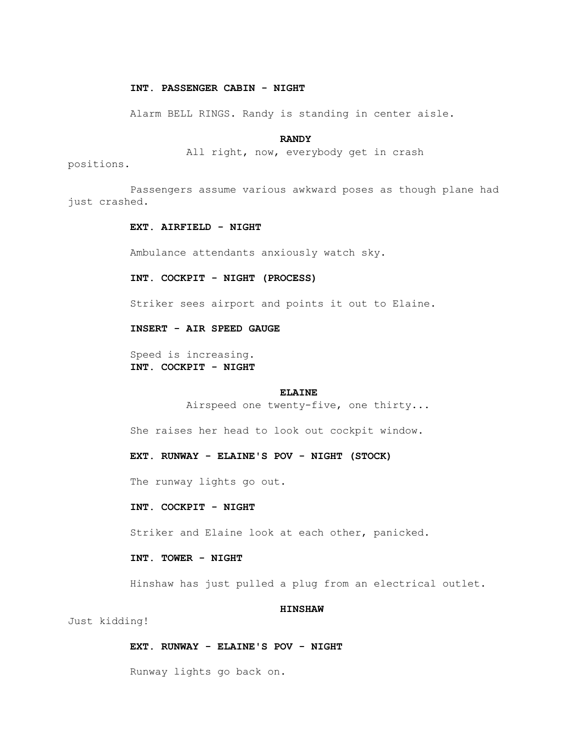**INT. PASSENGER CABIN - NIGHT**

Alarm BELL RINGS. Randy is standing in center aisle.

**RANDY**

All right, now, everybody get in crash positions.

Passengers assume various awkward poses as though plane had just crashed.

**EXT. AIRFIELD - NIGHT**

Ambulance attendants anxiously watch sky.

**INT. COCKPIT - NIGHT (PROCESS)**

Striker sees airport and points it out to Elaine.

**INSERT - AIR SPEED GAUGE**

Speed is increasing.

**INT. COCKPIT - NIGHT**

**ELAINE**

Airspeed one twenty-five, one thirty...

She raises her head to look out cockpit window.

**EXT. RUNWAY - ELAINE'S POV - NIGHT (STOCK)**

The runway lights go out.

**INT. COCKPIT - NIGHT**

Striker and Elaine look at each other, panicked.

**INT. TOWER - NIGHT**

Hinshaw has just pulled a plug from an electrical outlet.

**HINSHAW**

Just kidding!

**EXT. RUNWAY - ELAINE'S POV - NIGHT**

Runway lights go back on.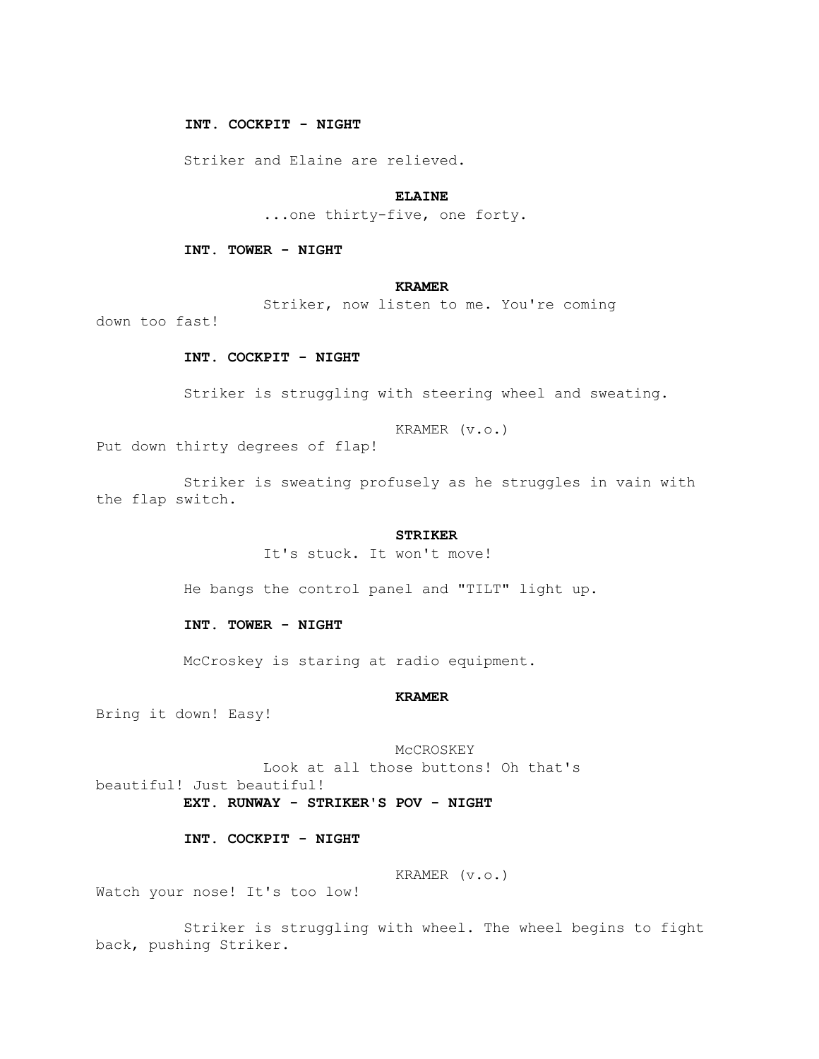**INT. COCKPIT - NIGHT**

Striker and Elaine are relieved.

**ELAINE**

...one thirty-five, one forty.

**INT. TOWER - NIGHT**

**KRAMER**

Striker, now listen to me. You're coming down too fast!

**INT. COCKPIT - NIGHT**

Striker is struggling with steering wheel and sweating.

KRAMER (v.o.)

Put down thirty degrees of flap!

Striker is sweating profusely as he struggles in vain with the flap switch.

**STRIKER**

It's stuck. It won't move!

He bangs the control panel and "TILT" light up.

**INT. TOWER - NIGHT**

McCroskey is staring at radio equipment.

**KRAMER**

Bring it down! Easy!

McCROSKEY

Look at all those buttons! Oh that's beautiful! Just beautiful!

**EXT. RUNWAY - STRIKER'S POV - NIGHT**

**INT. COCKPIT - NIGHT**

KRAMER (v.o.)

Watch your nose! It's too low!

Striker is struggling with wheel. The wheel begins to fight back, pushing Striker.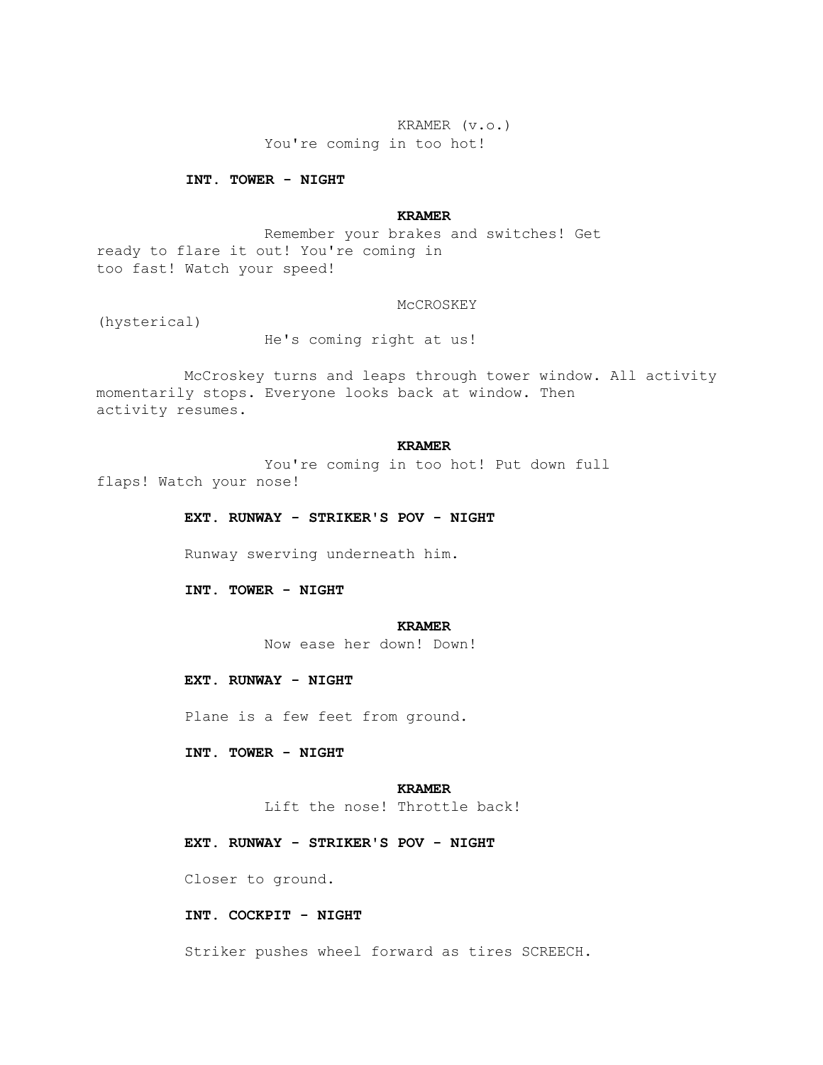KRAMER (v.o.)
You're coming in too hot!

**INT. TOWER - NIGHT**

**KRAMER**
Remember your brakes and switches! Get ready to flare it out! You're coming in too fast! Watch your speed!

McCROSKEY
(hysterical)
He's coming right at us!

McCroskey turns and leaps through tower window. All activity momentarily stops. Everyone looks back at window. Then activity resumes.

**KRAMER**
You're coming in too hot! Put down full flaps! Watch your nose!

**EXT. RUNWAY - STRIKER'S POV - NIGHT**

Runway swerving underneath him.

**INT. TOWER - NIGHT**

**KRAMER**
Now ease her down! Down!

**EXT. RUNWAY - NIGHT**

Plane is a few feet from ground.

**INT. TOWER - NIGHT**

**KRAMER**
Lift the nose! Throttle back!

**EXT. RUNWAY - STRIKER'S POV - NIGHT**

Closer to ground.

**INT. COCKPIT - NIGHT**

Striker pushes wheel forward as tires SCREECH.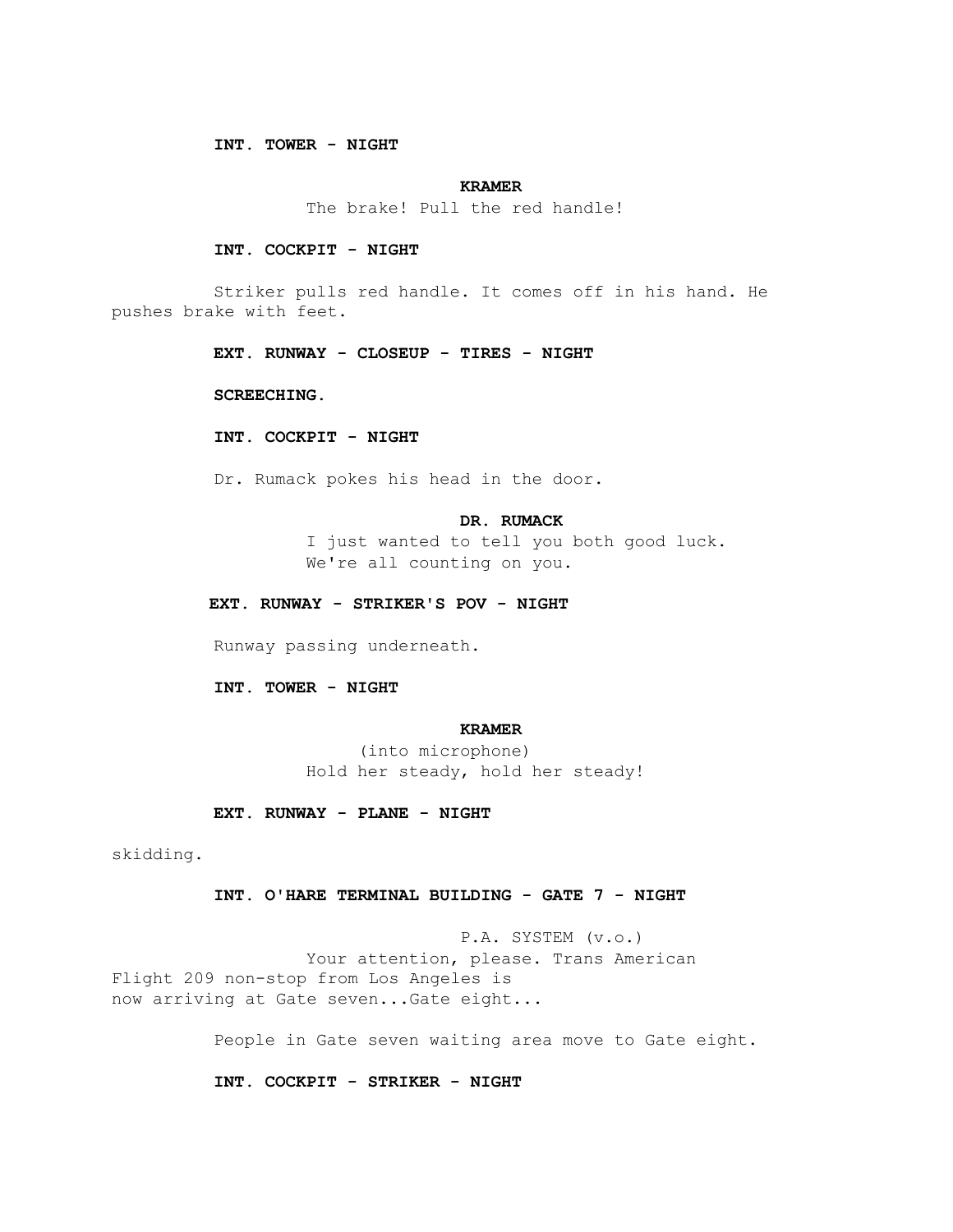**INT. TOWER - NIGHT**

**KRAMER**

The brake! Pull the red handle!

**INT. COCKPIT - NIGHT**

Striker pulls red handle. It comes off in his hand. He pushes brake with feet.

**EXT. RUNWAY - CLOSEUP - TIRES - NIGHT**

**SCREECHING.**

**INT. COCKPIT - NIGHT**

Dr. Rumack pokes his head in the door.

**DR. RUMACK**

I just wanted to tell you both good luck. We're all counting on you.

**EXT. RUNWAY - STRIKER'S POV - NIGHT**

Runway passing underneath.

**INT. TOWER - NIGHT**

**KRAMER**

(into microphone)

Hold her steady, hold her steady!

**EXT. RUNWAY - PLANE - NIGHT**

skidding.

**INT. O'HARE TERMINAL BUILDING - GATE 7 - NIGHT**

P.A. SYSTEM (v.o.)

Your attention, please. Trans American Flight 209 non-stop from Los Angeles is now arriving at Gate seven...Gate eight...

People in Gate seven waiting area move to Gate eight.

**INT. COCKPIT - STRIKER - NIGHT**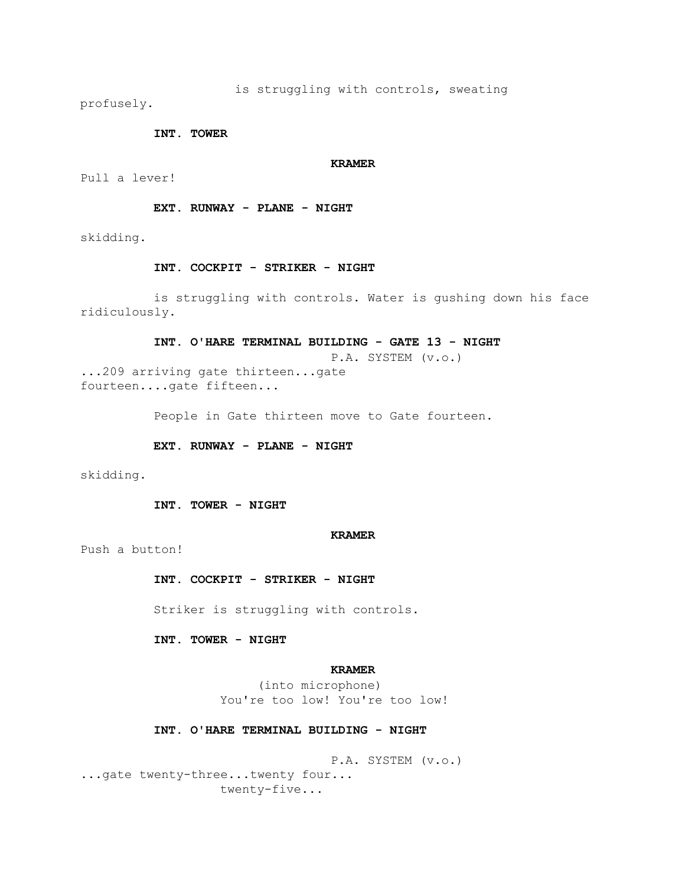is struggling with controls, sweating profusely.

**INT. TOWER**

**KRAMER**

Pull a lever!

**EXT. RUNWAY - PLANE - NIGHT**

skidding.

**INT. COCKPIT - STRIKER - NIGHT**

is struggling with controls. Water is gushing down his face ridiculously.

**INT. O'HARE TERMINAL BUILDING - GATE 13 - NIGHT**

P.A. SYSTEM (v.o.)

...209 arriving gate thirteen...gate fourteen....gate fifteen...

People in Gate thirteen move to Gate fourteen.

**EXT. RUNWAY - PLANE - NIGHT**

skidding.

**INT. TOWER - NIGHT**

**KRAMER**

Push a button!

**INT. COCKPIT - STRIKER - NIGHT**

Striker is struggling with controls.

**INT. TOWER - NIGHT**

**KRAMER**

(into microphone)

You're too low! You're too low!

**INT. O'HARE TERMINAL BUILDING - NIGHT**

P.A. SYSTEM (v.o.)

...gate twenty-three...twenty four... twenty-five...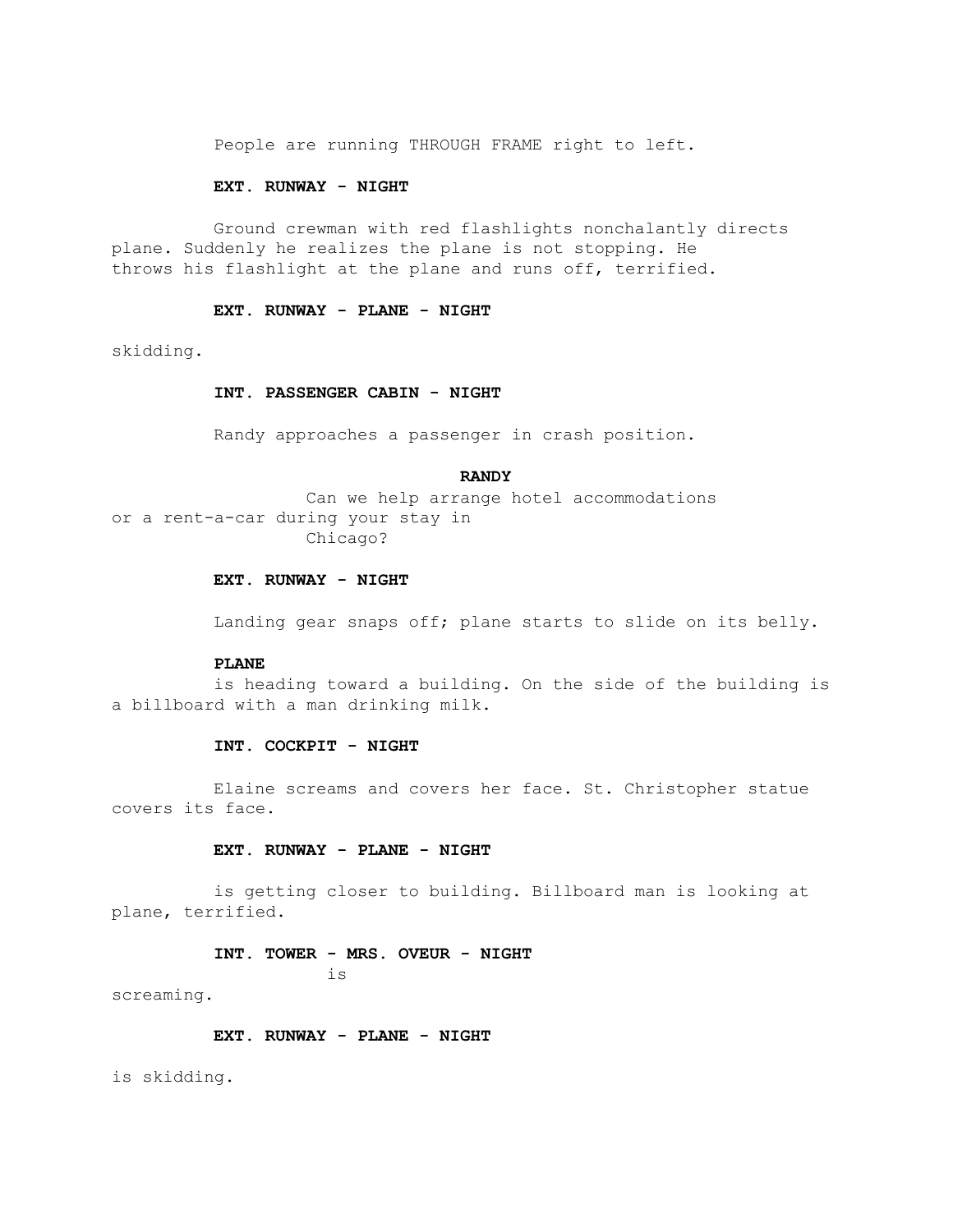People are running THROUGH FRAME right to left.

**EXT. RUNWAY - NIGHT**

Ground crewman with red flashlights nonchalantly directs plane. Suddenly he realizes the plane is not stopping. He throws his flashlight at the plane and runs off, terrified.

**EXT. RUNWAY - PLANE - NIGHT**

skidding.

**INT. PASSENGER CABIN - NIGHT**

Randy approaches a passenger in crash position.

**RANDY**

Can we help arrange hotel accommodations or a rent-a-car during your stay in Chicago?

**EXT. RUNWAY - NIGHT**

Landing gear snaps off; plane starts to slide on its belly.

**PLANE**

is heading toward a building. On the side of the building is a billboard with a man drinking milk.

**INT. COCKPIT - NIGHT**

Elaine screams and covers her face. St. Christopher statue covers its face.

**EXT. RUNWAY - PLANE - NIGHT**

is getting closer to building. Billboard man is looking at plane, terrified.

**INT. TOWER - MRS. OVEUR - NIGHT**

is screaming.

**EXT. RUNWAY - PLANE - NIGHT**

is skidding.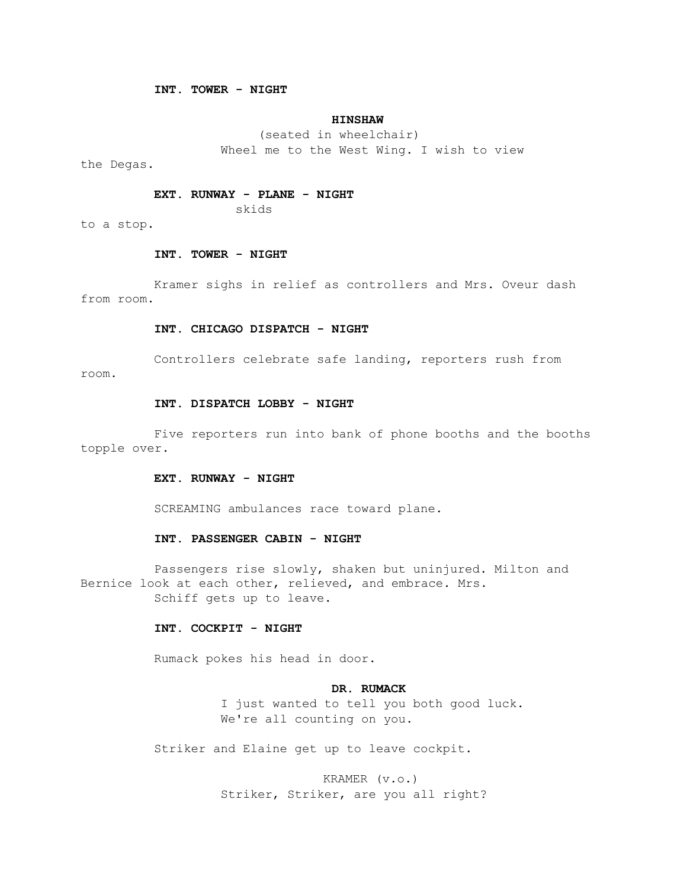**INT. TOWER - NIGHT**

**HINSHAW**

(seated in wheelchair)

Wheel me to the West Wing. I wish to view the Degas.

**EXT. RUNWAY - PLANE - NIGHT**

skids to a stop.

**INT. TOWER - NIGHT**

Kramer sighs in relief as controllers and Mrs. Oveur dash from room.

**INT. CHICAGO DISPATCH - NIGHT**

Controllers celebrate safe landing, reporters rush from room.

**INT. DISPATCH LOBBY - NIGHT**

Five reporters run into bank of phone booths and the booths topple over.

**EXT. RUNWAY - NIGHT**

SCREAMING ambulances race toward plane.

**INT. PASSENGER CABIN - NIGHT**

Passengers rise slowly, shaken but uninjured. Milton and Bernice look at each other, relieved, and embrace. Mrs. Schiff gets up to leave.

**INT. COCKPIT - NIGHT**

Rumack pokes his head in door.

**DR. RUMACK**

I just wanted to tell you both good luck. We're all counting on you.

Striker and Elaine get up to leave cockpit.

KRAMER (v.o.)

Striker, Striker, are you all right?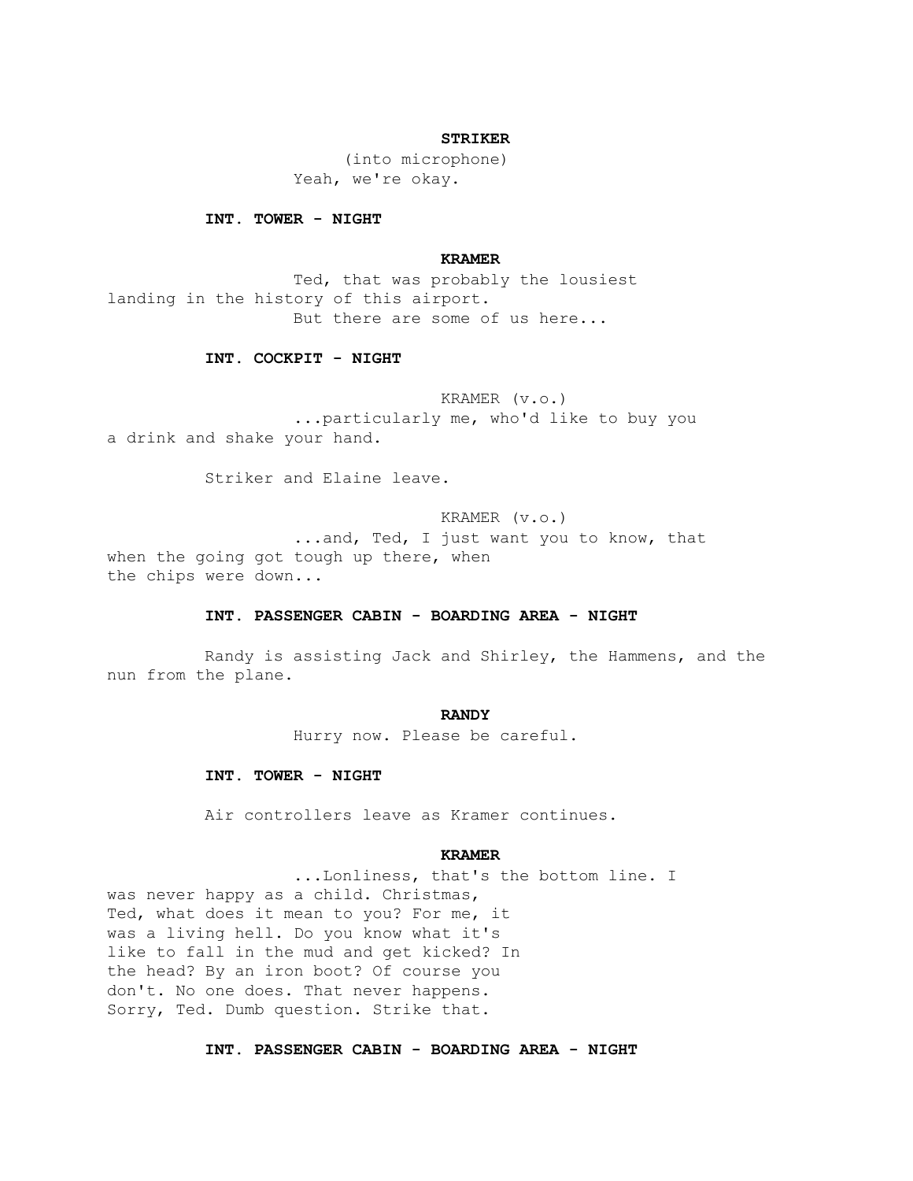**STRIKER**

(into microphone)

Yeah, we're okay.

**INT. TOWER - NIGHT**

**KRAMER**

Ted, that was probably the lousiest landing in the history of this airport.
But there are some of us here...

**INT. COCKPIT - NIGHT**

KRAMER (v.o.)

...particularly me, who'd like to buy you a drink and shake your hand.

Striker and Elaine leave.

KRAMER (v.o.)

...and, Ted, I just want you to know, that when the going got tough up there, when the chips were down...

**INT. PASSENGER CABIN - BOARDING AREA - NIGHT**

Randy is assisting Jack and Shirley, the Hammens, and the nun from the plane.

**RANDY**

Hurry now. Please be careful.

**INT. TOWER - NIGHT**

Air controllers leave as Kramer continues.

**KRAMER**

...Lonliness, that's the bottom line. I was never happy as a child. Christmas, Ted, what does it mean to you? For me, it was a living hell. Do you know what it's like to fall in the mud and get kicked? In the head? By an iron boot? Of course you don't. No one does. That never happens. Sorry, Ted. Dumb question. Strike that.

**INT. PASSENGER CABIN - BOARDING AREA - NIGHT**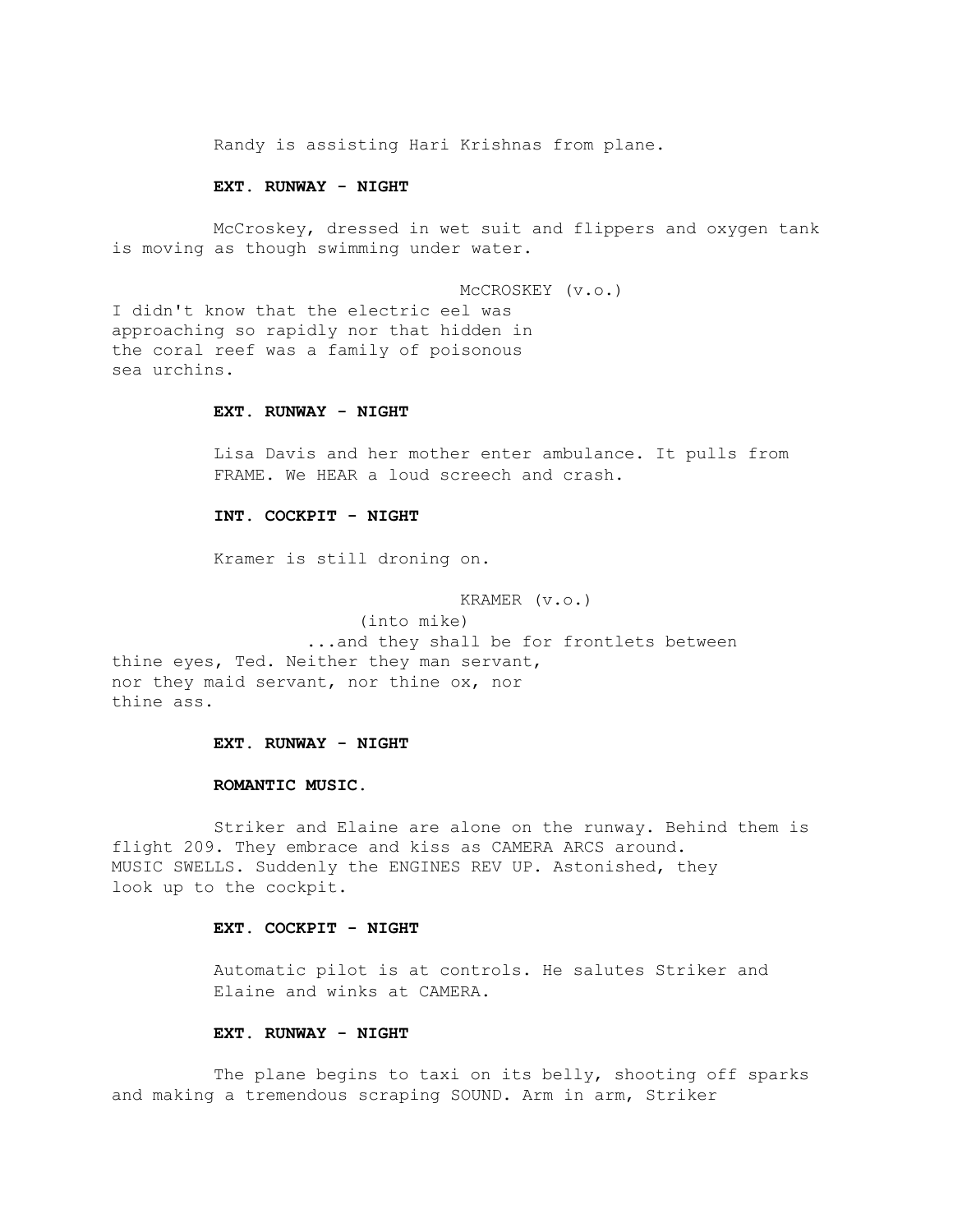Randy is assisting Hari Krishnas from plane.

**EXT. RUNWAY - NIGHT**

McCroskey, dressed in wet suit and flippers and oxygen tank is moving as though swimming under water.

McCROSKEY (v.o.)

I didn't know that the electric eel was approaching so rapidly nor that hidden in the coral reef was a family of poisonous sea urchins.

**EXT. RUNWAY - NIGHT**

Lisa Davis and her mother enter ambulance. It pulls from FRAME. We HEAR a loud screech and crash.

**INT. COCKPIT - NIGHT**

Kramer is still droning on.

KRAMER (v.o.)

(into mike)

...and they shall be for frontlets between thine eyes, Ted. Neither they man servant, nor they maid servant, nor thine ox, nor thine ass.

**EXT. RUNWAY - NIGHT**

**ROMANTIC MUSIC.**

Striker and Elaine are alone on the runway. Behind them is flight 209. They embrace and kiss as CAMERA ARCS around. MUSIC SWELLS. Suddenly the ENGINES REV UP. Astonished, they look up to the cockpit.

**EXT. COCKPIT - NIGHT**

Automatic pilot is at controls. He salutes Striker and Elaine and winks at CAMERA.

**EXT. RUNWAY - NIGHT**

The plane begins to taxi on its belly, shooting off sparks and making a tremendous scraping SOUND. Arm in arm, Striker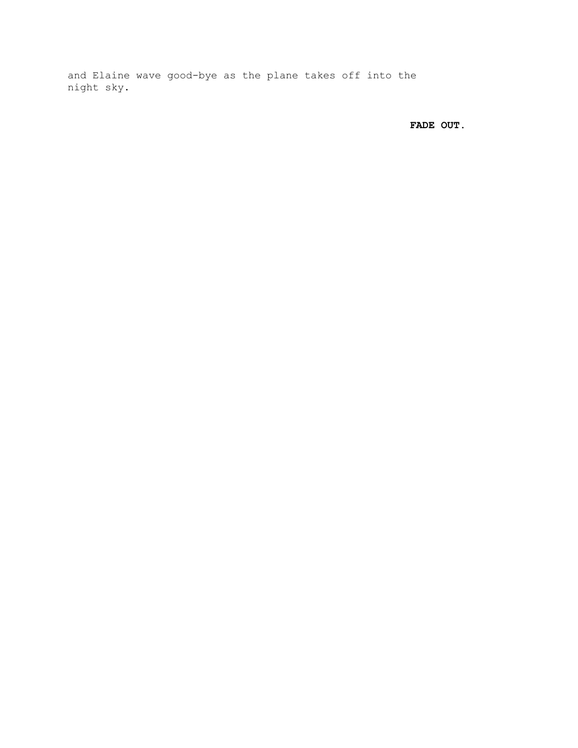and Elaine wave good-bye as the plane takes off into the night sky.

**FADE OUT.**